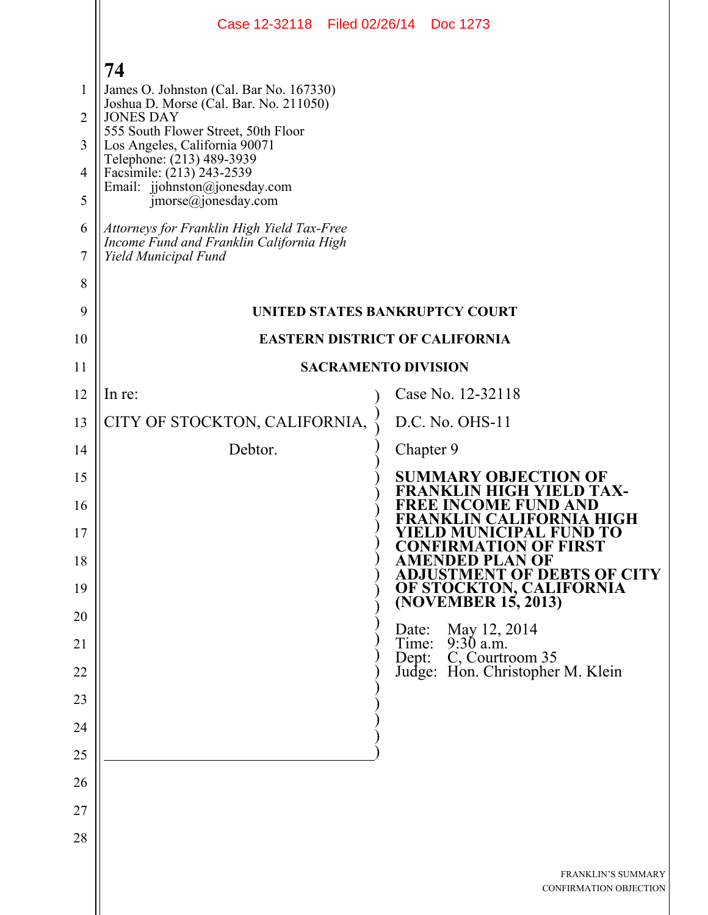Case 12-32118 Filed 02/26/14 Doc 1273

**74**

James O. Johnston (Cal. Bar No. 167330)
Joshua D. Morse (Cal. Bar. No. 211050)
JONES DAY
555 South Flower Street, 50th Floor
Los Angeles, California 90071
Telephone: (213) 489-3939
Facsimile: (213) 243-2539
Email: jjohnston@jonesday.com
jmorse@jonesday.com

*Attorneys for Franklin High Yield Tax-Free Income Fund and Franklin California High Yield Municipal Fund*

**UNITED STATES BANKRUPTCY COURT**

**EASTERN DISTRICT OF CALIFORNIA**

**SACRAMENTO DIVISION**

In re:

CITY OF STOCKTON, CALIFORNIA,

Debtor.

Case No. 12-32118

D.C. No. OHS-11

Chapter 9

**SUMMARY OBJECTION OF FRANKLIN HIGH YIELD TAX-FREE INCOME FUND AND FRANKLIN CALIFORNIA HIGH YIELD MUNICIPAL FUND TO CONFIRMATION OF FIRST AMENDED PLAN OF ADJUSTMENT OF DEBTS OF CITY OF STOCKTON, CALIFORNIA (NOVEMBER 15, 2013)**

Date: May 12, 2014
Time: 9:30 a.m.
Dept: C, Courtroom 35
Judge: Hon. Christopher M. Klein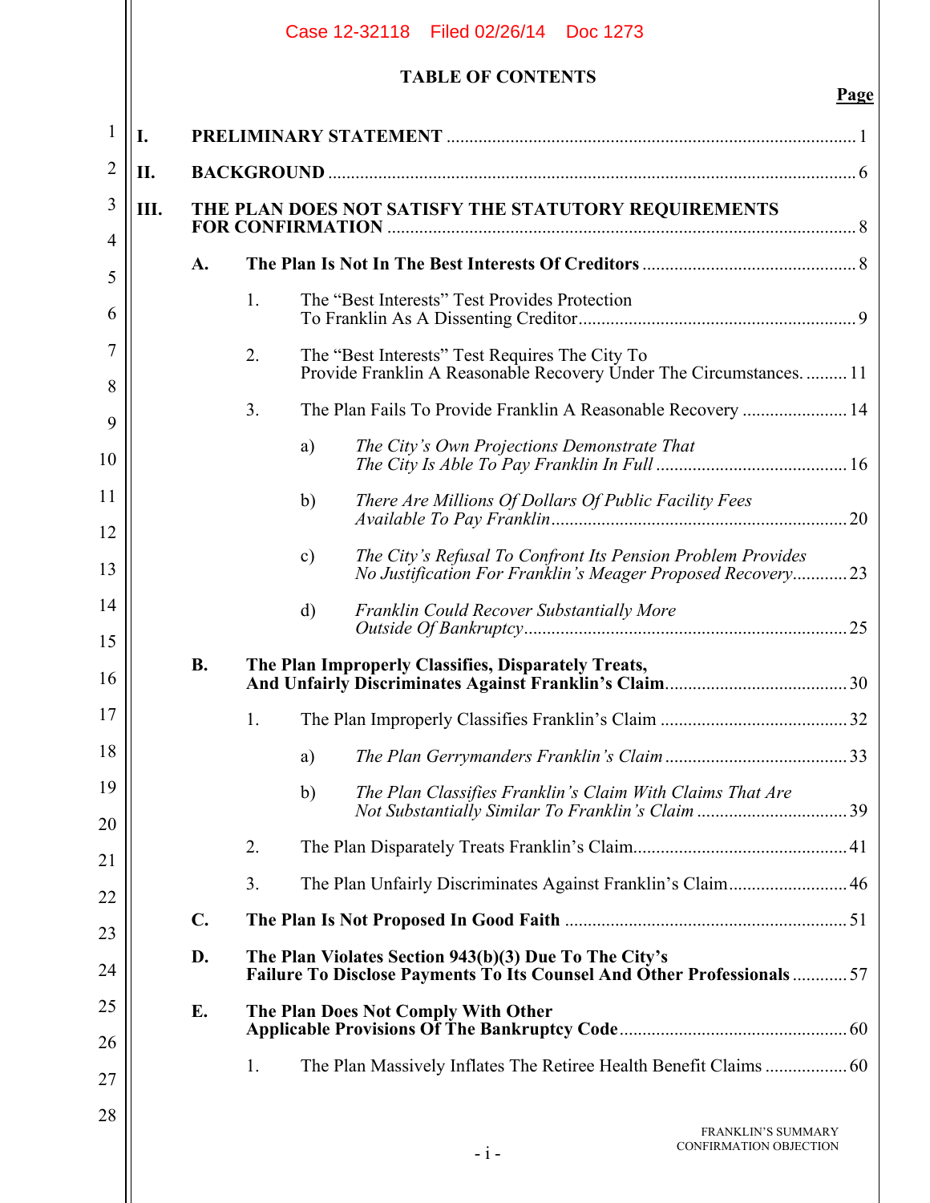# TABLE OF CONTENTS

**Page**

**I. PRELIMINARY STATEMENT** ..... 1

**II. BACKGROUND** ..... 6

**III. THE PLAN DOES NOT SATISFY THE STATUTORY REQUIREMENTS FOR CONFIRMATION** ..... 8

- **A. The Plan Is Not In The Best Interests Of Creditors** ..... 8
  - 1. The "Best Interests" Test Provides Protection To Franklin As A Dissenting Creditor ..... 9
  - 2. The "Best Interests" Test Requires The City To Provide Franklin A Reasonable Recovery Under The Circumstances. ..... 11
  - 3. The Plan Fails To Provide Franklin A Reasonable Recovery ..... 14
    - a) *The City's Own Projections Demonstrate That The City Is Able To Pay Franklin In Full* ..... 16
    - b) *There Are Millions Of Dollars Of Public Facility Fees Available To Pay Franklin* ..... 20
    - c) *The City's Refusal To Confront Its Pension Problem Provides No Justification For Franklin's Meager Proposed Recovery* ..... 23
    - d) *Franklin Could Recover Substantially More Outside Of Bankruptcy* ..... 25
- **B. The Plan Improperly Classifies, Disparately Treats, And Unfairly Discriminates Against Franklin's Claim** ..... 30
  - 1. The Plan Improperly Classifies Franklin's Claim ..... 32
    - a) *The Plan Gerrymanders Franklin's Claim* ..... 33
    - b) *The Plan Classifies Franklin's Claim With Claims That Are Not Substantially Similar To Franklin's Claim* ..... 39
  - 2. The Plan Disparately Treats Franklin's Claim ..... 41
  - 3. The Plan Unfairly Discriminates Against Franklin's Claim ..... 46
- **C. The Plan Is Not Proposed In Good Faith** ..... 51
- **D. The Plan Violates Section 943(b)(3) Due To The City's Failure To Disclose Payments To Its Counsel And Other Professionals** ..... 57
- **E. The Plan Does Not Comply With Other Applicable Provisions Of The Bankruptcy Code** ..... 60
  - 1. The Plan Massively Inflates The Retiree Health Benefit Claims ..... 60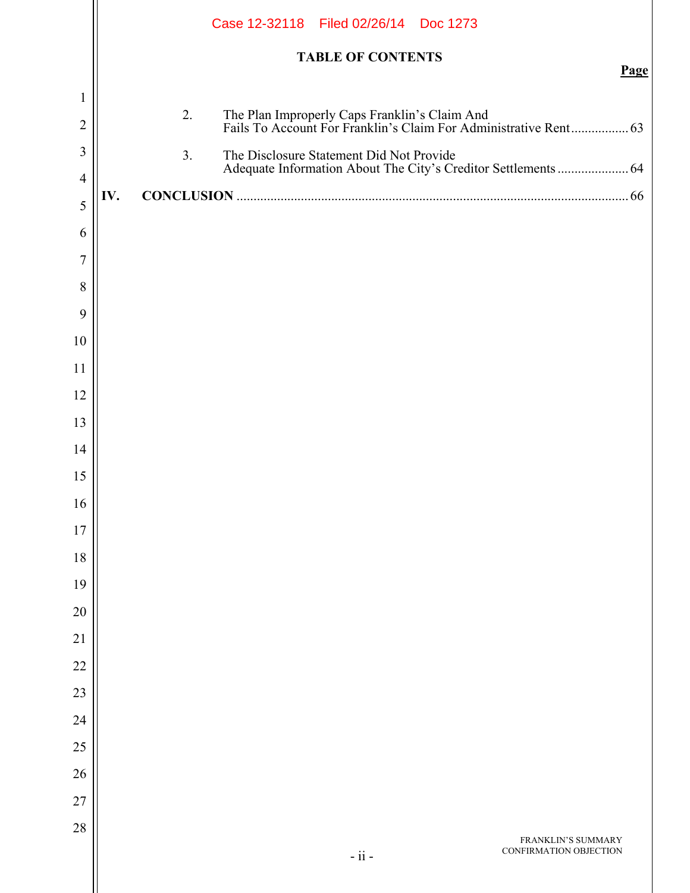## TABLE OF CONTENTS

(continued)

**Page**

2. The Plan Improperly Caps Franklin's Claim And Fails To Account For Franklin's Claim For Administrative Rent ................. 63

3. The Disclosure Statement Did Not Provide Adequate Information About The City's Creditor Settlements ..................... 64

**IV. CONCLUSION** ........................................................................................................ 66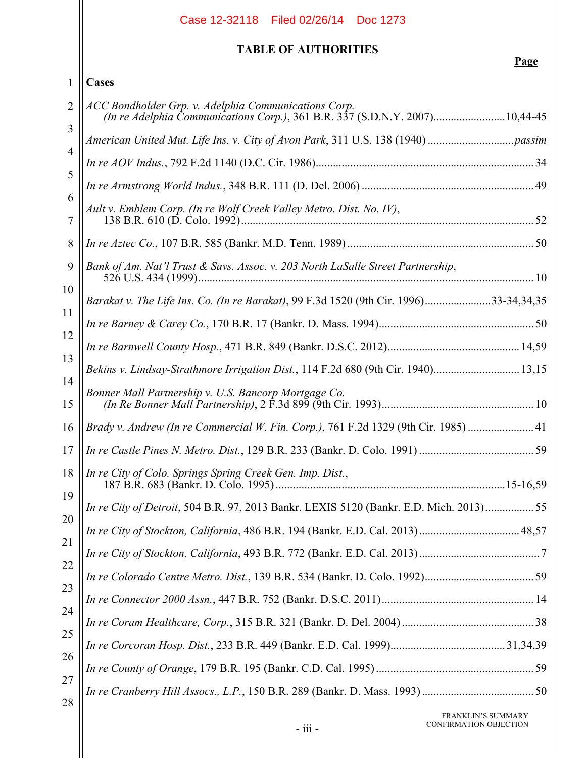## TABLE OF AUTHORITIES

**Page**

**Cases**

*ACC Bondholder Grp. v. Adelphia Communications Corp. (In re Adelphia Communications Corp.)*, 361 B.R. 337 (S.D.N.Y. 2007) .......... 10,44-45

*American United Mut. Life Ins. v. City of Avon Park*, 311 U.S. 138 (1940) .......... *passim*

*In re AOV Indus.*, 792 F.2d 1140 (D.C. Cir. 1986) .......... 34

*In re Armstrong World Indus.*, 348 B.R. 111 (D. Del. 2006) .......... 49

*Ault v. Emblem Corp. (In re Wolf Creek Valley Metro. Dist. No. IV)*, 138 B.R. 610 (D. Colo. 1992) .......... 52

*In re Aztec Co.*, 107 B.R. 585 (Bankr. M.D. Tenn. 1989) .......... 50

*Bank of Am. Nat'l Trust & Savs. Assoc. v. 203 North LaSalle Street Partnership*, 526 U.S. 434 (1999) .......... 10

*Barakat v. The Life Ins. Co. (In re Barakat)*, 99 F.3d 1520 (9th Cir. 1996) .......... 33-34,34,35

*In re Barney & Carey Co.*, 170 B.R. 17 (Bankr. D. Mass. 1994) .......... 50

*In re Barnwell County Hosp.*, 471 B.R. 849 (Bankr. D.S.C. 2012) .......... 14,59

*Bekins v. Lindsay-Strathmore Irrigation Dist.*, 114 F.2d 680 (9th Cir. 1940) .......... 13,15

*Bonner Mall Partnership v. U.S. Bancorp Mortgage Co. (In Re Bonner Mall Partnership)*, 2 F.3d 899 (9th Cir. 1993) .......... 10

*Brady v. Andrew (In re Commercial W. Fin. Corp.)*, 761 F.2d 1329 (9th Cir. 1985) .......... 41

*In re Castle Pines N. Metro. Dist.*, 129 B.R. 233 (Bankr. D. Colo. 1991) .......... 59

*In re City of Colo. Springs Spring Creek Gen. Imp. Dist.*, 187 B.R. 683 (Bankr. D. Colo. 1995) .......... 15-16,59

*In re City of Detroit*, 504 B.R. 97, 2013 Bankr. LEXIS 5120 (Bankr. E.D. Mich. 2013) .......... 55

*In re City of Stockton, California*, 486 B.R. 194 (Bankr. E.D. Cal. 2013) .......... 48,57

*In re City of Stockton, California*, 493 B.R. 772 (Bankr. E.D. Cal. 2013) .......... 7

*In re Colorado Centre Metro. Dist.*, 139 B.R. 534 (Bankr. D. Colo. 1992) .......... 59

*In re Connector 2000 Assn.*, 447 B.R. 752 (Bankr. D.S.C. 2011) .......... 14

*In re Coram Healthcare, Corp.*, 315 B.R. 321 (Bankr. D. Del. 2004) .......... 38

*In re Corcoran Hosp. Dist.*, 233 B.R. 449 (Bankr. E.D. Cal. 1999) .......... 31,34,39

*In re County of Orange*, 179 B.R. 195 (Bankr. C.D. Cal. 1995) .......... 59

*In re Cranberry Hill Assocs., L.P.*, 150 B.R. 289 (Bankr. D. Mass. 1993) .......... 50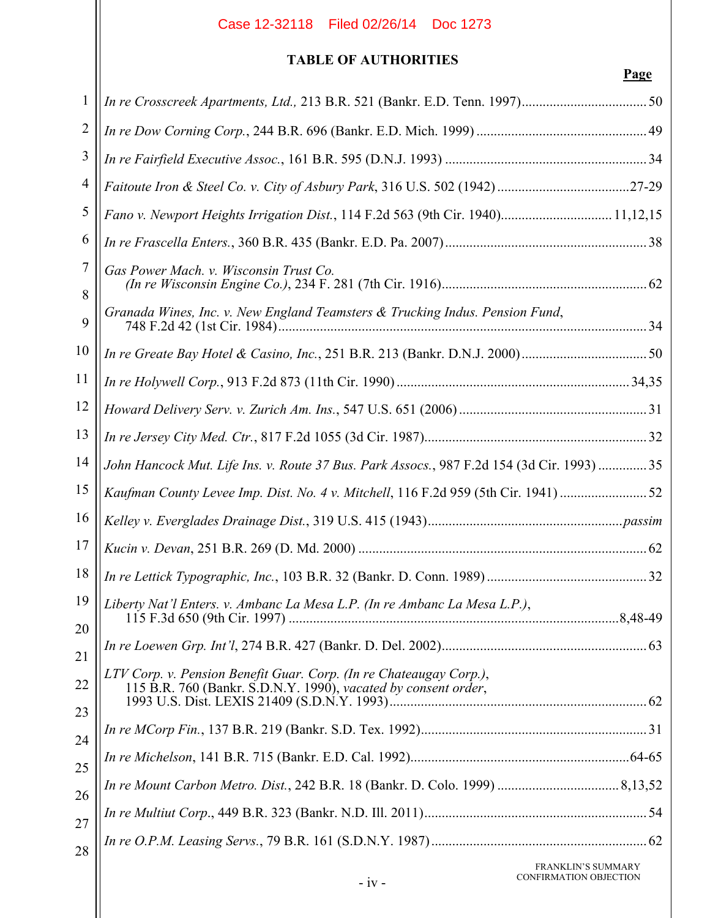## TABLE OF AUTHORITIES

**Page**

*In re Crosscreek Apartments, Ltd.,* 213 B.R. 521 (Bankr. E.D. Tenn. 1997) .................................... 50

*In re Dow Corning Corp.*, 244 B.R. 696 (Bankr. E.D. Mich. 1999) ................................................. 49

*In re Fairfield Executive Assoc.*, 161 B.R. 595 (D.N.J. 1993) .......................................................... 34

*Faitoute Iron & Steel Co. v. City of Asbury Park*, 316 U.S. 502 (1942) ......................................27-29

*Fano v. Newport Heights Irrigation Dist.*, 114 F.2d 563 (9th Cir. 1940)............................... 11,12,15

*In re Frascella Enters.*, 360 B.R. 435 (Bankr. E.D. Pa. 2007) .......................................................... 38

*Gas Power Mach. v. Wisconsin Trust Co. (In re Wisconsin Engine Co.)*, 234 F. 281 (7th Cir. 1916)........................................................... 62

*Granada Wines, Inc. v. New England Teamsters & Trucking Indus. Pension Fund*, 748 F.2d 42 (1st Cir. 1984)......................................................................................................... 34

*In re Greate Bay Hotel & Casino, Inc.*, 251 B.R. 213 (Bankr. D.N.J. 2000).................................... 50

*In re Holywell Corp.*, 913 F.2d 873 (11th Cir. 1990) ................................................................... 34,35

*Howard Delivery Serv. v. Zurich Am. Ins.*, 547 U.S. 651 (2006) ...................................................... 31

*In re Jersey City Med. Ctr.*, 817 F.2d 1055 (3d Cir. 1987)................................................................ 32

*John Hancock Mut. Life Ins. v. Route 37 Bus. Park Assocs.*, 987 F.2d 154 (3d Cir. 1993) .............. 35

*Kaufman County Levee Imp. Dist. No. 4 v. Mitchell*, 116 F.2d 959 (5th Cir. 1941) ......................... 52

*Kelley v. Everglades Drainage Dist.*, 319 U.S. 415 (1943).......................................................*passim*

*Kucin v. Devan*, 251 B.R. 269 (D. Md. 2000) ................................................................................... 62

*In re Lettick Typographic, Inc.*, 103 B.R. 32 (Bankr. D. Conn. 1989) .............................................. 32

*Liberty Nat'l Enters. v. Ambanc La Mesa L.P. (In re Ambanc La Mesa L.P.)*, 115 F.3d 650 (9th Cir. 1997) ..............................................................................................8,48-49

*In re Loewen Grp. Int'l*, 274 B.R. 427 (Bankr. D. Del. 2002)........................................................... 63

*LTV Corp. v. Pension Benefit Guar. Corp. (In re Chateaugay Corp.)*, 115 B.R. 760 (Bankr. S.D.N.Y. 1990), *vacated by consent order*, 1993 U.S. Dist. LEXIS 21409 (S.D.N.Y. 1993)......................................................................... 62

*In re MCorp Fin.*, 137 B.R. 219 (Bankr. S.D. Tex. 1992)................................................................. 31

*In re Michelson*, 141 B.R. 715 (Bankr. E.D. Cal. 1992)...............................................................64-65

*In re Mount Carbon Metro. Dist.*, 242 B.R. 18 (Bankr. D. Colo. 1999) ................................... 8,13,52

*In re Multiut Corp.*, 449 B.R. 323 (Bankr. N.D. Ill. 2011)................................................................ 54

*In re O.P.M. Leasing Servs.*, 79 B.R. 161 (S.D.N.Y. 1987) .............................................................. 62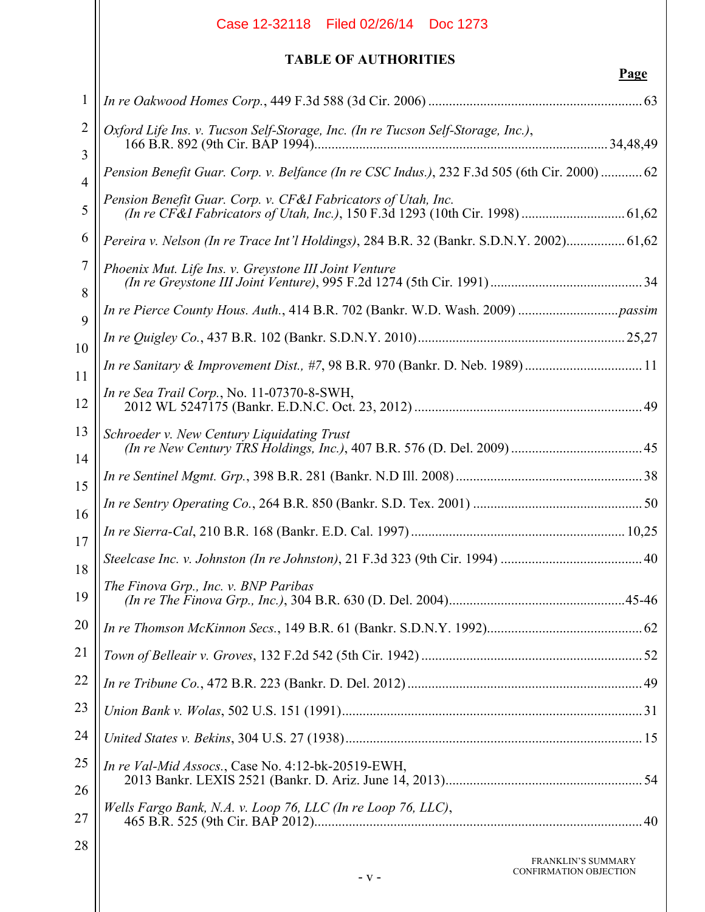## TABLE OF AUTHORITIES

**Page**

*In re Oakwood Homes Corp.*, 449 F.3d 588 (3d Cir. 2006) ........ 63

*Oxford Life Ins. v. Tucson Self-Storage, Inc. (In re Tucson Self-Storage, Inc.)*, 166 B.R. 892 (9th Cir. BAP 1994) ........ 34,48,49

*Pension Benefit Guar. Corp. v. Belfance (In re CSC Indus.)*, 232 F.3d 505 (6th Cir. 2000) ........ 62

*Pension Benefit Guar. Corp. v. CF&I Fabricators of Utah, Inc. (In re CF&I Fabricators of Utah, Inc.)*, 150 F.3d 1293 (10th Cir. 1998) ........ 61,62

*Pereira v. Nelson (In re Trace Int'l Holdings)*, 284 B.R. 32 (Bankr. S.D.N.Y. 2002) ........ 61,62

*Phoenix Mut. Life Ins. v. Greystone III Joint Venture (In re Greystone III Joint Venture)*, 995 F.2d 1274 (5th Cir. 1991) ........ 34

*In re Pierce County Hous. Auth.*, 414 B.R. 702 (Bankr. W.D. Wash. 2009) ........ *passim*

*In re Quigley Co.*, 437 B.R. 102 (Bankr. S.D.N.Y. 2010) ........ 25,27

*In re Sanitary & Improvement Dist., #7*, 98 B.R. 970 (Bankr. D. Neb. 1989) ........ 11

*In re Sea Trail Corp.*, No. 11-07370-8-SWH, 2012 WL 5247175 (Bankr. E.D.N.C. Oct. 23, 2012) ........ 49

*Schroeder v. New Century Liquidating Trust (In re New Century TRS Holdings, Inc.)*, 407 B.R. 576 (D. Del. 2009) ........ 45

*In re Sentinel Mgmt. Grp.*, 398 B.R. 281 (Bankr. N.D Ill. 2008) ........ 38

*In re Sentry Operating Co.*, 264 B.R. 850 (Bankr. S.D. Tex. 2001) ........ 50

*In re Sierra-Cal*, 210 B.R. 168 (Bankr. E.D. Cal. 1997) ........ 10,25

*Steelcase Inc. v. Johnston (In re Johnston)*, 21 F.3d 323 (9th Cir. 1994) ........ 40

*The Finova Grp., Inc. v. BNP Paribas (In re The Finova Grp., Inc.)*, 304 B.R. 630 (D. Del. 2004) ........ 45-46

*In re Thomson McKinnon Secs.*, 149 B.R. 61 (Bankr. S.D.N.Y. 1992) ........ 62

*Town of Belleair v. Groves*, 132 F.2d 542 (5th Cir. 1942) ........ 52

*In re Tribune Co.*, 472 B.R. 223 (Bankr. D. Del. 2012) ........ 49

*Union Bank v. Wolas*, 502 U.S. 151 (1991) ........ 31

*United States v. Bekins*, 304 U.S. 27 (1938) ........ 15

*In re Val-Mid Assocs.*, Case No. 4:12-bk-20519-EWH, 2013 Bankr. LEXIS 2521 (Bankr. D. Ariz. June 14, 2013) ........ 54

*Wells Fargo Bank, N.A. v. Loop 76, LLC (In re Loop 76, LLC)*, 465 B.R. 525 (9th Cir. BAP 2012) ........ 40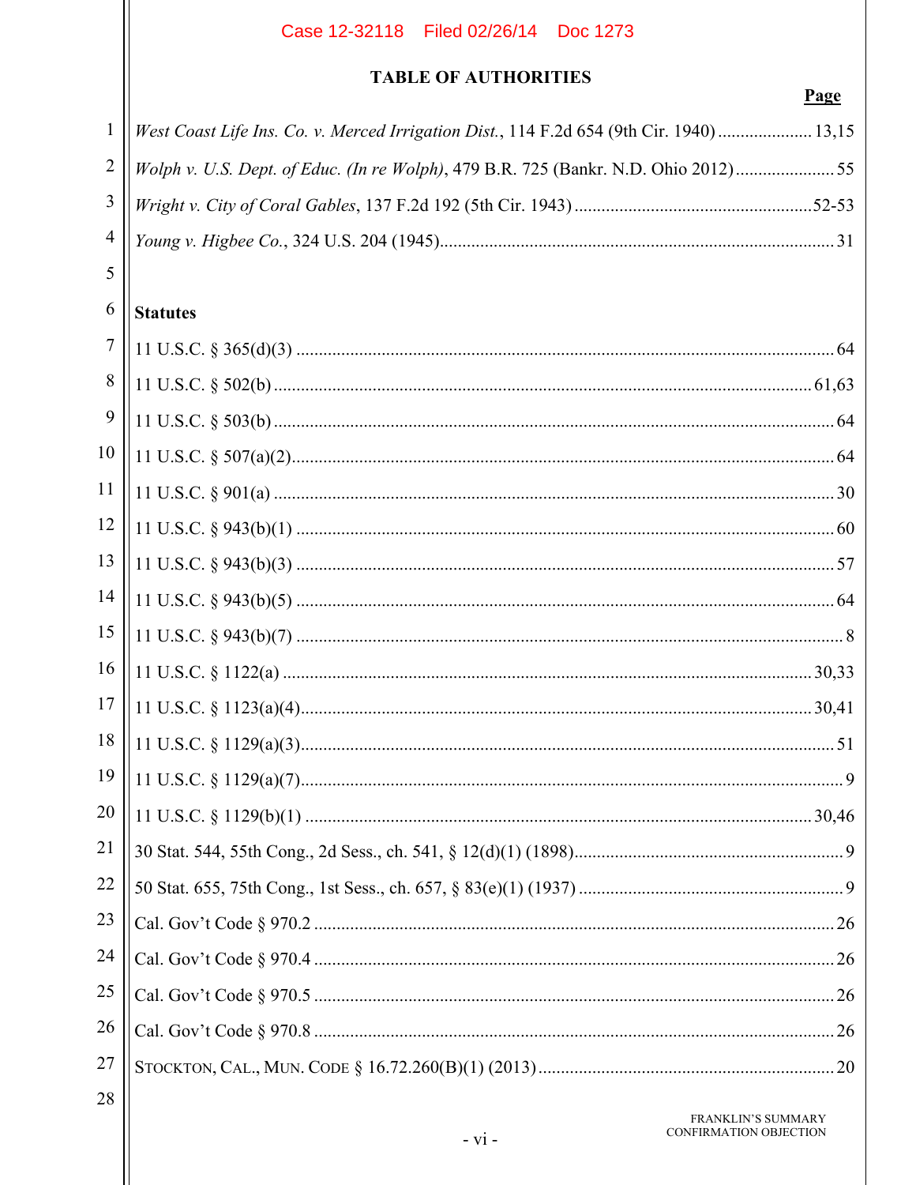## TABLE OF AUTHORITIES

**Page**

*West Coast Life Ins. Co. v. Merced Irrigation Dist.*, 114 F.2d 654 (9th Cir. 1940) ..................... 13,15

*Wolph v. U.S. Dept. of Educ. (In re Wolph)*, 479 B.R. 725 (Bankr. N.D. Ohio 2012) ...................... 55

*Wright v. City of Coral Gables*, 137 F.2d 192 (5th Cir. 1943) ..................................................... 52-53

*Young v. Higbee Co.*, 324 U.S. 204 (1945) ....................................................................................... 31

**Statutes**

11 U.S.C. § 365(d)(3) ........................................................................................................................ 64

11 U.S.C. § 502(b) ......................................................................................................................... 61,63

11 U.S.C. § 503(b) ............................................................................................................................. 64

11 U.S.C. § 507(a)(2) ......................................................................................................................... 64

11 U.S.C. § 901(a) ............................................................................................................................. 30

11 U.S.C. § 943(b)(1) ........................................................................................................................ 60

11 U.S.C. § 943(b)(3) ........................................................................................................................ 57

11 U.S.C. § 943(b)(5) ........................................................................................................................ 64

11 U.S.C. § 943(b)(7) .......................................................................................................................... 8

11 U.S.C. § 1122(a) ....................................................................................................................... 30,33

11 U.S.C. § 1123(a)(4) ................................................................................................................... 30,41

11 U.S.C. § 1129(a)(3) ....................................................................................................................... 51

11 U.S.C. § 1129(a)(7) ......................................................................................................................... 9

11 U.S.C. § 1129(b)(1) ................................................................................................................... 30,46

30 Stat. 544, 55th Cong., 2d Sess., ch. 541, § 12(d)(1) (1898) ............................................................. 9

50 Stat. 655, 75th Cong., 1st Sess., ch. 657, § 83(e)(1) (1937) ............................................................ 9

Cal. Gov't Code § 970.2 ..................................................................................................................... 26

Cal. Gov't Code § 970.4 ..................................................................................................................... 26

Cal. Gov't Code § 970.5 ..................................................................................................................... 26

Cal. Gov't Code § 970.8 ..................................................................................................................... 26

STOCKTON, CAL., MUN. CODE § 16.72.260(B)(1) (2013) ................................................................ 20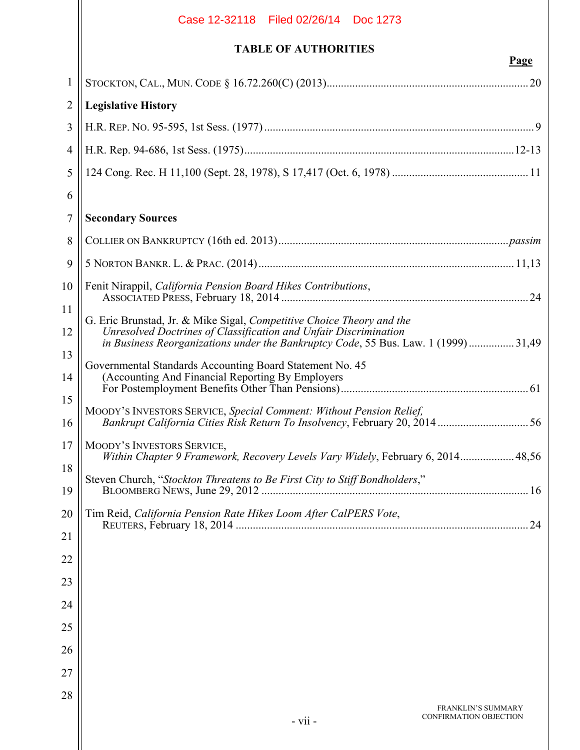# TABLE OF AUTHORITIES

**Page**

STOCKTON, CAL., MUN. CODE § 16.72.260(C) (2013)....................................................................... 20

## Legislative History

H.R. REP. NO. 95-595, 1st Sess. (1977) ............................................................................................ 9

H.R. Rep. 94-686, 1st Sess. (1975)...............................................................................................12-13

124 Cong. Rec. H 11,100 (Sept. 28, 1978), S 17,417 (Oct. 6, 1978) ............................................... 11

## Secondary Sources

COLLIER ON BANKRUPTCY (16th ed. 2013).................................................................................*passim*

5 NORTON BANKR. L. & PRAC. (2014)......................................................................................... 11,13

Fenit Nirappil, *California Pension Board Hikes Contributions*, ASSOCIATED PRESS, February 18, 2014 ....................................................................................... 24

G. Eric Brunstad, Jr. & Mike Sigal, *Competitive Choice Theory and the Unresolved Doctrines of Classification and Unfair Discrimination in Business Reorganizations under the Bankruptcy Code*, 55 Bus. Law. 1 (1999) ................ 31,49

Governmental Standards Accounting Board Statement No. 45 (Accounting And Financial Reporting By Employers For Postemployment Benefits Other Than Pensions)................................................................. 61

MOODY'S INVESTORS SERVICE, *Special Comment: Without Pension Relief, Bankrupt California Cities Risk Return To Insolvency*, February 20, 2014 ................................ 56

MOODY'S INVESTORS SERVICE, *Within Chapter 9 Framework, Recovery Levels Vary Widely*, February 6, 2014................... 48,56

Steven Church, "*Stockton Threatens to Be First City to Stiff Bondholders*," BLOOMBERG NEWS, June 29, 2012 ............................................................................................ 16

Tim Reid, *California Pension Rate Hikes Loom After CalPERS Vote*, REUTERS, February 18, 2014 ..................................................................................................... 24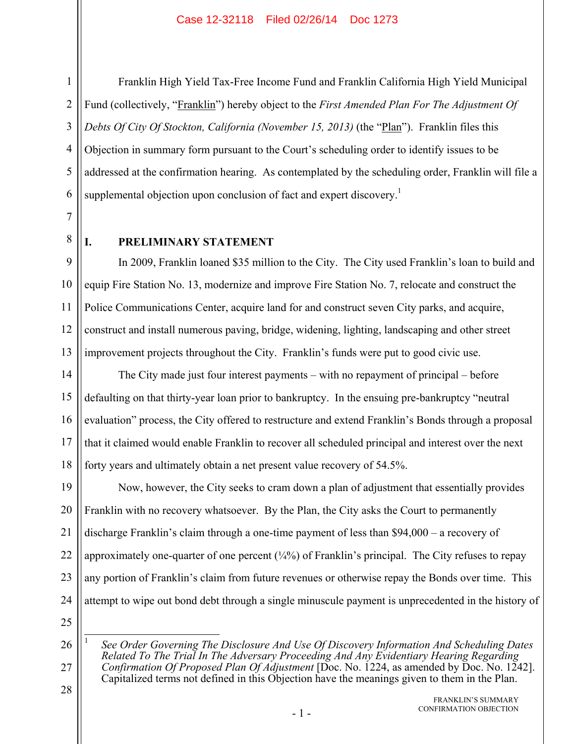Franklin High Yield Tax-Free Income Fund and Franklin California High Yield Municipal Fund (collectively, "Franklin") hereby object to the *First Amended Plan For The Adjustment Of Debts Of City Of Stockton, California (November 15, 2013)* (the "Plan"). Franklin files this Objection in summary form pursuant to the Court's scheduling order to identify issues to be addressed at the confirmation hearing. As contemplated by the scheduling order, Franklin will file a supplemental objection upon conclusion of fact and expert discovery.[1]

## I. PRELIMINARY STATEMENT

In 2009, Franklin loaned $35 million to the City. The City used Franklin's loan to build and equip Fire Station No. 13, modernize and improve Fire Station No. 7, relocate and construct the Police Communications Center, acquire land for and construct seven City parks, and acquire, construct and install numerous paving, bridge, widening, lighting, landscaping and other street improvement projects throughout the City. Franklin's funds were put to good civic use.

The City made just four interest payments – with no repayment of principal – before defaulting on that thirty-year loan prior to bankruptcy. In the ensuing pre-bankruptcy "neutral evaluation" process, the City offered to restructure and extend Franklin's Bonds through a proposal that it claimed would enable Franklin to recover all scheduled principal and interest over the next forty years and ultimately obtain a net present value recovery of 54.5%.

Now, however, the City seeks to cram down a plan of adjustment that essentially provides Franklin with no recovery whatsoever. By the Plan, the City asks the Court to permanently discharge Franklin's claim through a one-time payment of less than $94,000 – a recovery of approximately one-quarter of one percent (¼%) of Franklin's principal. The City refuses to repay any portion of Franklin's claim from future revenues or otherwise repay the Bonds over time. This attempt to wipe out bond debt through a single minuscule payment is unprecedented in the history of

---

[1] *See Order Governing The Disclosure And Use Of Discovery Information And Scheduling Dates Related To The Trial In The Adversary Proceeding And Any Evidentiary Hearing Regarding Confirmation Of Proposed Plan Of Adjustment* [Doc. No. 1224, as amended by Doc. No. 1242]. Capitalized terms not defined in this Objection have the meanings given to them in the Plan.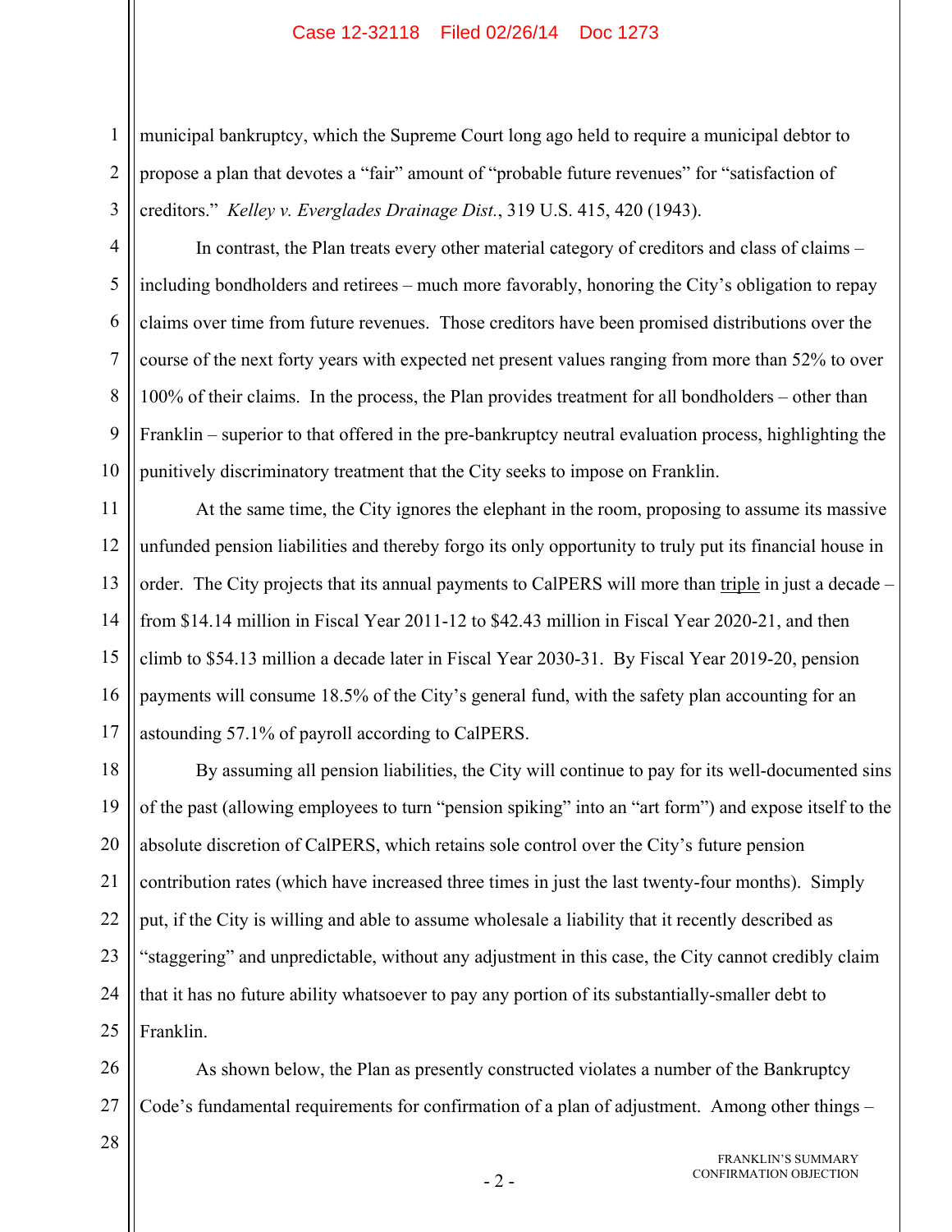municipal bankruptcy, which the Supreme Court long ago held to require a municipal debtor to propose a plan that devotes a "fair" amount of "probable future revenues" for "satisfaction of creditors." *Kelley v. Everglades Drainage Dist.*, 319 U.S. 415, 420 (1943).

In contrast, the Plan treats every other material category of creditors and class of claims – including bondholders and retirees – much more favorably, honoring the City's obligation to repay claims over time from future revenues. Those creditors have been promised distributions over the course of the next forty years with expected net present values ranging from more than 52% to over 100% of their claims. In the process, the Plan provides treatment for all bondholders – other than Franklin – superior to that offered in the pre-bankruptcy neutral evaluation process, highlighting the punitively discriminatory treatment that the City seeks to impose on Franklin.

At the same time, the City ignores the elephant in the room, proposing to assume its massive unfunded pension liabilities and thereby forgo its only opportunity to truly put its financial house in order. The City projects that its annual payments to CalPERS will more than <u>triple</u> in just a decade – from $14.14 million in Fiscal Year 2011-12 to $42.43 million in Fiscal Year 2020-21, and then climb to $54.13 million a decade later in Fiscal Year 2030-31. By Fiscal Year 2019-20, pension payments will consume 18.5% of the City's general fund, with the safety plan accounting for an astounding 57.1% of payroll according to CalPERS.

By assuming all pension liabilities, the City will continue to pay for its well-documented sins of the past (allowing employees to turn "pension spiking" into an "art form") and expose itself to the absolute discretion of CalPERS, which retains sole control over the City's future pension contribution rates (which have increased three times in just the last twenty-four months). Simply put, if the City is willing and able to assume wholesale a liability that it recently described as "staggering" and unpredictable, without any adjustment in this case, the City cannot credibly claim that it has no future ability whatsoever to pay any portion of its substantially-smaller debt to Franklin.

As shown below, the Plan as presently constructed violates a number of the Bankruptcy Code's fundamental requirements for confirmation of a plan of adjustment. Among other things –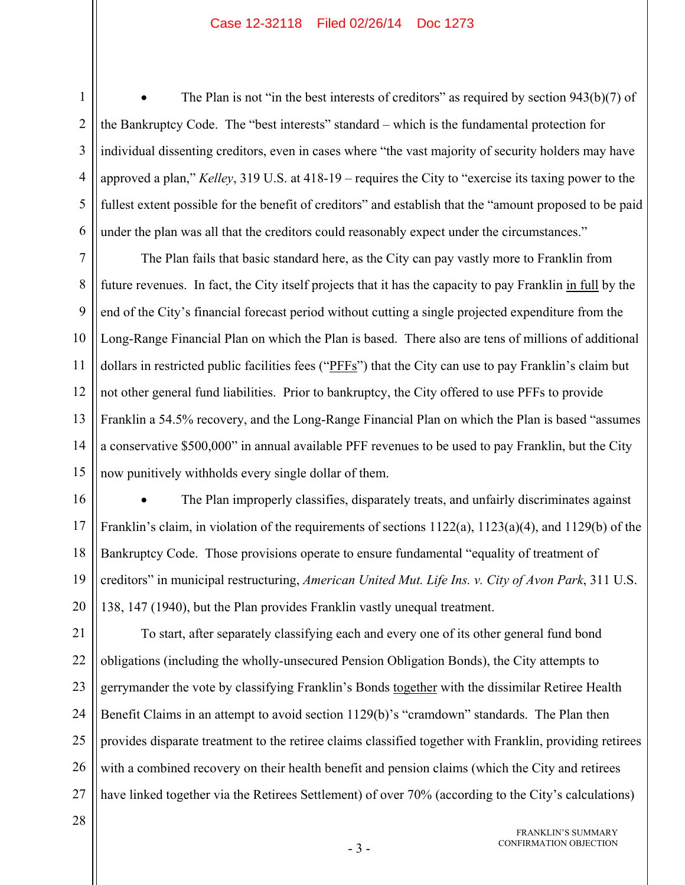- The Plan is not "in the best interests of creditors" as required by section 943(b)(7) of the Bankruptcy Code. The "best interests" standard – which is the fundamental protection for individual dissenting creditors, even in cases where "the vast majority of security holders may have approved a plan," *Kelley*, 319 U.S. at 418-19 – requires the City to "exercise its taxing power to the fullest extent possible for the benefit of creditors" and establish that the "amount proposed to be paid under the plan was all that the creditors could reasonably expect under the circumstances."

The Plan fails that basic standard here, as the City can pay vastly more to Franklin from future revenues. In fact, the City itself projects that it has the capacity to pay Franklin in full by the end of the City's financial forecast period without cutting a single projected expenditure from the Long-Range Financial Plan on which the Plan is based. There also are tens of millions of additional dollars in restricted public facilities fees ("PFFs") that the City can use to pay Franklin's claim but not other general fund liabilities. Prior to bankruptcy, the City offered to use PFFs to provide Franklin a 54.5% recovery, and the Long-Range Financial Plan on which the Plan is based "assumes a conservative $500,000" in annual available PFF revenues to be used to pay Franklin, but the City now punitively withholds every single dollar of them.

- The Plan improperly classifies, disparately treats, and unfairly discriminates against Franklin's claim, in violation of the requirements of sections 1122(a), 1123(a)(4), and 1129(b) of the Bankruptcy Code. Those provisions operate to ensure fundamental "equality of treatment of creditors" in municipal restructuring, *American United Mut. Life Ins. v. City of Avon Park*, 311 U.S. 138, 147 (1940), but the Plan provides Franklin vastly unequal treatment.

To start, after separately classifying each and every one of its other general fund bond obligations (including the wholly-unsecured Pension Obligation Bonds), the City attempts to gerrymander the vote by classifying Franklin's Bonds together with the dissimilar Retiree Health Benefit Claims in an attempt to avoid section 1129(b)'s "cramdown" standards. The Plan then provides disparate treatment to the retiree claims classified together with Franklin, providing retirees with a combined recovery on their health benefit and pension claims (which the City and retirees have linked together via the Retirees Settlement) of over 70% (according to the City's calculations)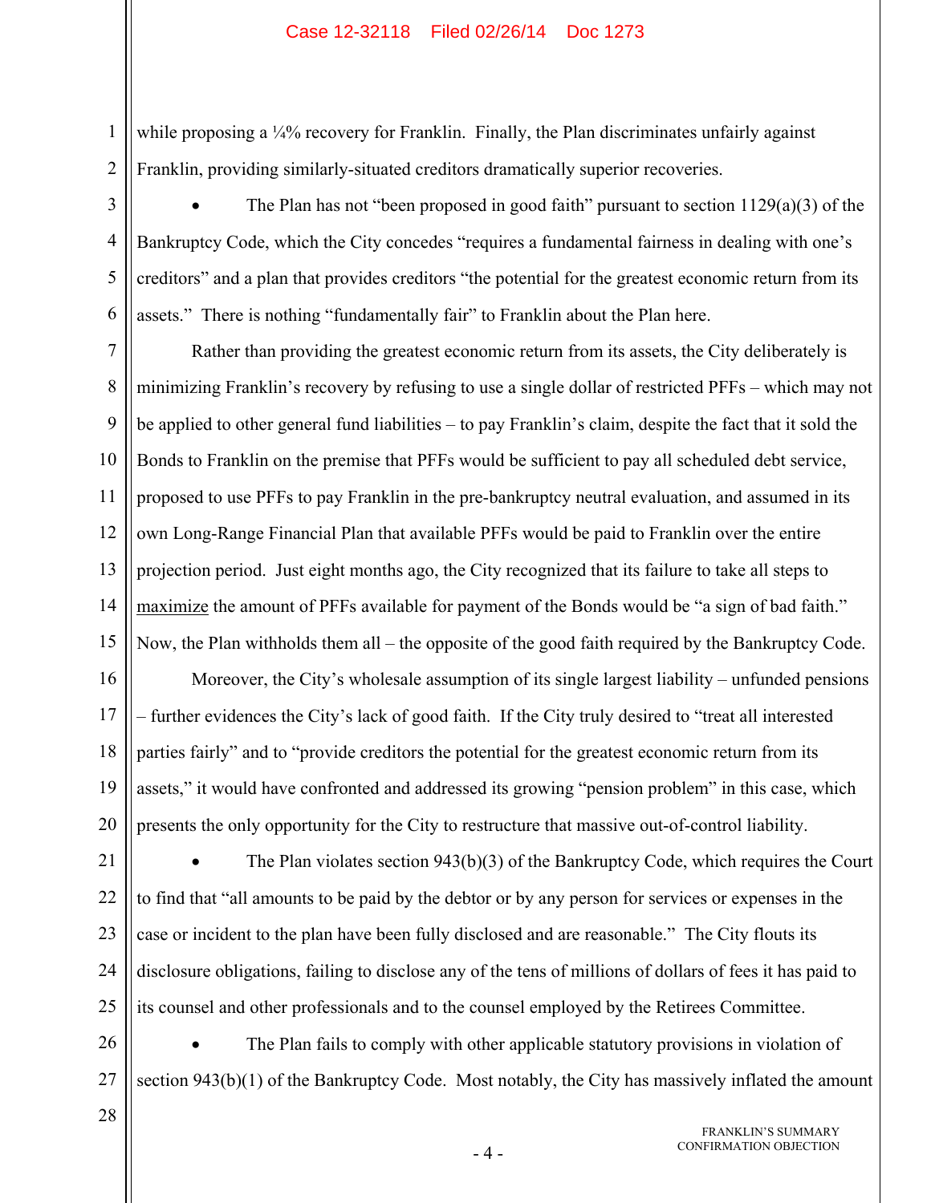while proposing a ¼% recovery for Franklin. Finally, the Plan discriminates unfairly against Franklin, providing similarly-situated creditors dramatically superior recoveries.

- The Plan has not "been proposed in good faith" pursuant to section 1129(a)(3) of the Bankruptcy Code, which the City concedes "requires a fundamental fairness in dealing with one's creditors" and a plan that provides creditors "the potential for the greatest economic return from its assets." There is nothing "fundamentally fair" to Franklin about the Plan here.

Rather than providing the greatest economic return from its assets, the City deliberately is minimizing Franklin's recovery by refusing to use a single dollar of restricted PFFs – which may not be applied to other general fund liabilities – to pay Franklin's claim, despite the fact that it sold the Bonds to Franklin on the premise that PFFs would be sufficient to pay all scheduled debt service, proposed to use PFFs to pay Franklin in the pre-bankruptcy neutral evaluation, and assumed in its own Long-Range Financial Plan that available PFFs would be paid to Franklin over the entire projection period. Just eight months ago, the City recognized that its failure to take all steps to maximize the amount of PFFs available for payment of the Bonds would be "a sign of bad faith." Now, the Plan withholds them all – the opposite of the good faith required by the Bankruptcy Code.

Moreover, the City's wholesale assumption of its single largest liability – unfunded pensions – further evidences the City's lack of good faith. If the City truly desired to "treat all interested parties fairly" and to "provide creditors the potential for the greatest economic return from its assets," it would have confronted and addressed its growing "pension problem" in this case, which presents the only opportunity for the City to restructure that massive out-of-control liability.

- The Plan violates section 943(b)(3) of the Bankruptcy Code, which requires the Court to find that "all amounts to be paid by the debtor or by any person for services or expenses in the case or incident to the plan have been fully disclosed and are reasonable." The City flouts its disclosure obligations, failing to disclose any of the tens of millions of dollars of fees it has paid to its counsel and other professionals and to the counsel employed by the Retirees Committee.

- The Plan fails to comply with other applicable statutory provisions in violation of section 943(b)(1) of the Bankruptcy Code. Most notably, the City has massively inflated the amount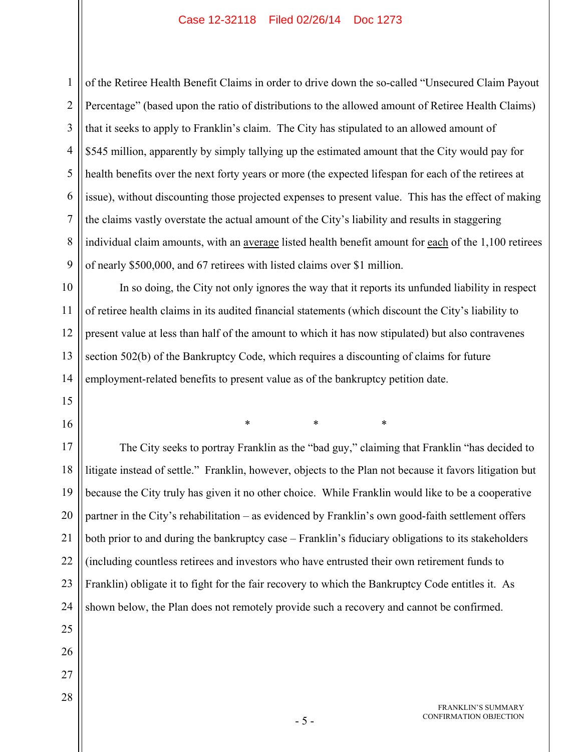of the Retiree Health Benefit Claims in order to drive down the so-called "Unsecured Claim Payout Percentage" (based upon the ratio of distributions to the allowed amount of Retiree Health Claims) that it seeks to apply to Franklin's claim. The City has stipulated to an allowed amount of $545 million, apparently by simply tallying up the estimated amount that the City would pay for health benefits over the next forty years or more (the expected lifespan for each of the retirees at issue), without discounting those projected expenses to present value. This has the effect of making the claims vastly overstate the actual amount of the City's liability and results in staggering individual claim amounts, with an <u>average</u> listed health benefit amount for <u>each</u> of the 1,100 retirees of nearly $500,000, and 67 retirees with listed claims over $1 million.

In so doing, the City not only ignores the way that it reports its unfunded liability in respect of retiree health claims in its audited financial statements (which discount the City's liability to present value at less than half of the amount to which it has now stipulated) but also contravenes section 502(b) of the Bankruptcy Code, which requires a discounting of claims for future employment-related benefits to present value as of the bankruptcy petition date.

\* \* \*

The City seeks to portray Franklin as the "bad guy," claiming that Franklin "has decided to litigate instead of settle." Franklin, however, objects to the Plan not because it favors litigation but because the City truly has given it no other choice. While Franklin would like to be a cooperative partner in the City's rehabilitation – as evidenced by Franklin's own good-faith settlement offers both prior to and during the bankruptcy case – Franklin's fiduciary obligations to its stakeholders (including countless retirees and investors who have entrusted their own retirement funds to Franklin) obligate it to fight for the fair recovery to which the Bankruptcy Code entitles it. As shown below, the Plan does not remotely provide such a recovery and cannot be confirmed.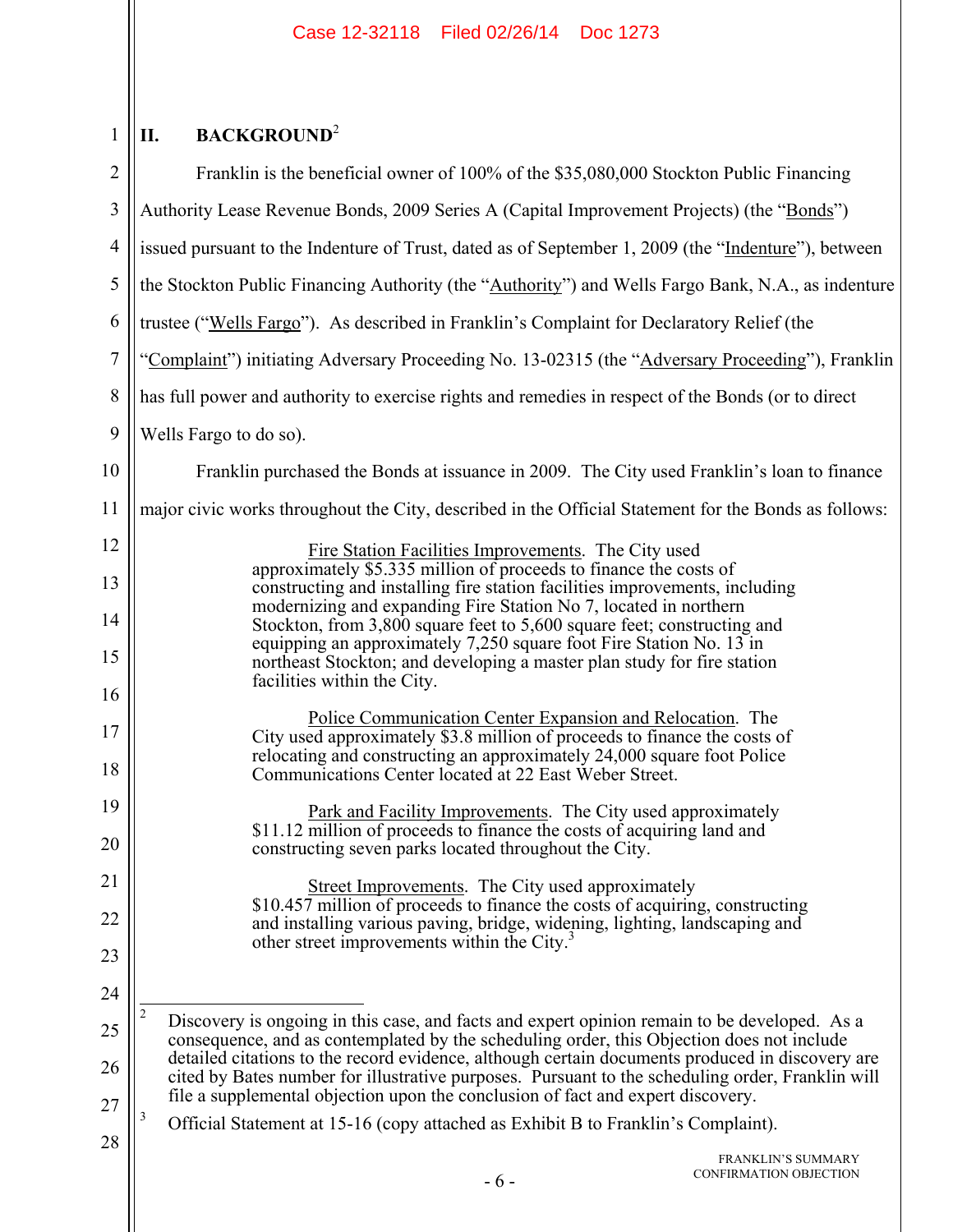## II. BACKGROUND[2]

Franklin is the beneficial owner of 100% of the $35,080,000 Stockton Public Financing Authority Lease Revenue Bonds, 2009 Series A (Capital Improvement Projects) (the "Bonds") issued pursuant to the Indenture of Trust, dated as of September 1, 2009 (the "Indenture"), between the Stockton Public Financing Authority (the "Authority") and Wells Fargo Bank, N.A., as indenture trustee ("Wells Fargo"). As described in Franklin's Complaint for Declaratory Relief (the "Complaint") initiating Adversary Proceeding No. 13-02315 (the "Adversary Proceeding"), Franklin has full power and authority to exercise rights and remedies in respect of the Bonds (or to direct Wells Fargo to do so).

Franklin purchased the Bonds at issuance in 2009. The City used Franklin's loan to finance major civic works throughout the City, described in the Official Statement for the Bonds as follows:

> Fire Station Facilities Improvements. The City used approximately $5.335 million of proceeds to finance the costs of constructing and installing fire station facilities improvements, including modernizing and expanding Fire Station No 7, located in northern Stockton, from 3,800 square feet to 5,600 square feet; constructing and equipping an approximately 7,250 square foot Fire Station No. 13 in northeast Stockton; and developing a master plan study for fire station facilities within the City.
>
> Police Communication Center Expansion and Relocation. The City used approximately $3.8 million of proceeds to finance the costs of relocating and constructing an approximately 24,000 square foot Police Communications Center located at 22 East Weber Street.
>
> Park and Facility Improvements. The City used approximately $11.12 million of proceeds to finance the costs of acquiring land and constructing seven parks located throughout the City.
>
> Street Improvements. The City used approximately $10.457 million of proceeds to finance the costs of acquiring, constructing and installing various paving, bridge, widening, lighting, landscaping and other street improvements within the City.[3]

---

[2] Discovery is ongoing in this case, and facts and expert opinion remain to be developed. As a consequence, and as contemplated by the scheduling order, this Objection does not include detailed citations to the record evidence, although certain documents produced in discovery are cited by Bates number for illustrative purposes. Pursuant to the scheduling order, Franklin will file a supplemental objection upon the conclusion of fact and expert discovery.

[3] Official Statement at 15-16 (copy attached as Exhibit B to Franklin's Complaint).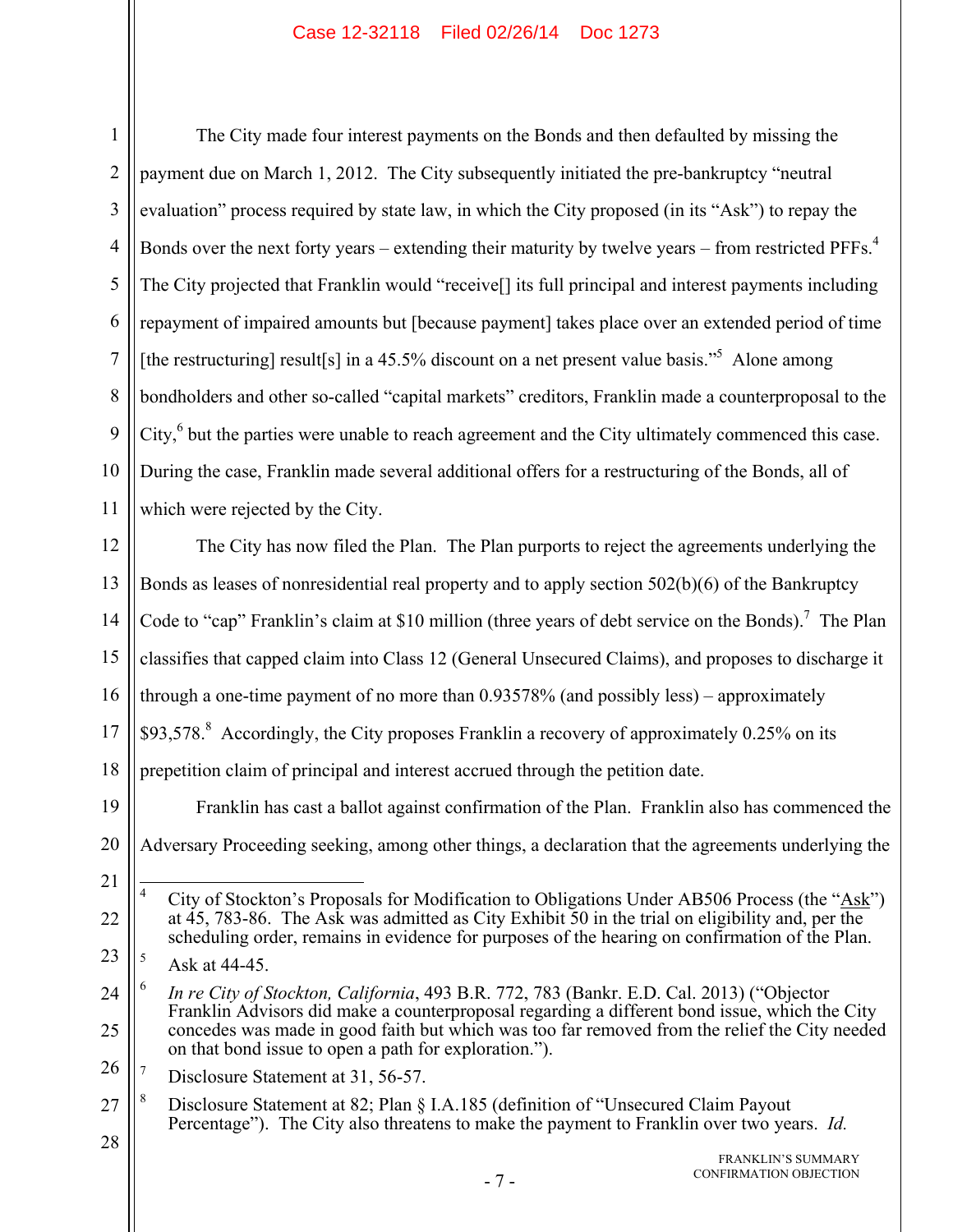The City made four interest payments on the Bonds and then defaulted by missing the payment due on March 1, 2012. The City subsequently initiated the pre-bankruptcy "neutral evaluation" process required by state law, in which the City proposed (in its "Ask") to repay the Bonds over the next forty years – extending their maturity by twelve years – from restricted PFFs.[4] The City projected that Franklin would "receive[] its full principal and interest payments including repayment of impaired amounts but [because payment] takes place over an extended period of time [the restructuring] result[s] in a 45.5% discount on a net present value basis."[5] Alone among bondholders and other so-called "capital markets" creditors, Franklin made a counterproposal to the City,[6] but the parties were unable to reach agreement and the City ultimately commenced this case. During the case, Franklin made several additional offers for a restructuring of the Bonds, all of which were rejected by the City.

The City has now filed the Plan. The Plan purports to reject the agreements underlying the Bonds as leases of nonresidential real property and to apply section 502(b)(6) of the Bankruptcy Code to "cap" Franklin's claim at $10 million (three years of debt service on the Bonds).[7] The Plan classifies that capped claim into Class 12 (General Unsecured Claims), and proposes to discharge it through a one-time payment of no more than 0.93578% (and possibly less) – approximately $93,578.[8] Accordingly, the City proposes Franklin a recovery of approximately 0.25% on its prepetition claim of principal and interest accrued through the petition date.

Franklin has cast a ballot against confirmation of the Plan. Franklin also has commenced the Adversary Proceeding seeking, among other things, a declaration that the agreements underlying the

---

[4] City of Stockton's Proposals for Modification to Obligations Under AB506 Process (the "Ask") at 45, 783-86. The Ask was admitted as City Exhibit 50 in the trial on eligibility and, per the scheduling order, remains in evidence for purposes of the hearing on confirmation of the Plan.

[5] Ask at 44-45.

[6] *In re City of Stockton, California*, 493 B.R. 772, 783 (Bankr. E.D. Cal. 2013) ("Objector Franklin Advisors did make a counterproposal regarding a different bond issue, which the City concedes was made in good faith but which was too far removed from the relief the City needed on that bond issue to open a path for exploration.").

[7] Disclosure Statement at 31, 56-57.

[8] Disclosure Statement at 82; Plan § I.A.185 (definition of "Unsecured Claim Payout Percentage"). The City also threatens to make the payment to Franklin over two years. *Id.*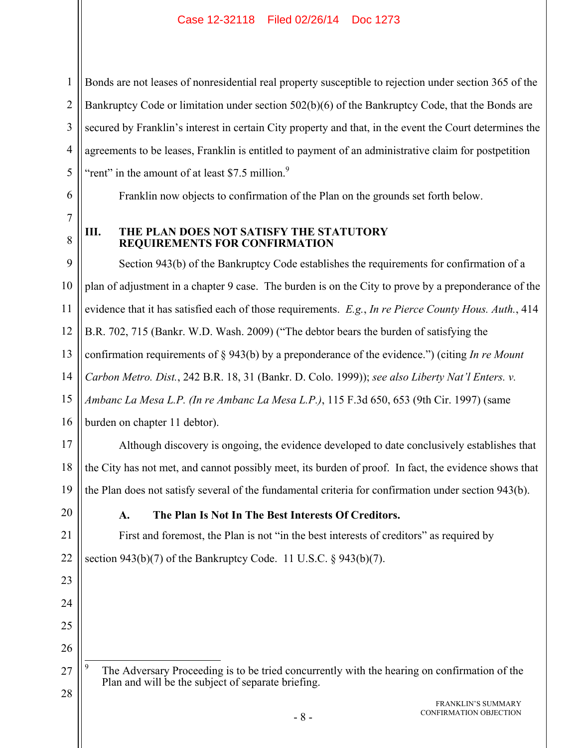Bonds are not leases of nonresidential real property susceptible to rejection under section 365 of the Bankruptcy Code or limitation under section 502(b)(6) of the Bankruptcy Code, that the Bonds are secured by Franklin's interest in certain City property and that, in the event the Court determines the agreements to be leases, Franklin is entitled to payment of an administrative claim for postpetition "rent" in the amount of at least $7.5 million.[9]

Franklin now objects to confirmation of the Plan on the grounds set forth below.

## III. THE PLAN DOES NOT SATISFY THE STATUTORY REQUIREMENTS FOR CONFIRMATION

Section 943(b) of the Bankruptcy Code establishes the requirements for confirmation of a plan of adjustment in a chapter 9 case. The burden is on the City to prove by a preponderance of the evidence that it has satisfied each of those requirements. *E.g.*, *In re Pierce County Hous. Auth.*, 414 B.R. 702, 715 (Bankr. W.D. Wash. 2009) ("The debtor bears the burden of satisfying the confirmation requirements of § 943(b) by a preponderance of the evidence.") (citing *In re Mount Carbon Metro. Dist.*, 242 B.R. 18, 31 (Bankr. D. Colo. 1999)); *see also Liberty Nat'l Enters. v. Ambanc La Mesa L.P. (In re Ambanc La Mesa L.P.)*, 115 F.3d 650, 653 (9th Cir. 1997) (same burden on chapter 11 debtor).

Although discovery is ongoing, the evidence developed to date conclusively establishes that the City has not met, and cannot possibly meet, its burden of proof. In fact, the evidence shows that the Plan does not satisfy several of the fundamental criteria for confirmation under section 943(b).

### A. The Plan Is Not In The Best Interests Of Creditors.

First and foremost, the Plan is not "in the best interests of creditors" as required by section 943(b)(7) of the Bankruptcy Code. 11 U.S.C. § 943(b)(7).

---

[9] The Adversary Proceeding is to be tried concurrently with the hearing on confirmation of the Plan and will be the subject of separate briefing.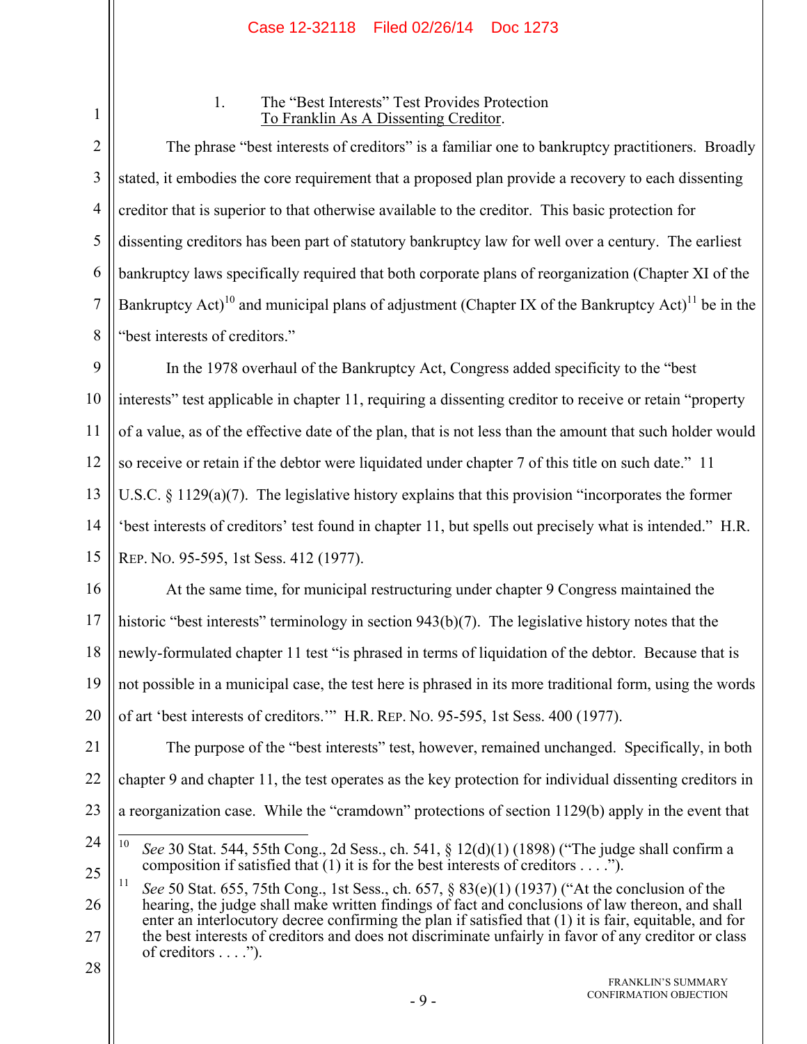### 1. The "Best Interests" Test Provides Protection To Franklin As A Dissenting Creditor.

The phrase "best interests of creditors" is a familiar one to bankruptcy practitioners. Broadly stated, it embodies the core requirement that a proposed plan provide a recovery to each dissenting creditor that is superior to that otherwise available to the creditor. This basic protection for dissenting creditors has been part of statutory bankruptcy law for well over a century. The earliest bankruptcy laws specifically required that both corporate plans of reorganization (Chapter XI of the Bankruptcy Act)[10] and municipal plans of adjustment (Chapter IX of the Bankruptcy Act)[11] be in the "best interests of creditors."

In the 1978 overhaul of the Bankruptcy Act, Congress added specificity to the "best interests" test applicable in chapter 11, requiring a dissenting creditor to receive or retain "property of a value, as of the effective date of the plan, that is not less than the amount that such holder would so receive or retain if the debtor were liquidated under chapter 7 of this title on such date." 11 U.S.C. § 1129(a)(7). The legislative history explains that this provision "incorporates the former 'best interests of creditors' test found in chapter 11, but spells out precisely what is intended." H.R. REP. NO. 95-595, 1st Sess. 412 (1977).

At the same time, for municipal restructuring under chapter 9 Congress maintained the historic "best interests" terminology in section 943(b)(7). The legislative history notes that the newly-formulated chapter 11 test "is phrased in terms of liquidation of the debtor. Because that is not possible in a municipal case, the test here is phrased in its more traditional form, using the words of art 'best interests of creditors.'" H.R. REP. NO. 95-595, 1st Sess. 400 (1977).

The purpose of the "best interests" test, however, remained unchanged. Specifically, in both chapter 9 and chapter 11, the test operates as the key protection for individual dissenting creditors in a reorganization case. While the "cramdown" protections of section 1129(b) apply in the event that

---

[10] *See* 30 Stat. 544, 55th Cong., 2d Sess., ch. 541, § 12(d)(1) (1898) ("The judge shall confirm a composition if satisfied that (1) it is for the best interests of creditors . . . .").

[11] *See* 50 Stat. 655, 75th Cong., 1st Sess., ch. 657, § 83(e)(1) (1937) ("At the conclusion of the hearing, the judge shall make written findings of fact and conclusions of law thereon, and shall enter an interlocutory decree confirming the plan if satisfied that (1) it is fair, equitable, and for the best interests of creditors and does not discriminate unfairly in favor of any creditor or class of creditors . . . .").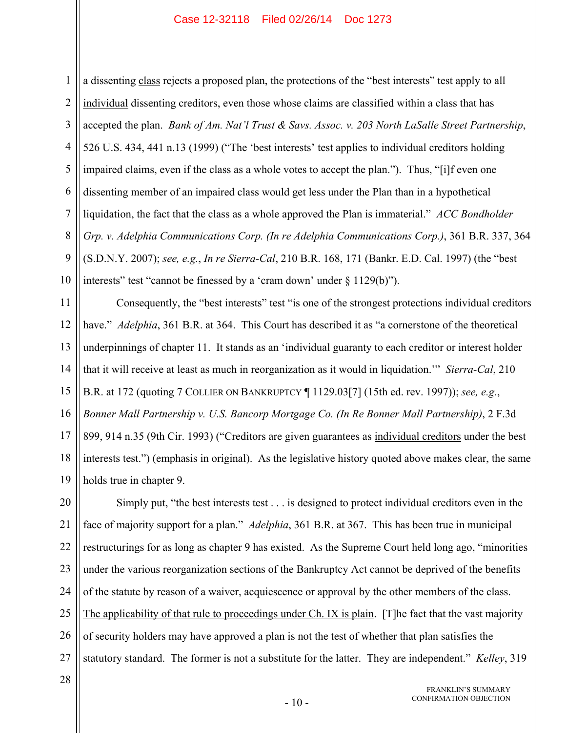a dissenting <u>class</u> rejects a proposed plan, the protections of the "best interests" test apply to all <u>individual</u> dissenting creditors, even those whose claims are classified within a class that has accepted the plan. *Bank of Am. Nat'l Trust & Savs. Assoc. v. 203 North LaSalle Street Partnership*, 526 U.S. 434, 441 n.13 (1999) ("The 'best interests' test applies to individual creditors holding impaired claims, even if the class as a whole votes to accept the plan."). Thus, "[i]f even one dissenting member of an impaired class would get less under the Plan than in a hypothetical liquidation, the fact that the class as a whole approved the Plan is immaterial." *ACC Bondholder Grp. v. Adelphia Communications Corp. (In re Adelphia Communications Corp.)*, 361 B.R. 337, 364 (S.D.N.Y. 2007); *see, e.g.*, *In re Sierra-Cal*, 210 B.R. 168, 171 (Bankr. E.D. Cal. 1997) (the "best interests" test "cannot be finessed by a 'cram down' under § 1129(b)").

Consequently, the "best interests" test "is one of the strongest protections individual creditors have." *Adelphia*, 361 B.R. at 364. This Court has described it as "a cornerstone of the theoretical underpinnings of chapter 11. It stands as an 'individual guaranty to each creditor or interest holder that it will receive at least as much in reorganization as it would in liquidation.'" *Sierra-Cal*, 210 B.R. at 172 (quoting 7 COLLIER ON BANKRUPTCY ¶ 1129.03[7] (15th ed. rev. 1997)); *see, e.g.*, *Bonner Mall Partnership v. U.S. Bancorp Mortgage Co. (In Re Bonner Mall Partnership)*, 2 F.3d 899, 914 n.35 (9th Cir. 1993) ("Creditors are given guarantees as <u>individual creditors</u> under the best interests test.") (emphasis in original). As the legislative history quoted above makes clear, the same holds true in chapter 9.

Simply put, "the best interests test . . . is designed to protect individual creditors even in the face of majority support for a plan." *Adelphia*, 361 B.R. at 367. This has been true in municipal restructurings for as long as chapter 9 has existed. As the Supreme Court held long ago, "minorities under the various reorganization sections of the Bankruptcy Act cannot be deprived of the benefits of the statute by reason of a waiver, acquiescence or approval by the other members of the class. <u>The applicability of that rule to proceedings under Ch. IX is plain</u>. [T]he fact that the vast majority of security holders may have approved a plan is not the test of whether that plan satisfies the statutory standard. The former is not a substitute for the latter. They are independent." *Kelley*, 319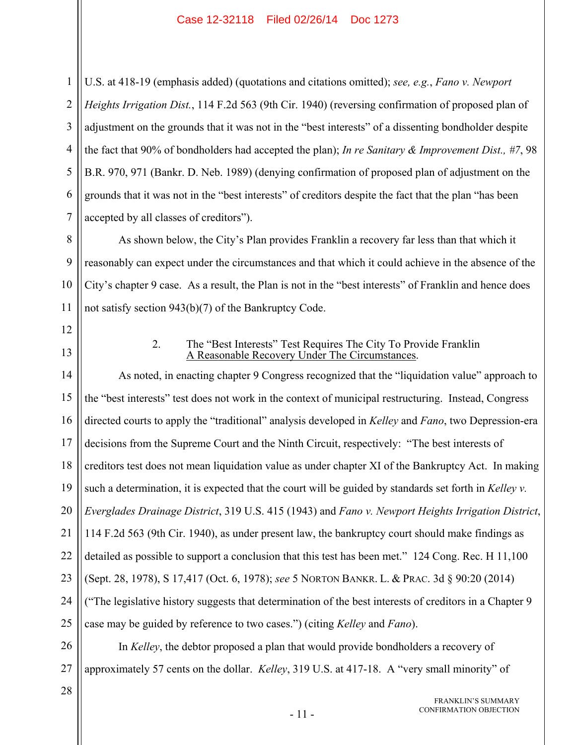U.S. at 418-19 (emphasis added) (quotations and citations omitted); *see, e.g.*, *Fano v. Newport Heights Irrigation Dist.*, 114 F.2d 563 (9th Cir. 1940) (reversing confirmation of proposed plan of adjustment on the grounds that it was not in the "best interests" of a dissenting bondholder despite the fact that 90% of bondholders had accepted the plan); *In re Sanitary & Improvement Dist., #7*, 98 B.R. 970, 971 (Bankr. D. Neb. 1989) (denying confirmation of proposed plan of adjustment on the grounds that it was not in the "best interests" of creditors despite the fact that the plan "has been accepted by all classes of creditors").

As shown below, the City's Plan provides Franklin a recovery far less than that which it reasonably can expect under the circumstances and that which it could achieve in the absence of the City's chapter 9 case. As a result, the Plan is not in the "best interests" of Franklin and hence does not satisfy section 943(b)(7) of the Bankruptcy Code.

### 2. The "Best Interests" Test Requires The City To Provide Franklin A Reasonable Recovery Under The Circumstances.

As noted, in enacting chapter 9 Congress recognized that the "liquidation value" approach to the "best interests" test does not work in the context of municipal restructuring. Instead, Congress directed courts to apply the "traditional" analysis developed in *Kelley* and *Fano*, two Depression-era decisions from the Supreme Court and the Ninth Circuit, respectively: "The best interests of creditors test does not mean liquidation value as under chapter XI of the Bankruptcy Act. In making such a determination, it is expected that the court will be guided by standards set forth in *Kelley v. Everglades Drainage District*, 319 U.S. 415 (1943) and *Fano v. Newport Heights Irrigation District*, 114 F.2d 563 (9th Cir. 1940), as under present law, the bankruptcy court should make findings as detailed as possible to support a conclusion that this test has been met." 124 Cong. Rec. H 11,100 (Sept. 28, 1978), S 17,417 (Oct. 6, 1978); *see* 5 NORTON BANKR. L. & PRAC. 3d § 90:20 (2014) ("The legislative history suggests that determination of the best interests of creditors in a Chapter 9 case may be guided by reference to two cases.") (citing *Kelley* and *Fano*).

In *Kelley*, the debtor proposed a plan that would provide bondholders a recovery of approximately 57 cents on the dollar. *Kelley*, 319 U.S. at 417-18. A "very small minority" of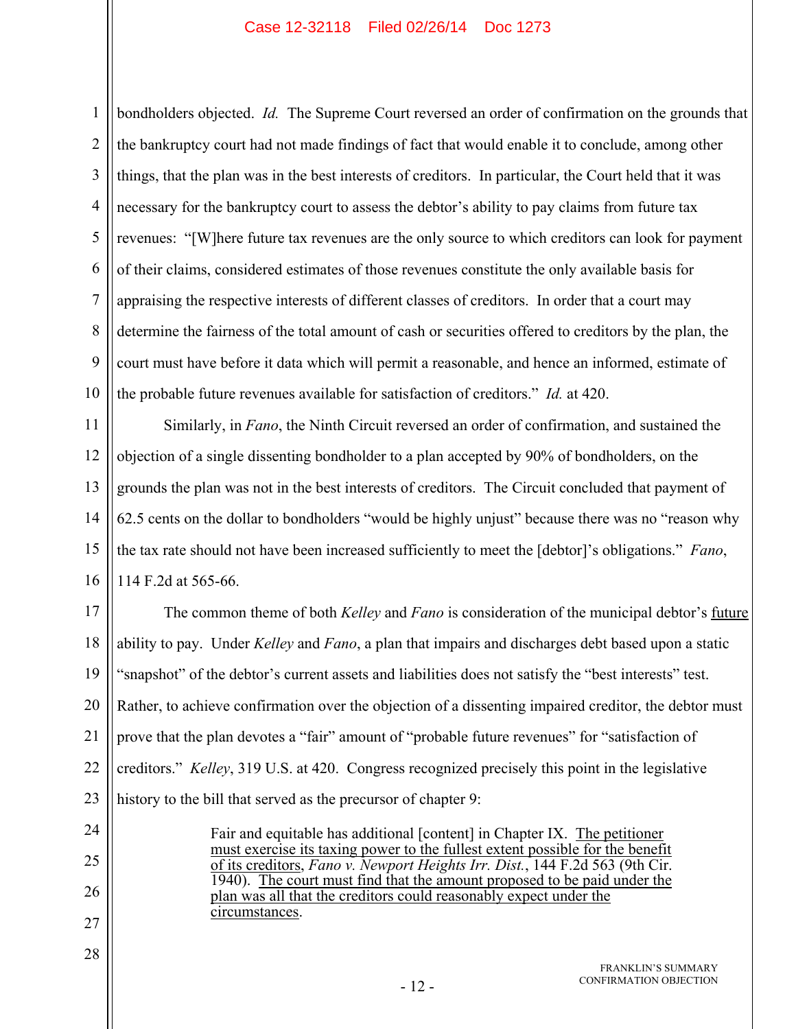bondholders objected. *Id.* The Supreme Court reversed an order of confirmation on the grounds that the bankruptcy court had not made findings of fact that would enable it to conclude, among other things, that the plan was in the best interests of creditors. In particular, the Court held that it was necessary for the bankruptcy court to assess the debtor's ability to pay claims from future tax revenues: "[W]here future tax revenues are the only source to which creditors can look for payment of their claims, considered estimates of those revenues constitute the only available basis for appraising the respective interests of different classes of creditors. In order that a court may determine the fairness of the total amount of cash or securities offered to creditors by the plan, the court must have before it data which will permit a reasonable, and hence an informed, estimate of the probable future revenues available for satisfaction of creditors." *Id.* at 420.

Similarly, in *Fano*, the Ninth Circuit reversed an order of confirmation, and sustained the objection of a single dissenting bondholder to a plan accepted by 90% of bondholders, on the grounds the plan was not in the best interests of creditors. The Circuit concluded that payment of 62.5 cents on the dollar to bondholders "would be highly unjust" because there was no "reason why the tax rate should not have been increased sufficiently to meet the [debtor]'s obligations." *Fano*, 114 F.2d at 565-66.

The common theme of both *Kelley* and *Fano* is consideration of the municipal debtor's future ability to pay. Under *Kelley* and *Fano*, a plan that impairs and discharges debt based upon a static "snapshot" of the debtor's current assets and liabilities does not satisfy the "best interests" test. Rather, to achieve confirmation over the objection of a dissenting impaired creditor, the debtor must prove that the plan devotes a "fair" amount of "probable future revenues" for "satisfaction of creditors." *Kelley*, 319 U.S. at 420. Congress recognized precisely this point in the legislative history to the bill that served as the precursor of chapter 9:

> Fair and equitable has additional [content] in Chapter IX. The petitioner must exercise its taxing power to the fullest extent possible for the benefit of its creditors, *Fano v. Newport Heights Irr. Dist.*, 144 F.2d 563 (9th Cir. 1940). The court must find that the amount proposed to be paid under the plan was all that the creditors could reasonably expect under the circumstances.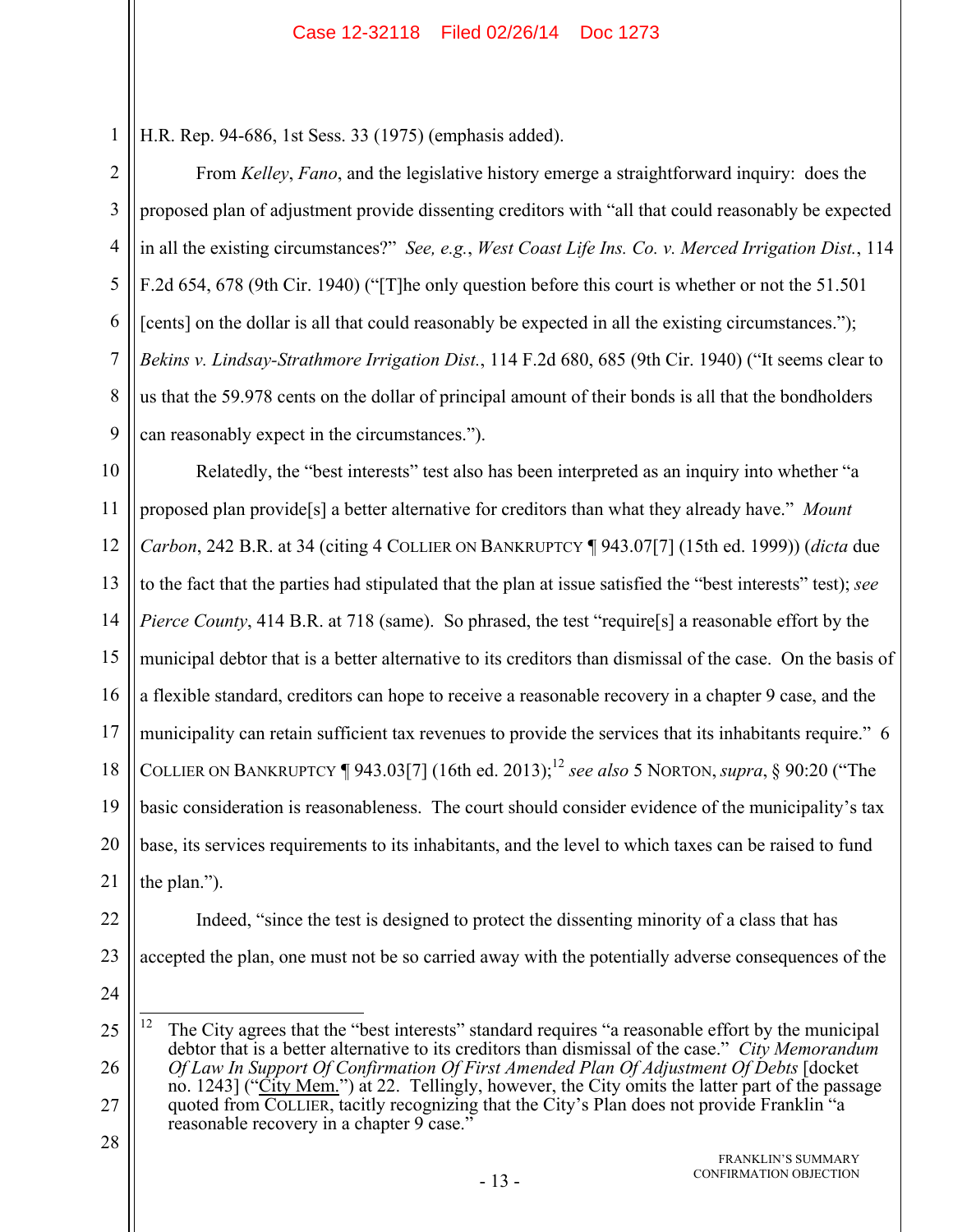H.R. Rep. 94-686, 1st Sess. 33 (1975) (emphasis added).

From *Kelley*, *Fano*, and the legislative history emerge a straightforward inquiry: does the proposed plan of adjustment provide dissenting creditors with "all that could reasonably be expected in all the existing circumstances?" *See, e.g.*, *West Coast Life Ins. Co. v. Merced Irrigation Dist.*, 114 F.2d 654, 678 (9th Cir. 1940) ("[T]he only question before this court is whether or not the 51.501 [cents] on the dollar is all that could reasonably be expected in all the existing circumstances."); *Bekins v. Lindsay-Strathmore Irrigation Dist.*, 114 F.2d 680, 685 (9th Cir. 1940) ("It seems clear to us that the 59.978 cents on the dollar of principal amount of their bonds is all that the bondholders can reasonably expect in the circumstances.").

Relatedly, the "best interests" test also has been interpreted as an inquiry into whether "a proposed plan provide[s] a better alternative for creditors than what they already have." *Mount Carbon*, 242 B.R. at 34 (citing 4 COLLIER ON BANKRUPTCY ¶ 943.07[7] (15th ed. 1999)) (*dicta* due to the fact that the parties had stipulated that the plan at issue satisfied the "best interests" test); *see Pierce County*, 414 B.R. at 718 (same). So phrased, the test "require[s] a reasonable effort by the municipal debtor that is a better alternative to its creditors than dismissal of the case. On the basis of a flexible standard, creditors can hope to receive a reasonable recovery in a chapter 9 case, and the municipality can retain sufficient tax revenues to provide the services that its inhabitants require." 6 COLLIER ON BANKRUPTCY ¶ 943.03[7] (16th ed. 2013);[12] *see also* 5 NORTON, *supra*, § 90:20 ("The basic consideration is reasonableness. The court should consider evidence of the municipality's tax base, its services requirements to its inhabitants, and the level to which taxes can be raised to fund the plan.").

Indeed, "since the test is designed to protect the dissenting minority of a class that has accepted the plan, one must not be so carried away with the potentially adverse consequences of the

---

[12] The City agrees that the "best interests" standard requires "a reasonable effort by the municipal debtor that is a better alternative to its creditors than dismissal of the case." *City Memorandum Of Law In Support Of Confirmation Of First Amended Plan Of Adjustment Of Debts* [docket no. 1243] ("City Mem.") at 22. Tellingly, however, the City omits the latter part of the passage quoted from COLLIER, tacitly recognizing that the City's Plan does not provide Franklin "a reasonable recovery in a chapter 9 case."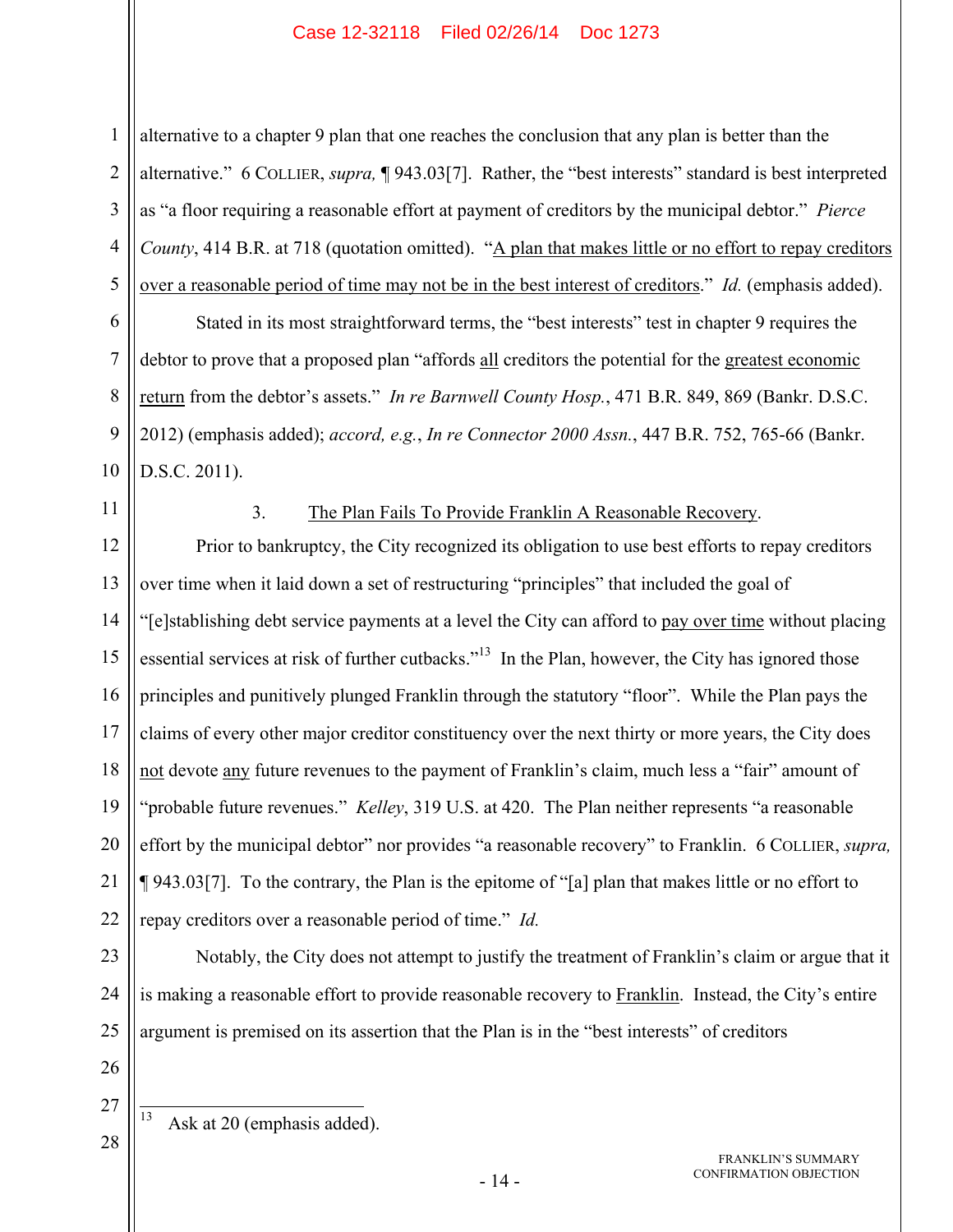alternative to a chapter 9 plan that one reaches the conclusion that any plan is better than the alternative." 6 COLLIER, *supra,* ¶ 943.03[7]. Rather, the "best interests" standard is best interpreted as "a floor requiring a reasonable effort at payment of creditors by the municipal debtor." *Pierce County*, 414 B.R. at 718 (quotation omitted). "A plan that makes little or no effort to repay creditors over a reasonable period of time may not be in the best interest of creditors." *Id.* (emphasis added).

Stated in its most straightforward terms, the "best interests" test in chapter 9 requires the debtor to prove that a proposed plan "affords all creditors the potential for the greatest economic return from the debtor's assets." *In re Barnwell County Hosp.*, 471 B.R. 849, 869 (Bankr. D.S.C. 2012) (emphasis added); *accord, e.g.*, *In re Connector 2000 Assn.*, 447 B.R. 752, 765-66 (Bankr. D.S.C. 2011).

3. The Plan Fails To Provide Franklin A Reasonable Recovery.

Prior to bankruptcy, the City recognized its obligation to use best efforts to repay creditors over time when it laid down a set of restructuring "principles" that included the goal of "[e]stablishing debt service payments at a level the City can afford to pay over time without placing essential services at risk of further cutbacks."[13] In the Plan, however, the City has ignored those principles and punitively plunged Franklin through the statutory "floor". While the Plan pays the claims of every other major creditor constituency over the next thirty or more years, the City does not devote any future revenues to the payment of Franklin's claim, much less a "fair" amount of "probable future revenues." *Kelley*, 319 U.S. at 420. The Plan neither represents "a reasonable effort by the municipal debtor" nor provides "a reasonable recovery" to Franklin. 6 COLLIER, *supra,* ¶ 943.03[7]. To the contrary, the Plan is the epitome of "[a] plan that makes little or no effort to repay creditors over a reasonable period of time." *Id.*

Notably, the City does not attempt to justify the treatment of Franklin's claim or argue that it is making a reasonable effort to provide reasonable recovery to Franklin. Instead, the City's entire argument is premised on its assertion that the Plan is in the "best interests" of creditors

---

[13] Ask at 20 (emphasis added).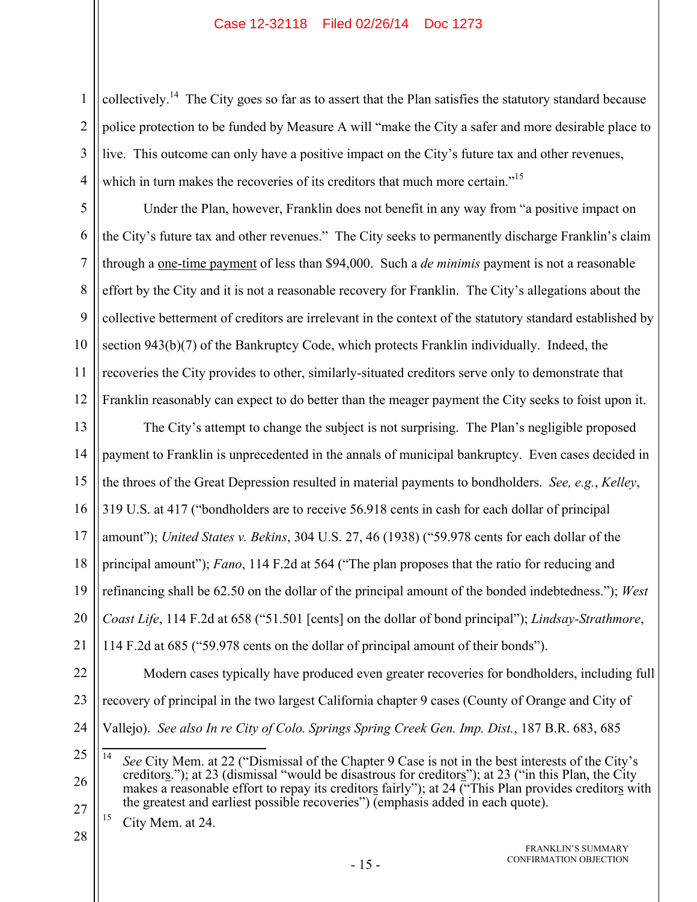collectively.[14] The City goes so far as to assert that the Plan satisfies the statutory standard because police protection to be funded by Measure A will "make the City a safer and more desirable place to live. This outcome can only have a positive impact on the City's future tax and other revenues, which in turn makes the recoveries of its creditors that much more certain."[15]

Under the Plan, however, Franklin does not benefit in any way from "a positive impact on the City's future tax and other revenues." The City seeks to permanently discharge Franklin's claim through a <u>one-time payment</u> of less than $94,000. Such a *de minimis* payment is not a reasonable effort by the City and it is not a reasonable recovery for Franklin. The City's allegations about the collective betterment of creditors are irrelevant in the context of the statutory standard established by section 943(b)(7) of the Bankruptcy Code, which protects Franklin individually. Indeed, the recoveries the City provides to other, similarly-situated creditors serve only to demonstrate that Franklin reasonably can expect to do better than the meager payment the City seeks to foist upon it.

The City's attempt to change the subject is not surprising. The Plan's negligible proposed payment to Franklin is unprecedented in the annals of municipal bankruptcy. Even cases decided in the throes of the Great Depression resulted in material payments to bondholders. *See, e.g.*, *Kelley*, 319 U.S. at 417 ("bondholders are to receive 56.918 cents in cash for each dollar of principal amount"); *United States v. Bekins*, 304 U.S. 27, 46 (1938) ("59.978 cents for each dollar of the principal amount"); *Fano*, 114 F.2d at 564 ("The plan proposes that the ratio for reducing and refinancing shall be 62.50 on the dollar of the principal amount of the bonded indebtedness."); *West Coast Life*, 114 F.2d at 658 ("51.501 [cents] on the dollar of bond principal"); *Lindsay-Strathmore*, 114 F.2d at 685 ("59.978 cents on the dollar of principal amount of their bonds").

Modern cases typically have produced even greater recoveries for bondholders, including full recovery of principal in the two largest California chapter 9 cases (County of Orange and City of Vallejo). *See also In re City of Colo. Springs Spring Creek Gen. Imp. Dist.*, 187 B.R. 683, 685

---

[14] *See* City Mem. at 22 ("Dismissal of the Chapter 9 Case is not in the best interests of the City's creditor<u>s</u>."); at 23 (dismissal "would be disastrous for creditor<u>s</u>"); at 23 ("in this Plan, the City makes a reasonable effort to repay its creditor<u>s</u> fairly"); at 24 ("This Plan provides creditor<u>s</u> with the greatest and earliest possible recoveries") (emphasis added in each quote).

[15] City Mem. at 24.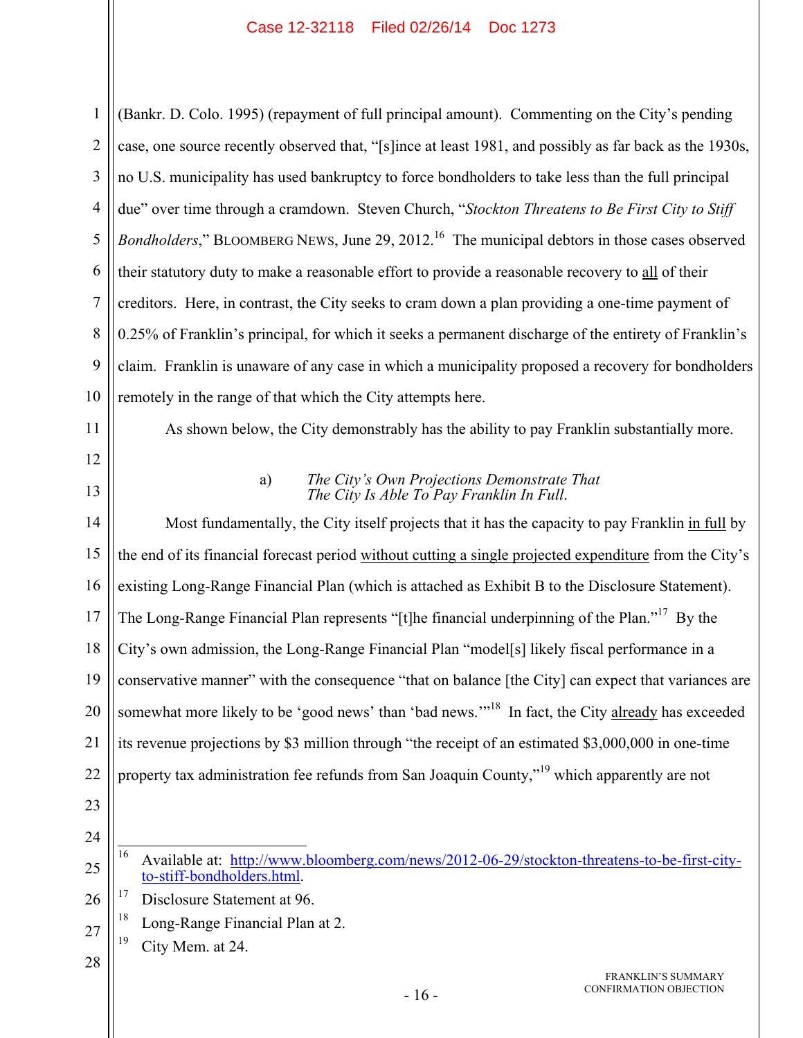(Bankr. D. Colo. 1995) (repayment of full principal amount). Commenting on the City's pending case, one source recently observed that, "[s]ince at least 1981, and possibly as far back as the 1930s, no U.S. municipality has used bankruptcy to force bondholders to take less than the full principal due" over time through a cramdown. Steven Church, "*Stockton Threatens to Be First City to Stiff Bondholders*," BLOOMBERG NEWS, June 29, 2012.[16] The municipal debtors in those cases observed their statutory duty to make a reasonable effort to provide a reasonable recovery to <u>all</u> of their creditors. Here, in contrast, the City seeks to cram down a plan providing a one-time payment of 0.25% of Franklin's principal, for which it seeks a permanent discharge of the entirety of Franklin's claim. Franklin is unaware of any case in which a municipality proposed a recovery for bondholders remotely in the range of that which the City attempts here.

As shown below, the City demonstrably has the ability to pay Franklin substantially more.

a) *The City's Own Projections Demonstrate That The City Is Able To Pay Franklin In Full.*

Most fundamentally, the City itself projects that it has the capacity to pay Franklin <u>in full</u> by the end of its financial forecast period <u>without cutting a single projected expenditure</u> from the City's existing Long-Range Financial Plan (which is attached as Exhibit B to the Disclosure Statement). The Long-Range Financial Plan represents "[t]he financial underpinning of the Plan."[17] By the City's own admission, the Long-Range Financial Plan "model[s] likely fiscal performance in a conservative manner" with the consequence "that on balance [the City] can expect that variances are somewhat more likely to be 'good news' than 'bad news.'"[18] In fact, the City <u>already</u> has exceeded its revenue projections by $3 million through "the receipt of an estimated $3,000,000 in one-time property tax administration fee refunds from San Joaquin County,"[19] which apparently are not

---

[16] Available at: http://www.bloomberg.com/news/2012-06-29/stockton-threatens-to-be-first-city-to-stiff-bondholders.html.

[17] Disclosure Statement at 96.

[18] Long-Range Financial Plan at 2.

[19] City Mem. at 24.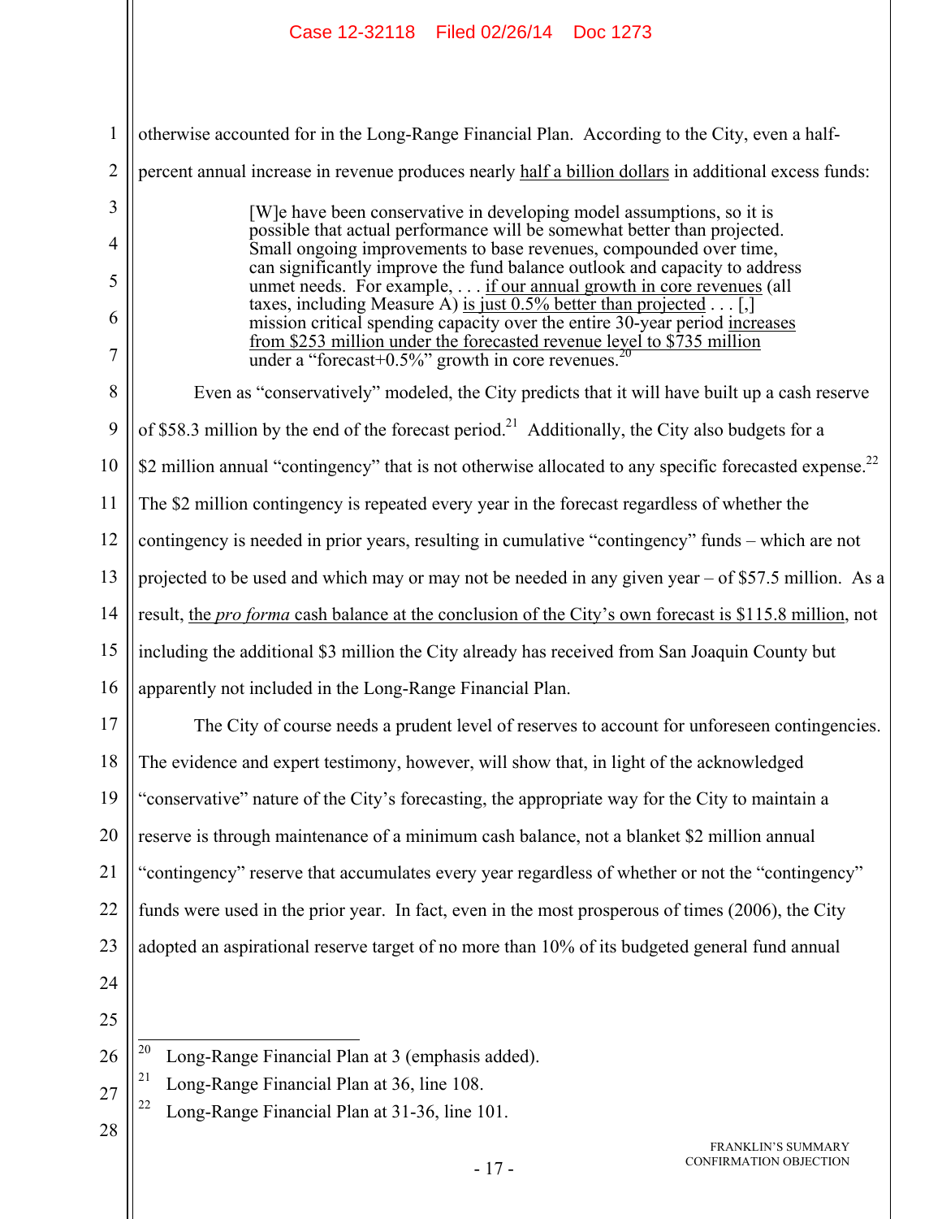otherwise accounted for in the Long-Range Financial Plan. According to the City, even a half-percent annual increase in revenue produces nearly <u>half a billion dollars</u> in additional excess funds:

> [W]e have been conservative in developing model assumptions, so it is possible that actual performance will be somewhat better than projected. Small ongoing improvements to base revenues, compounded over time, can significantly improve the fund balance outlook and capacity to address unmet needs. For example, . . . <u>if our annual growth in core revenues</u> (all taxes, including Measure A) <u>is just 0.5% better than projected</u> . . . [,] mission critical spending capacity over the entire 30-year period <u>increases from $253 million under the forecasted revenue level to $735 million</u> under a "forecast+0.5%" growth in core revenues.[20]

Even as "conservatively" modeled, the City predicts that it will have built up a cash reserve of $58.3 million by the end of the forecast period.[21] Additionally, the City also budgets for a $2 million annual "contingency" that is not otherwise allocated to any specific forecasted expense.[22] The $2 million contingency is repeated every year in the forecast regardless of whether the contingency is needed in prior years, resulting in cumulative "contingency" funds – which are not projected to be used and which may or may not be needed in any given year – of $57.5 million. As a result, <u>the *pro forma* cash balance at the conclusion of the City's own forecast is $115.8 million</u>, not including the additional $3 million the City already has received from San Joaquin County but apparently not included in the Long-Range Financial Plan.

The City of course needs a prudent level of reserves to account for unforeseen contingencies. The evidence and expert testimony, however, will show that, in light of the acknowledged "conservative" nature of the City's forecasting, the appropriate way for the City to maintain a reserve is through maintenance of a minimum cash balance, not a blanket $2 million annual "contingency" reserve that accumulates every year regardless of whether or not the "contingency" funds were used in the prior year. In fact, even in the most prosperous of times (2006), the City adopted an aspirational reserve target of no more than 10% of its budgeted general fund annual

---

[20] Long-Range Financial Plan at 3 (emphasis added).

[21] Long-Range Financial Plan at 36, line 108.

[22] Long-Range Financial Plan at 31-36, line 101.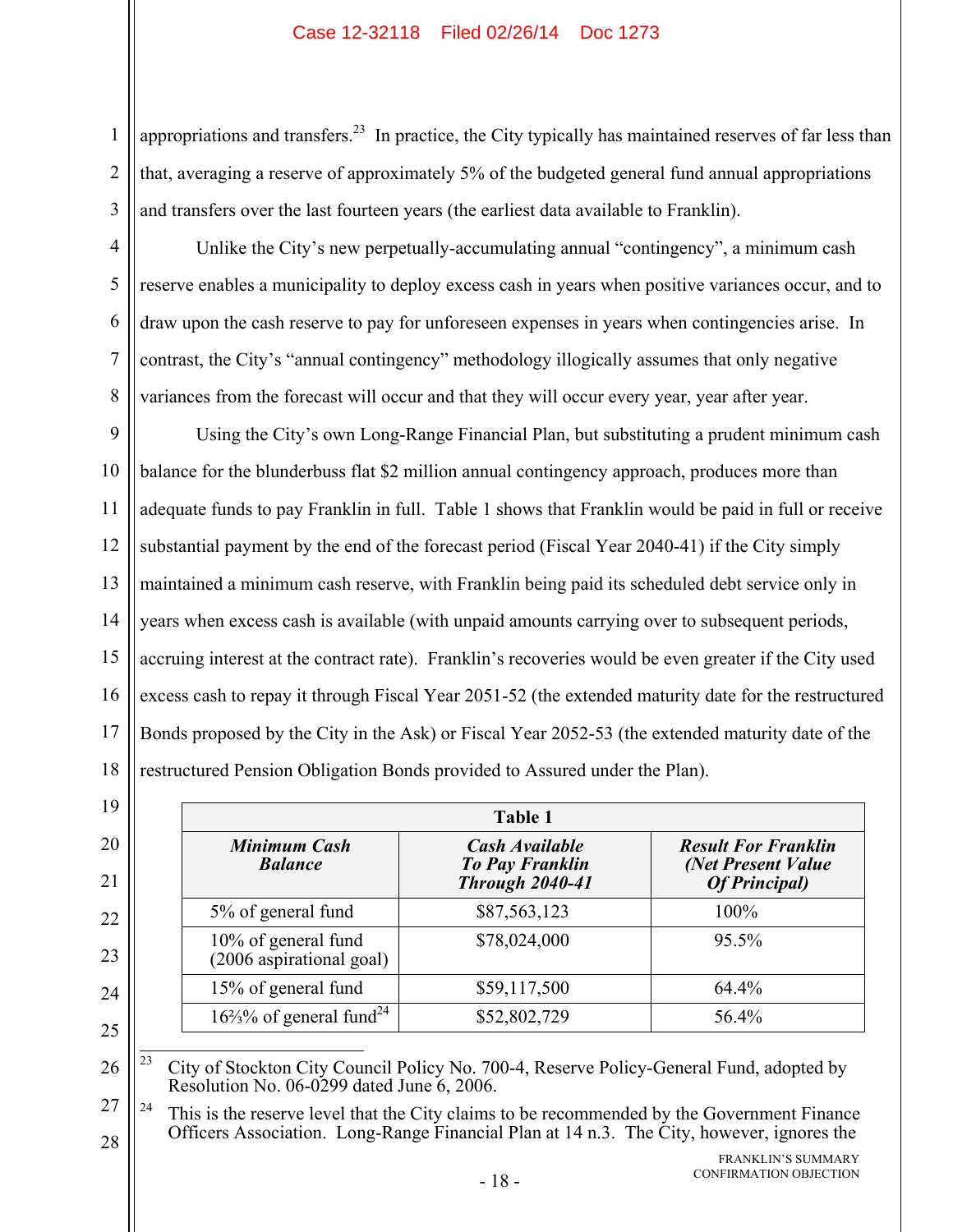appropriations and transfers.[23] In practice, the City typically has maintained reserves of far less than that, averaging a reserve of approximately 5% of the budgeted general fund annual appropriations and transfers over the last fourteen years (the earliest data available to Franklin).

Unlike the City's new perpetually-accumulating annual "contingency", a minimum cash reserve enables a municipality to deploy excess cash in years when positive variances occur, and to draw upon the cash reserve to pay for unforeseen expenses in years when contingencies arise. In contrast, the City's "annual contingency" methodology illogically assumes that only negative variances from the forecast will occur and that they will occur every year, year after year.

Using the City's own Long-Range Financial Plan, but substituting a prudent minimum cash balance for the blunderbuss flat $2 million annual contingency approach, produces more than adequate funds to pay Franklin in full. Table 1 shows that Franklin would be paid in full or receive substantial payment by the end of the forecast period (Fiscal Year 2040-41) if the City simply maintained a minimum cash reserve, with Franklin being paid its scheduled debt service only in years when excess cash is available (with unpaid amounts carrying over to subsequent periods, accruing interest at the contract rate). Franklin's recoveries would be even greater if the City used excess cash to repay it through Fiscal Year 2051-52 (the extended maturity date for the restructured Bonds proposed by the City in the Ask) or Fiscal Year 2052-53 (the extended maturity date of the restructured Pension Obligation Bonds provided to Assured under the Plan).

**Table 1**

| *Minimum Cash Balance* | *Cash Available To Pay Franklin Through 2040-41* | *Result For Franklin (Net Present Value Of Principal)* |
|---|---|---|
| 5% of general fund | $87,563,123 | 100% |
| 10% of general fund (2006 aspirational goal) | $78,024,000 | 95.5% |
| 15% of general fund | $59,117,500 | 64.4% |
| 16⅔% of general fund[24] | $52,802,729 | 56.4% |

---

[23] City of Stockton City Council Policy No. 700-4, Reserve Policy-General Fund, adopted by Resolution No. 06-0299 dated June 6, 2006.

[24] This is the reserve level that the City claims to be recommended by the Government Finance Officers Association. Long-Range Financial Plan at 14 n.3. The City, however, ignores the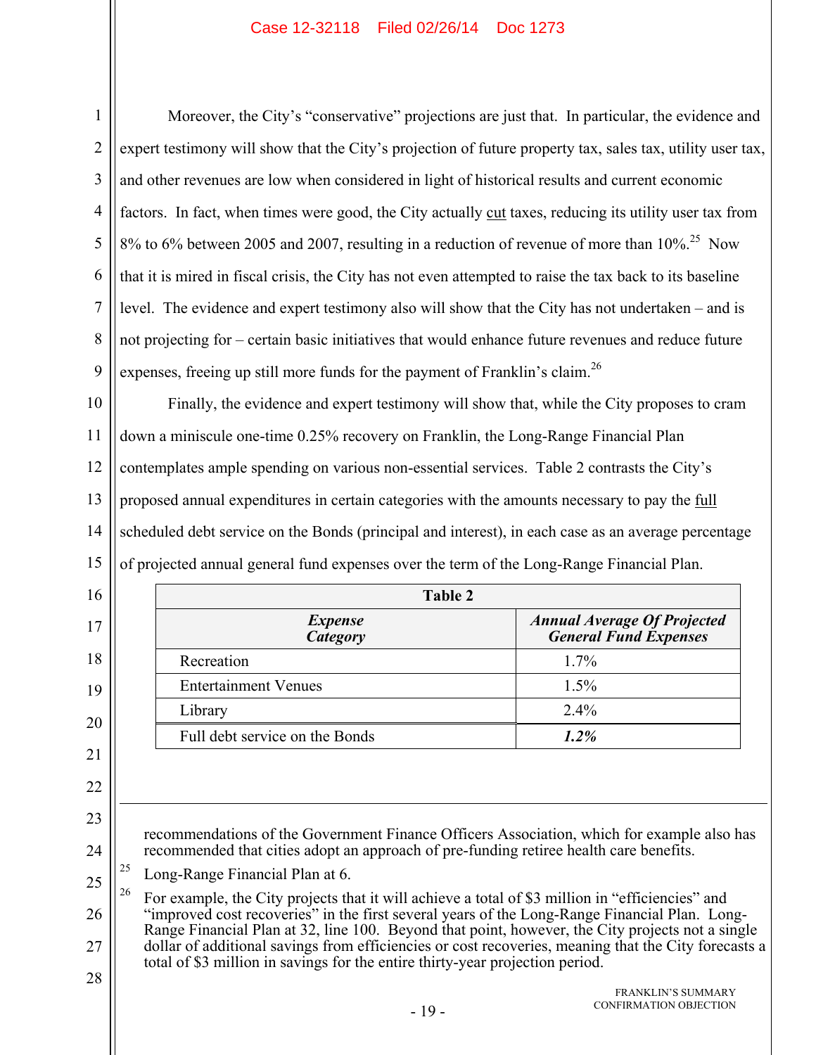Moreover, the City's "conservative" projections are just that. In particular, the evidence and expert testimony will show that the City's projection of future property tax, sales tax, utility user tax, and other revenues are low when considered in light of historical results and current economic factors. In fact, when times were good, the City actually cut taxes, reducing its utility user tax from 8% to 6% between 2005 and 2007, resulting in a reduction of revenue of more than 10%.[25] Now that it is mired in fiscal crisis, the City has not even attempted to raise the tax back to its baseline level. The evidence and expert testimony also will show that the City has not undertaken – and is not projecting for – certain basic initiatives that would enhance future revenues and reduce future expenses, freeing up still more funds for the payment of Franklin's claim.[26]

Finally, the evidence and expert testimony will show that, while the City proposes to cram down a miniscule one-time 0.25% recovery on Franklin, the Long-Range Financial Plan contemplates ample spending on various non-essential services. Table 2 contrasts the City's proposed annual expenditures in certain categories with the amounts necessary to pay the full scheduled debt service on the Bonds (principal and interest), in each case as an average percentage of projected annual general fund expenses over the term of the Long-Range Financial Plan.

**Table 2**

| *Expense Category* | *Annual Average Of Projected General Fund Expenses* |
|---|---|
| Recreation | 1.7% |
| Entertainment Venues | 1.5% |
| Library | 2.4% |
| Full debt service on the Bonds | ***1.2%*** |

---

recommendations of the Government Finance Officers Association, which for example also has recommended that cities adopt an approach of pre-funding retiree health care benefits.

[25] Long-Range Financial Plan at 6.

[26] For example, the City projects that it will achieve a total of $3 million in "efficiencies" and "improved cost recoveries" in the first several years of the Long-Range Financial Plan. Long-Range Financial Plan at 32, line 100. Beyond that point, however, the City projects not a single dollar of additional savings from efficiencies or cost recoveries, meaning that the City forecasts a total of $3 million in savings for the entire thirty-year projection period.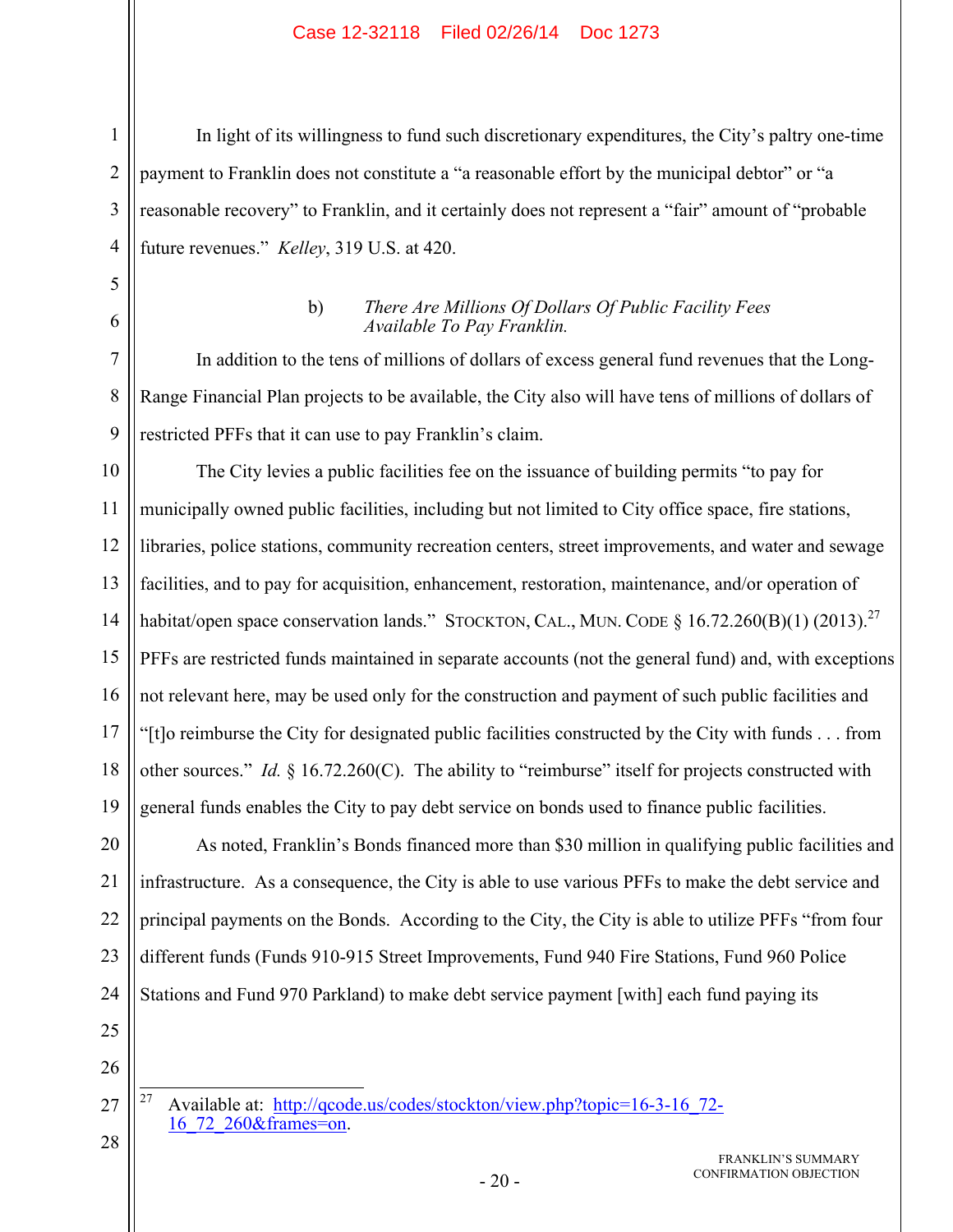In light of its willingness to fund such discretionary expenditures, the City's paltry one-time payment to Franklin does not constitute a "a reasonable effort by the municipal debtor" or "a reasonable recovery" to Franklin, and it certainly does not represent a "fair" amount of "probable future revenues." *Kelley*, 319 U.S. at 420.

b) *There Are Millions Of Dollars Of Public Facility Fees Available To Pay Franklin.*

In addition to the tens of millions of dollars of excess general fund revenues that the Long-Range Financial Plan projects to be available, the City also will have tens of millions of dollars of restricted PFFs that it can use to pay Franklin's claim.

The City levies a public facilities fee on the issuance of building permits "to pay for municipally owned public facilities, including but not limited to City office space, fire stations, libraries, police stations, community recreation centers, street improvements, and water and sewage facilities, and to pay for acquisition, enhancement, restoration, maintenance, and/or operation of habitat/open space conservation lands." STOCKTON, CAL., MUN. CODE § 16.72.260(B)(1) (2013).[27] PFFs are restricted funds maintained in separate accounts (not the general fund) and, with exceptions not relevant here, may be used only for the construction and payment of such public facilities and "[t]o reimburse the City for designated public facilities constructed by the City with funds . . . from other sources." *Id.* § 16.72.260(C). The ability to "reimburse" itself for projects constructed with general funds enables the City to pay debt service on bonds used to finance public facilities.

As noted, Franklin's Bonds financed more than $30 million in qualifying public facilities and infrastructure. As a consequence, the City is able to use various PFFs to make the debt service and principal payments on the Bonds. According to the City, the City is able to utilize PFFs "from four different funds (Funds 910-915 Street Improvements, Fund 940 Fire Stations, Fund 960 Police Stations and Fund 970 Parkland) to make debt service payment [with] each fund paying its

---

[27] Available at: http://qcode.us/codes/stockton/view.php?topic=16-3-16_72-16_72_260&frames=on.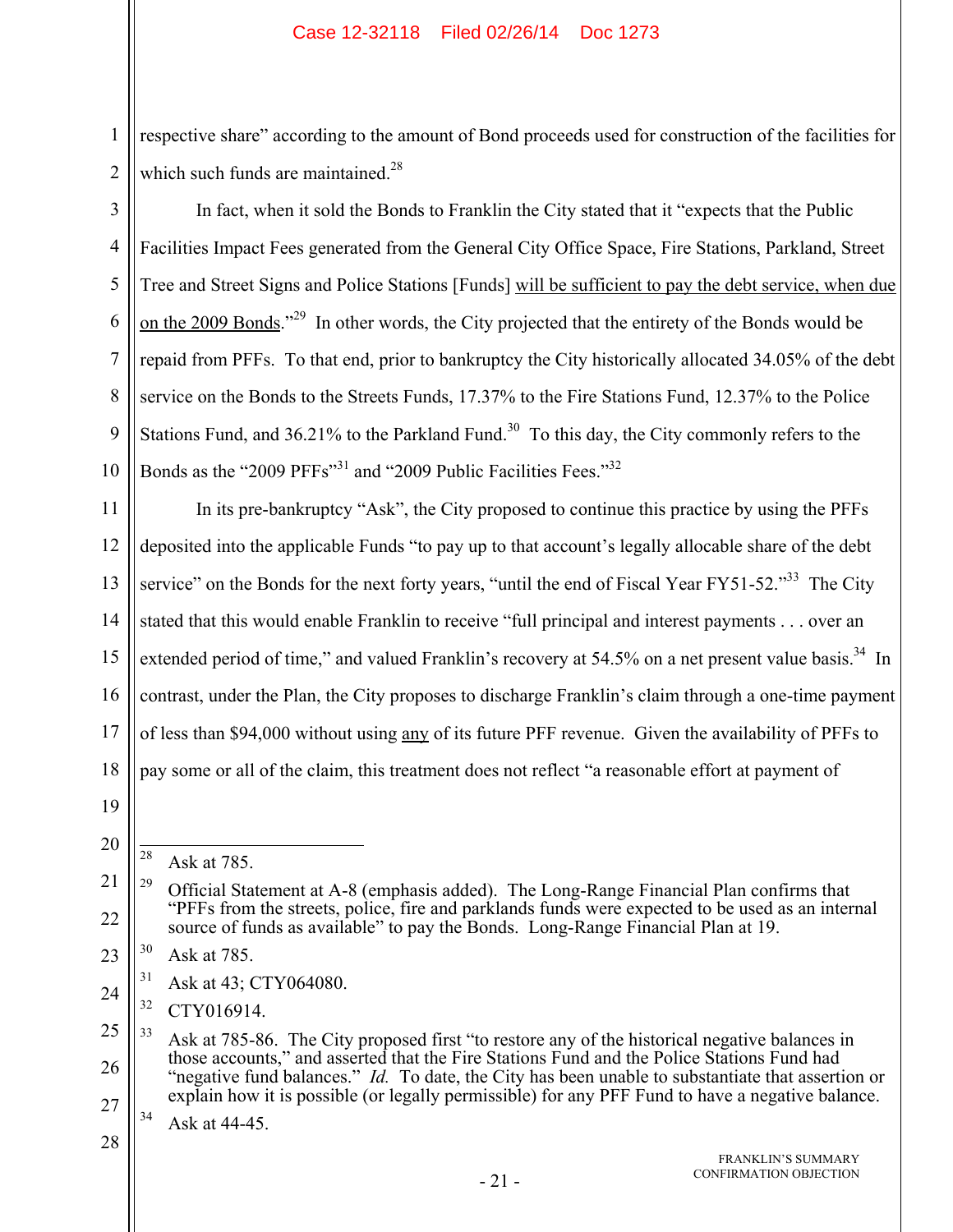respective share" according to the amount of Bond proceeds used for construction of the facilities for which such funds are maintained.[28]

In fact, when it sold the Bonds to Franklin the City stated that it "expects that the Public Facilities Impact Fees generated from the General City Office Space, Fire Stations, Parkland, Street Tree and Street Signs and Police Stations [Funds] <u>will be sufficient to pay the debt service, when due on the 2009 Bonds</u>."[29] In other words, the City projected that the entirety of the Bonds would be repaid from PFFs. To that end, prior to bankruptcy the City historically allocated 34.05% of the debt service on the Bonds to the Streets Funds, 17.37% to the Fire Stations Fund, 12.37% to the Police Stations Fund, and 36.21% to the Parkland Fund.[30] To this day, the City commonly refers to the Bonds as the "2009 PFFs"[31] and "2009 Public Facilities Fees."[32]

In its pre-bankruptcy "Ask", the City proposed to continue this practice by using the PFFs deposited into the applicable Funds "to pay up to that account's legally allocable share of the debt service" on the Bonds for the next forty years, "until the end of Fiscal Year FY51-52."[33] The City stated that this would enable Franklin to receive "full principal and interest payments . . . over an extended period of time," and valued Franklin's recovery at 54.5% on a net present value basis.[34] In contrast, under the Plan, the City proposes to discharge Franklin's claim through a one-time payment of less than $94,000 without using <u>any</u> of its future PFF revenue. Given the availability of PFFs to pay some or all of the claim, this treatment does not reflect "a reasonable effort at payment of

---

[28] Ask at 785.

[29] Official Statement at A-8 (emphasis added). The Long-Range Financial Plan confirms that "PFFs from the streets, police, fire and parklands funds were expected to be used as an internal source of funds as available" to pay the Bonds. Long-Range Financial Plan at 19.

[30] Ask at 785.

[31] Ask at 43; CTY064080.

[32] CTY016914.

[33] Ask at 785-86. The City proposed first "to restore any of the historical negative balances in those accounts," and asserted that the Fire Stations Fund and the Police Stations Fund had "negative fund balances." *Id.* To date, the City has been unable to substantiate that assertion or explain how it is possible (or legally permissible) for any PFF Fund to have a negative balance.

[34] Ask at 44-45.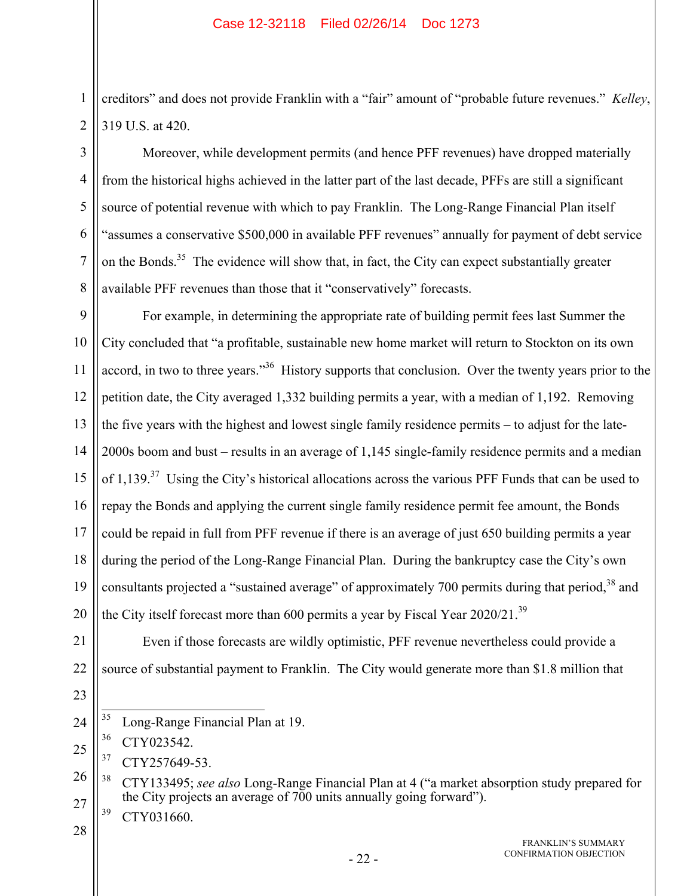creditors" and does not provide Franklin with a "fair" amount of "probable future revenues." *Kelley*, 319 U.S. at 420.

Moreover, while development permits (and hence PFF revenues) have dropped materially from the historical highs achieved in the latter part of the last decade, PFFs are still a significant source of potential revenue with which to pay Franklin. The Long-Range Financial Plan itself "assumes a conservative $500,000 in available PFF revenues" annually for payment of debt service on the Bonds.[35] The evidence will show that, in fact, the City can expect substantially greater available PFF revenues than those that it "conservatively" forecasts.

For example, in determining the appropriate rate of building permit fees last Summer the City concluded that "a profitable, sustainable new home market will return to Stockton on its own accord, in two to three years."[36] History supports that conclusion. Over the twenty years prior to the petition date, the City averaged 1,332 building permits a year, with a median of 1,192. Removing the five years with the highest and lowest single family residence permits – to adjust for the late-2000s boom and bust – results in an average of 1,145 single-family residence permits and a median of 1,139.[37] Using the City's historical allocations across the various PFF Funds that can be used to repay the Bonds and applying the current single family residence permit fee amount, the Bonds could be repaid in full from PFF revenue if there is an average of just 650 building permits a year during the period of the Long-Range Financial Plan. During the bankruptcy case the City's own consultants projected a "sustained average" of approximately 700 permits during that period,[38] and the City itself forecast more than 600 permits a year by Fiscal Year 2020/21.[39]

Even if those forecasts are wildly optimistic, PFF revenue nevertheless could provide a source of substantial payment to Franklin. The City would generate more than $1.8 million that

---

[35] Long-Range Financial Plan at 19.

[36] CTY023542.

[37] CTY257649-53.

[38] CTY133495; *see also* Long-Range Financial Plan at 4 ("a market absorption study prepared for the City projects an average of 700 units annually going forward").

[39] CTY031660.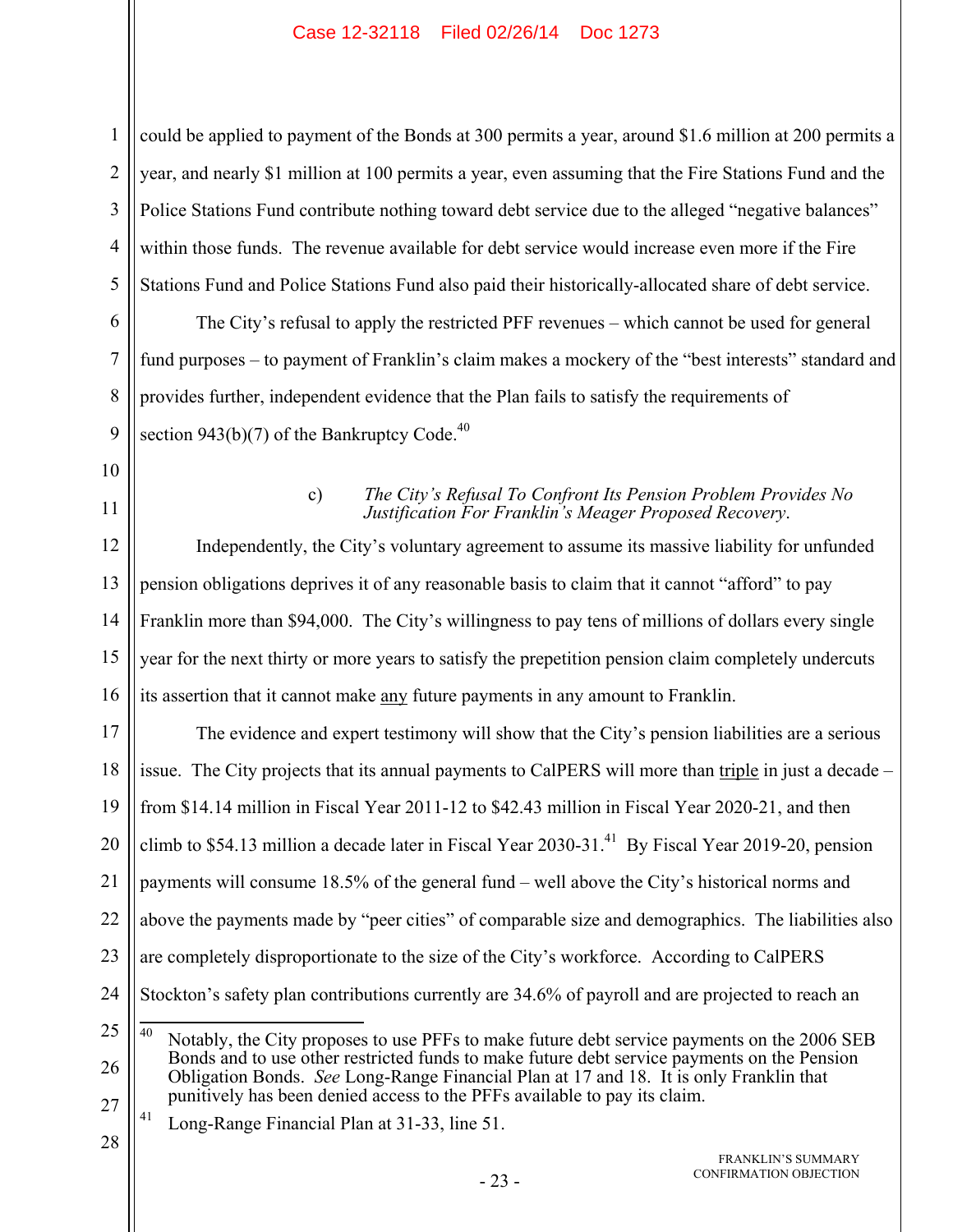could be applied to payment of the Bonds at 300 permits a year, around $1.6 million at 200 permits a year, and nearly $1 million at 100 permits a year, even assuming that the Fire Stations Fund and the Police Stations Fund contribute nothing toward debt service due to the alleged "negative balances" within those funds. The revenue available for debt service would increase even more if the Fire Stations Fund and Police Stations Fund also paid their historically-allocated share of debt service.

The City's refusal to apply the restricted PFF revenues – which cannot be used for general fund purposes – to payment of Franklin's claim makes a mockery of the "best interests" standard and provides further, independent evidence that the Plan fails to satisfy the requirements of section 943(b)(7) of the Bankruptcy Code.[40]

c) *The City's Refusal To Confront Its Pension Problem Provides No Justification For Franklin's Meager Proposed Recovery.*

Independently, the City's voluntary agreement to assume its massive liability for unfunded pension obligations deprives it of any reasonable basis to claim that it cannot "afford" to pay Franklin more than $94,000. The City's willingness to pay tens of millions of dollars every single year for the next thirty or more years to satisfy the prepetition pension claim completely undercuts its assertion that it cannot make any future payments in any amount to Franklin.

The evidence and expert testimony will show that the City's pension liabilities are a serious issue. The City projects that its annual payments to CalPERS will more than triple in just a decade – from $14.14 million in Fiscal Year 2011-12 to $42.43 million in Fiscal Year 2020-21, and then climb to $54.13 million a decade later in Fiscal Year 2030-31.[41] By Fiscal Year 2019-20, pension payments will consume 18.5% of the general fund – well above the City's historical norms and above the payments made by "peer cities" of comparable size and demographics. The liabilities also are completely disproportionate to the size of the City's workforce. According to CalPERS Stockton's safety plan contributions currently are 34.6% of payroll and are projected to reach an

---

[40] Notably, the City proposes to use PFFs to make future debt service payments on the 2006 SEB Bonds and to use other restricted funds to make future debt service payments on the Pension Obligation Bonds. *See* Long-Range Financial Plan at 17 and 18. It is only Franklin that punitively has been denied access to the PFFs available to pay its claim.

[41] Long-Range Financial Plan at 31-33, line 51.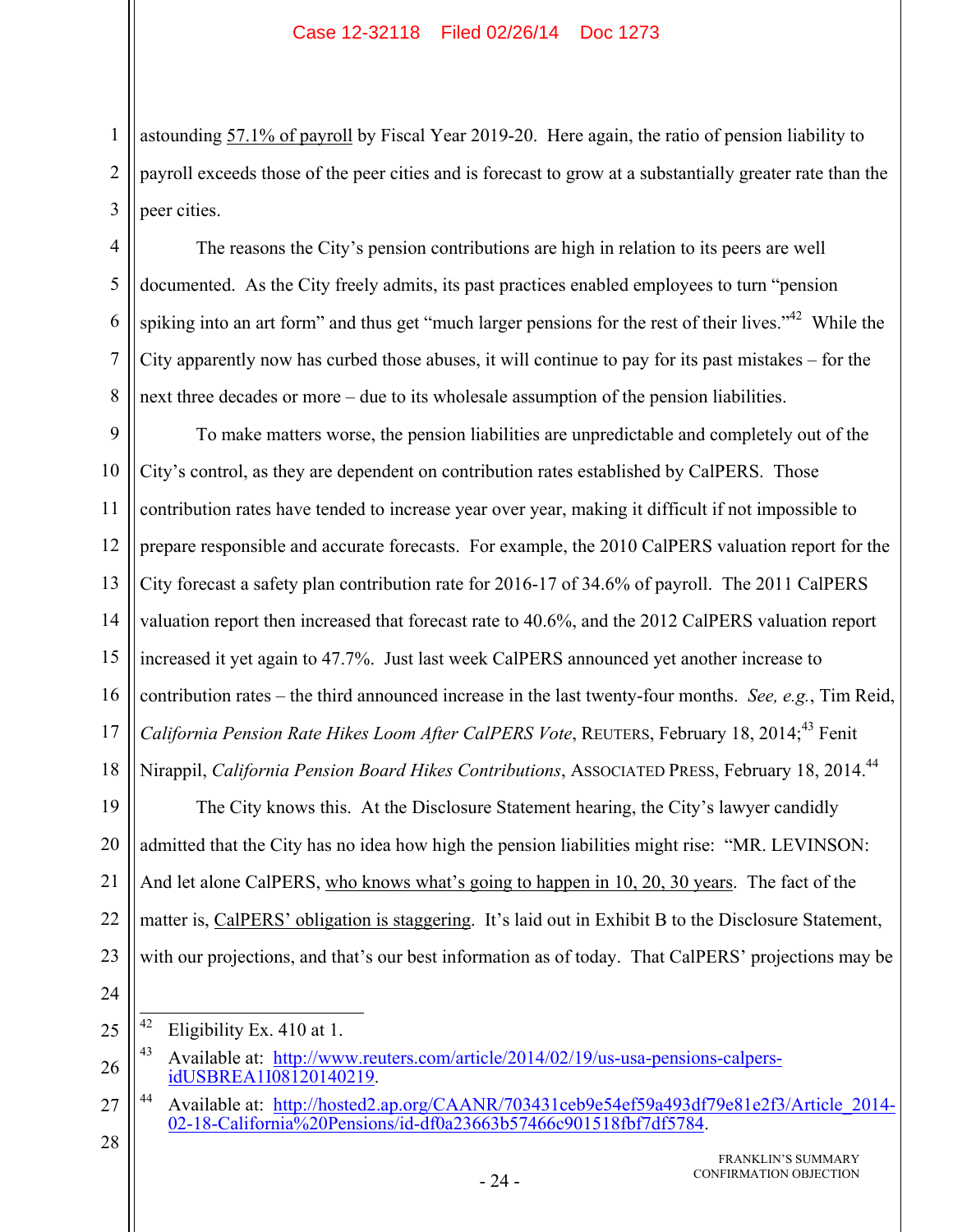astounding 57.1% of payroll by Fiscal Year 2019-20. Here again, the ratio of pension liability to payroll exceeds those of the peer cities and is forecast to grow at a substantially greater rate than the peer cities.

The reasons the City's pension contributions are high in relation to its peers are well documented. As the City freely admits, its past practices enabled employees to turn "pension spiking into an art form" and thus get "much larger pensions for the rest of their lives."[42] While the City apparently now has curbed those abuses, it will continue to pay for its past mistakes – for the next three decades or more – due to its wholesale assumption of the pension liabilities.

To make matters worse, the pension liabilities are unpredictable and completely out of the City's control, as they are dependent on contribution rates established by CalPERS. Those contribution rates have tended to increase year over year, making it difficult if not impossible to prepare responsible and accurate forecasts. For example, the 2010 CalPERS valuation report for the City forecast a safety plan contribution rate for 2016-17 of 34.6% of payroll. The 2011 CalPERS valuation report then increased that forecast rate to 40.6%, and the 2012 CalPERS valuation report increased it yet again to 47.7%. Just last week CalPERS announced yet another increase to contribution rates – the third announced increase in the last twenty-four months. *See, e.g.*, Tim Reid, *California Pension Rate Hikes Loom After CalPERS Vote*, REUTERS, February 18, 2014;[43] Fenit Nirappil, *California Pension Board Hikes Contributions*, ASSOCIATED PRESS, February 18, 2014.[44]

The City knows this. At the Disclosure Statement hearing, the City's lawyer candidly admitted that the City has no idea how high the pension liabilities might rise: "MR. LEVINSON: And let alone CalPERS, who knows what's going to happen in 10, 20, 30 years. The fact of the matter is, CalPERS' obligation is staggering. It's laid out in Exhibit B to the Disclosure Statement, with our projections, and that's our best information as of today. That CalPERS' projections may be

---

[42] Eligibility Ex. 410 at 1.

[43] Available at: http://www.reuters.com/article/2014/02/19/us-usa-pensions-calpers-idUSBREA1I08120140219.

[44] Available at: http://hosted2.ap.org/CAANR/703431ceb9e54ef59a493df79e81e2f3/Article_2014-02-18-California%20Pensions/id-df0a23663b57466c901518fbf7df5784.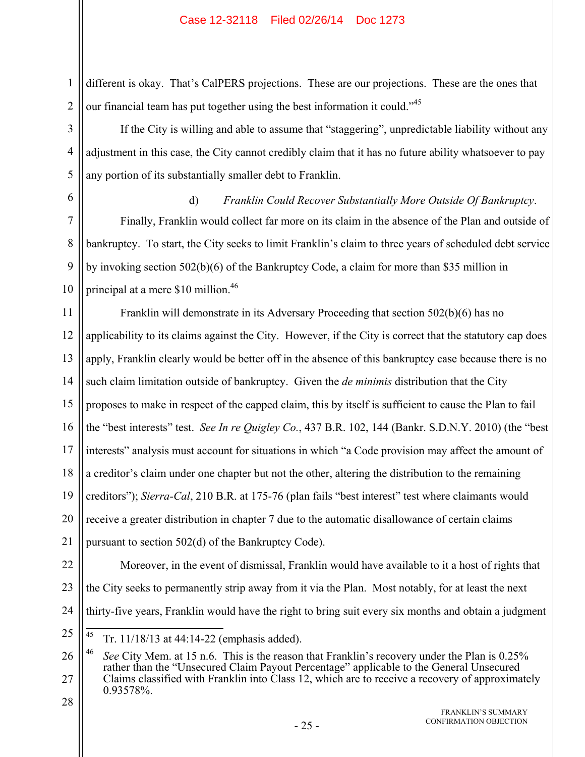different is okay. That's CalPERS projections. These are our projections. These are the ones that our financial team has put together using the best information it could."[45]

If the City is willing and able to assume that "staggering", unpredictable liability without any adjustment in this case, the City cannot credibly claim that it has no future ability whatsoever to pay any portion of its substantially smaller debt to Franklin.

d) *Franklin Could Recover Substantially More Outside Of Bankruptcy*.

Finally, Franklin would collect far more on its claim in the absence of the Plan and outside of bankruptcy. To start, the City seeks to limit Franklin's claim to three years of scheduled debt service by invoking section 502(b)(6) of the Bankruptcy Code, a claim for more than \$35 million in principal at a mere \$10 million.[46]

Franklin will demonstrate in its Adversary Proceeding that section 502(b)(6) has no applicability to its claims against the City. However, if the City is correct that the statutory cap does apply, Franklin clearly would be better off in the absence of this bankruptcy case because there is no such claim limitation outside of bankruptcy. Given the *de minimis* distribution that the City proposes to make in respect of the capped claim, this by itself is sufficient to cause the Plan to fail the "best interests" test. *See In re Quigley Co.*, 437 B.R. 102, 144 (Bankr. S.D.N.Y. 2010) (the "best interests" analysis must account for situations in which "a Code provision may affect the amount of a creditor's claim under one chapter but not the other, altering the distribution to the remaining creditors"); *Sierra-Cal*, 210 B.R. at 175-76 (plan fails "best interest" test where claimants would receive a greater distribution in chapter 7 due to the automatic disallowance of certain claims pursuant to section 502(d) of the Bankruptcy Code).

Moreover, in the event of dismissal, Franklin would have available to it a host of rights that the City seeks to permanently strip away from it via the Plan. Most notably, for at least the next thirty-five years, Franklin would have the right to bring suit every six months and obtain a judgment

---

[45] Tr. 11/18/13 at 44:14-22 (emphasis added).

[46] *See* City Mem. at 15 n.6. This is the reason that Franklin's recovery under the Plan is 0.25% rather than the "Unsecured Claim Payout Percentage" applicable to the General Unsecured Claims classified with Franklin into Class 12, which are to receive a recovery of approximately 0.93578%.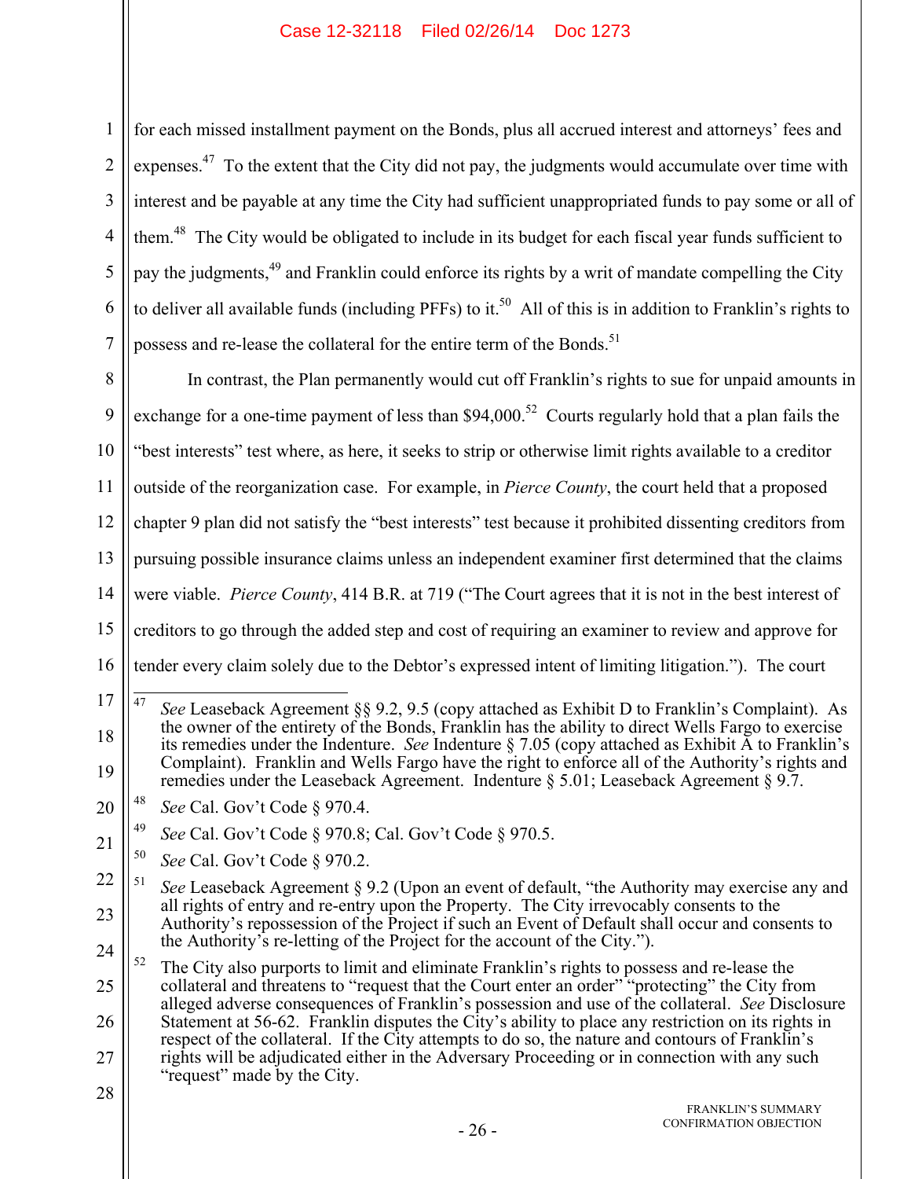for each missed installment payment on the Bonds, plus all accrued interest and attorneys' fees and expenses.[47] To the extent that the City did not pay, the judgments would accumulate over time with interest and be payable at any time the City had sufficient unappropriated funds to pay some or all of them.[48] The City would be obligated to include in its budget for each fiscal year funds sufficient to pay the judgments,[49] and Franklin could enforce its rights by a writ of mandate compelling the City to deliver all available funds (including PFFs) to it.[50] All of this is in addition to Franklin's rights to possess and re-lease the collateral for the entire term of the Bonds.[51]

In contrast, the Plan permanently would cut off Franklin's rights to sue for unpaid amounts in exchange for a one-time payment of less than $94,000.[52] Courts regularly hold that a plan fails the "best interests" test where, as here, it seeks to strip or otherwise limit rights available to a creditor outside of the reorganization case. For example, in *Pierce County*, the court held that a proposed chapter 9 plan did not satisfy the "best interests" test because it prohibited dissenting creditors from pursuing possible insurance claims unless an independent examiner first determined that the claims were viable. *Pierce County*, 414 B.R. at 719 ("The Court agrees that it is not in the best interest of creditors to go through the added step and cost of requiring an examiner to review and approve for tender every claim solely due to the Debtor's expressed intent of limiting litigation."). The court

---

[47] *See* Leaseback Agreement §§ 9.2, 9.5 (copy attached as Exhibit D to Franklin's Complaint). As the owner of the entirety of the Bonds, Franklin has the ability to direct Wells Fargo to exercise its remedies under the Indenture. *See* Indenture § 7.05 (copy attached as Exhibit A to Franklin's Complaint). Franklin and Wells Fargo have the right to enforce all of the Authority's rights and remedies under the Leaseback Agreement. Indenture § 5.01; Leaseback Agreement § 9.7.

[48] *See* Cal. Gov't Code § 970.4.

[49] *See* Cal. Gov't Code § 970.8; Cal. Gov't Code § 970.5.

[50] *See* Cal. Gov't Code § 970.2.

[51] *See* Leaseback Agreement § 9.2 (Upon an event of default, "the Authority may exercise any and all rights of entry and re-entry upon the Property. The City irrevocably consents to the Authority's repossession of the Project if such an Event of Default shall occur and consents to the Authority's re-letting of the Project for the account of the City.").

[52] The City also purports to limit and eliminate Franklin's rights to possess and re-lease the collateral and threatens to "request that the Court enter an order" "protecting" the City from alleged adverse consequences of Franklin's possession and use of the collateral. *See* Disclosure Statement at 56-62. Franklin disputes the City's ability to place any restriction on its rights in respect of the collateral. If the City attempts to do so, the nature and contours of Franklin's rights will be adjudicated either in the Adversary Proceeding or in connection with any such "request" made by the City.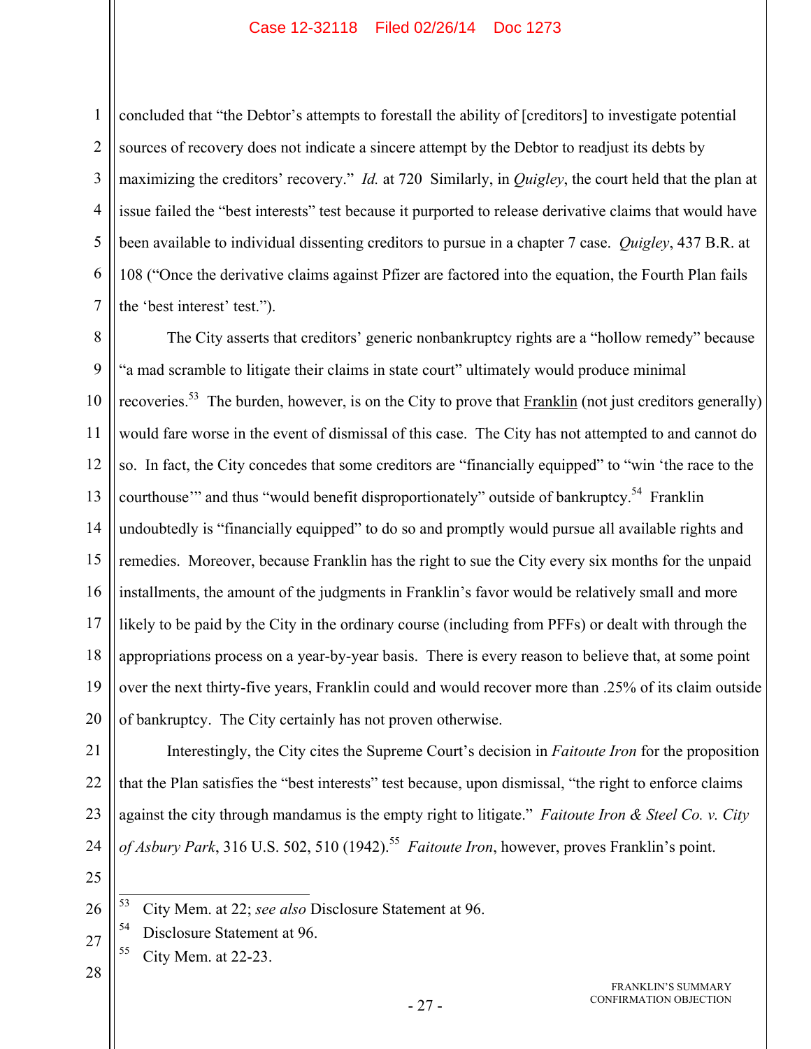concluded that "the Debtor's attempts to forestall the ability of [creditors] to investigate potential sources of recovery does not indicate a sincere attempt by the Debtor to readjust its debts by maximizing the creditors' recovery." *Id.* at 720 Similarly, in *Quigley*, the court held that the plan at issue failed the "best interests" test because it purported to release derivative claims that would have been available to individual dissenting creditors to pursue in a chapter 7 case. *Quigley*, 437 B.R. at 108 ("Once the derivative claims against Pfizer are factored into the equation, the Fourth Plan fails the 'best interest' test.").

The City asserts that creditors' generic nonbankruptcy rights are a "hollow remedy" because "a mad scramble to litigate their claims in state court" ultimately would produce minimal recoveries.[53] The burden, however, is on the City to prove that Franklin (not just creditors generally) would fare worse in the event of dismissal of this case. The City has not attempted to and cannot do so. In fact, the City concedes that some creditors are "financially equipped" to "win 'the race to the courthouse'" and thus "would benefit disproportionately" outside of bankruptcy.[54] Franklin undoubtedly is "financially equipped" to do so and promptly would pursue all available rights and remedies. Moreover, because Franklin has the right to sue the City every six months for the unpaid installments, the amount of the judgments in Franklin's favor would be relatively small and more likely to be paid by the City in the ordinary course (including from PFFs) or dealt with through the appropriations process on a year-by-year basis. There is every reason to believe that, at some point over the next thirty-five years, Franklin could and would recover more than .25% of its claim outside of bankruptcy. The City certainly has not proven otherwise.

Interestingly, the City cites the Supreme Court's decision in *Faitoute Iron* for the proposition that the Plan satisfies the "best interests" test because, upon dismissal, "the right to enforce claims against the city through mandamus is the empty right to litigate." *Faitoute Iron & Steel Co. v. City of Asbury Park*, 316 U.S. 502, 510 (1942).[55] *Faitoute Iron*, however, proves Franklin's point.

---

[53] City Mem. at 22; *see also* Disclosure Statement at 96.

[54] Disclosure Statement at 96.

[55] City Mem. at 22-23.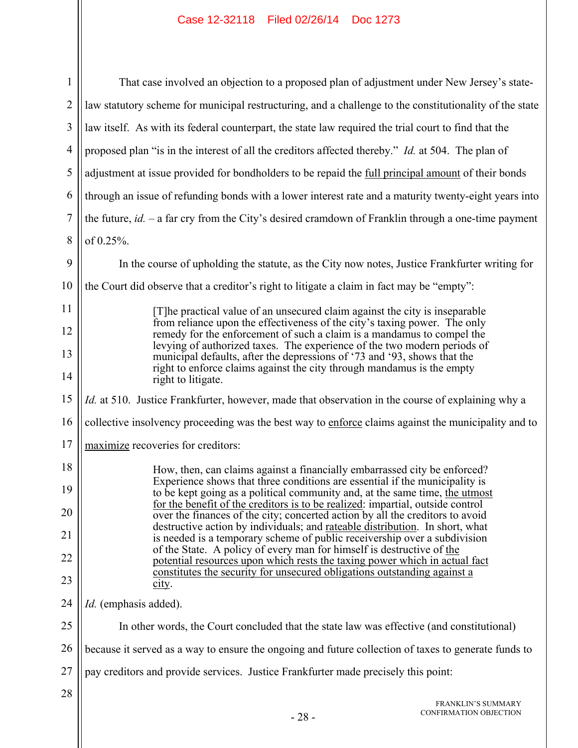That case involved an objection to a proposed plan of adjustment under New Jersey's state-law statutory scheme for municipal restructuring, and a challenge to the constitutionality of the state law itself. As with its federal counterpart, the state law required the trial court to find that the proposed plan "is in the interest of all the creditors affected thereby." *Id.* at 504. The plan of adjustment at issue provided for bondholders to be repaid the full principal amount of their bonds through an issue of refunding bonds with a lower interest rate and a maturity twenty-eight years into the future, *id.* – a far cry from the City's desired cramdown of Franklin through a one-time payment of 0.25%.

In the course of upholding the statute, as the City now notes, Justice Frankfurter writing for the Court did observe that a creditor's right to litigate a claim in fact may be "empty":

> [T]he practical value of an unsecured claim against the city is inseparable from reliance upon the effectiveness of the city's taxing power. The only remedy for the enforcement of such a claim is a mandamus to compel the levying of authorized taxes. The experience of the two modern periods of municipal defaults, after the depressions of '73 and '93, shows that the right to enforce claims against the city through mandamus is the empty right to litigate.

*Id.* at 510. Justice Frankfurter, however, made that observation in the course of explaining why a collective insolvency proceeding was the best way to enforce claims against the municipality and to maximize recoveries for creditors:

> How, then, can claims against a financially embarrassed city be enforced? Experience shows that three conditions are essential if the municipality is to be kept going as a political community and, at the same time, the utmost for the benefit of the creditors is to be realized: impartial, outside control over the finances of the city; concerted action by all the creditors to avoid destructive action by individuals; and rateable distribution. In short, what is needed is a temporary scheme of public receivership over a subdivision of the State. A policy of every man for himself is destructive of the potential resources upon which rests the taxing power which in actual fact constitutes the security for unsecured obligations outstanding against a city.

*Id.* (emphasis added).

In other words, the Court concluded that the state law was effective (and constitutional) because it served as a way to ensure the ongoing and future collection of taxes to generate funds to pay creditors and provide services. Justice Frankfurter made precisely this point: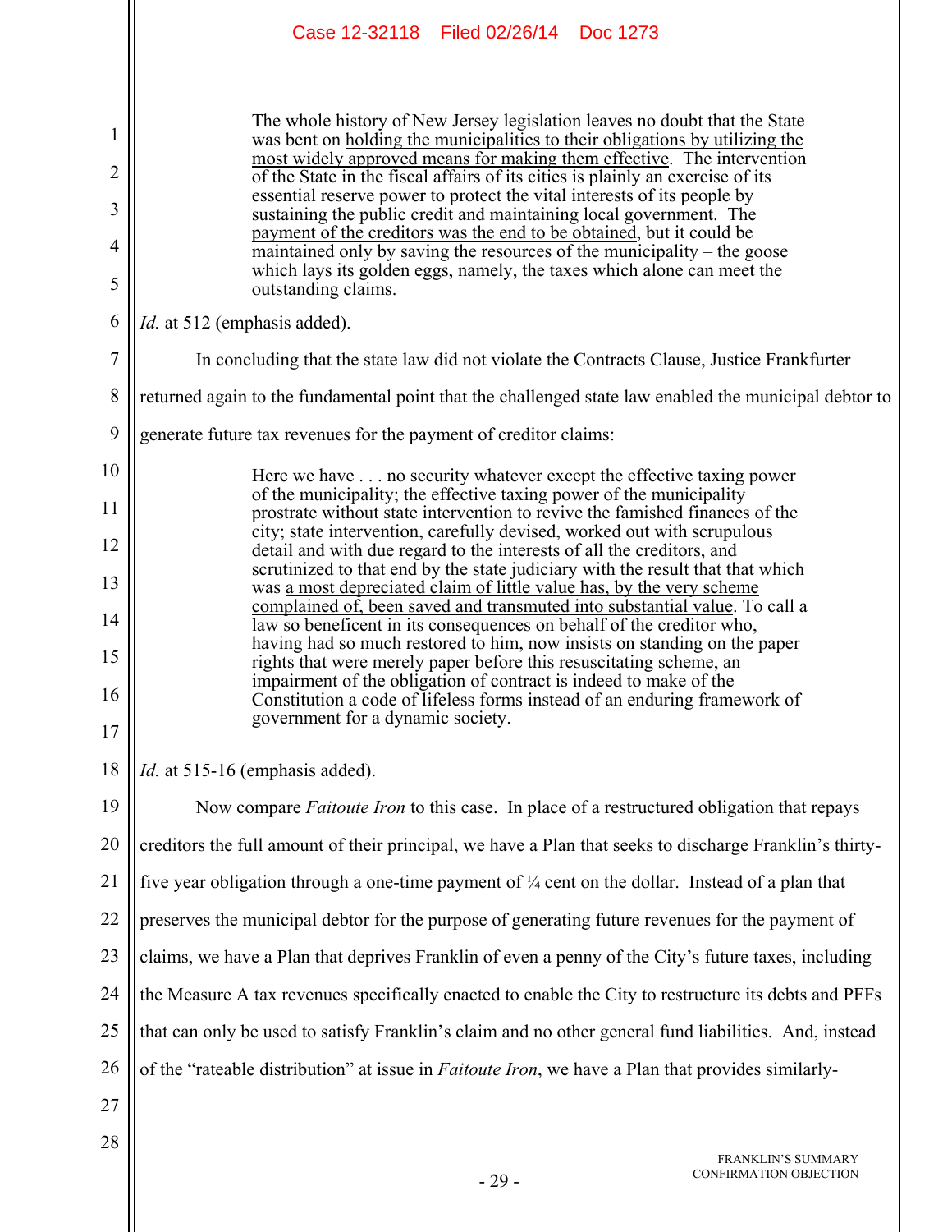> The whole history of New Jersey legislation leaves no doubt that the State was bent on <u>holding the municipalities to their obligations by utilizing the most widely approved means for making them effective</u>. The intervention of the State in the fiscal affairs of its cities is plainly an exercise of its essential reserve power to protect the vital interests of its people by sustaining the public credit and maintaining local government. <u>The payment of the creditors was the end to be obtained</u>, but it could be maintained only by saving the resources of the municipality – the goose which lays its golden eggs, namely, the taxes which alone can meet the outstanding claims.

*Id.* at 512 (emphasis added).

In concluding that the state law did not violate the Contracts Clause, Justice Frankfurter returned again to the fundamental point that the challenged state law enabled the municipal debtor to generate future tax revenues for the payment of creditor claims:

> Here we have . . . no security whatever except the effective taxing power of the municipality; the effective taxing power of the municipality prostrate without state intervention to revive the famished finances of the city; state intervention, carefully devised, worked out with scrupulous detail and <u>with due regard to the interests of all the creditors</u>, and scrutinized to that end by the state judiciary with the result that that which was <u>a most depreciated claim of little value has, by the very scheme complained of, been saved and transmuted into substantial value</u>. To call a law so beneficent in its consequences on behalf of the creditor who, having had so much restored to him, now insists on standing on the paper rights that were merely paper before this resuscitating scheme, an impairment of the obligation of contract is indeed to make of the Constitution a code of lifeless forms instead of an enduring framework of government for a dynamic society.

*Id.* at 515-16 (emphasis added).

Now compare *Faitoute Iron* to this case. In place of a restructured obligation that repays creditors the full amount of their principal, we have a Plan that seeks to discharge Franklin's thirty-five year obligation through a one-time payment of ¼ cent on the dollar. Instead of a plan that preserves the municipal debtor for the purpose of generating future revenues for the payment of claims, we have a Plan that deprives Franklin of even a penny of the City's future taxes, including the Measure A tax revenues specifically enacted to enable the City to restructure its debts and PFFs that can only be used to satisfy Franklin's claim and no other general fund liabilities. And, instead of the "rateable distribution" at issue in *Faitoute Iron*, we have a Plan that provides similarly-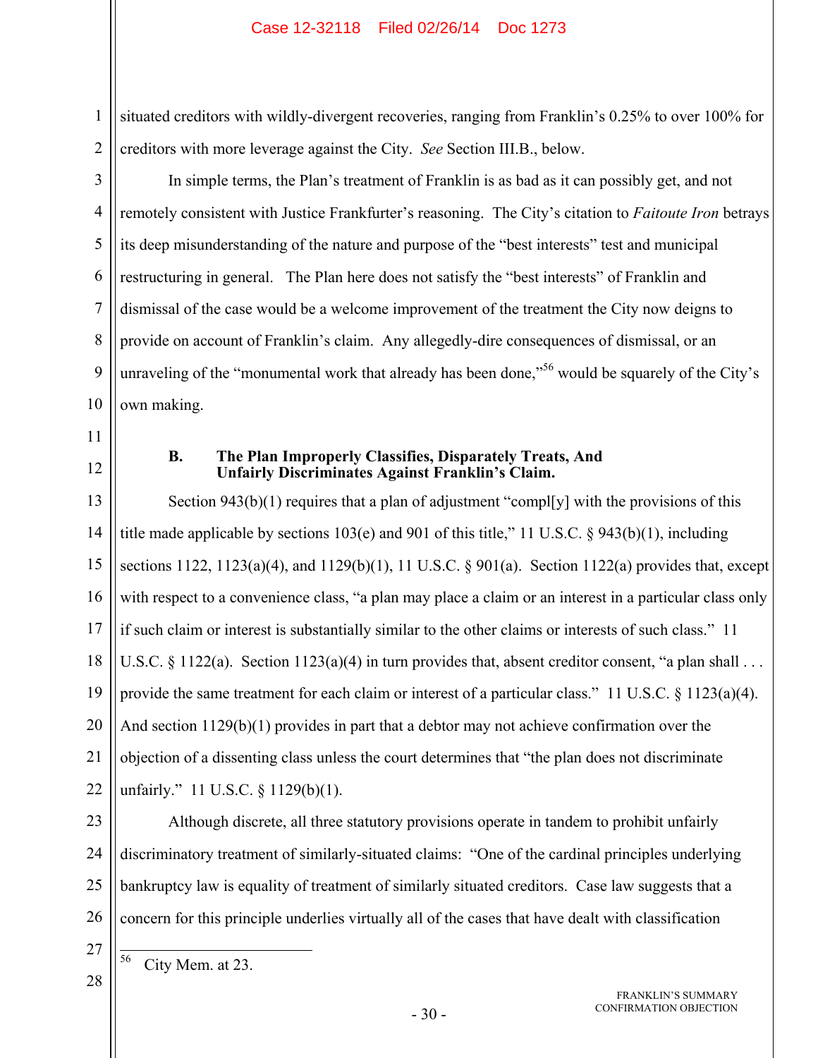situated creditors with wildly-divergent recoveries, ranging from Franklin's 0.25% to over 100% for creditors with more leverage against the City. *See* Section III.B., below.

In simple terms, the Plan's treatment of Franklin is as bad as it can possibly get, and not remotely consistent with Justice Frankfurter's reasoning. The City's citation to *Faitoute Iron* betrays its deep misunderstanding of the nature and purpose of the "best interests" test and municipal restructuring in general. The Plan here does not satisfy the "best interests" of Franklin and dismissal of the case would be a welcome improvement of the treatment the City now deigns to provide on account of Franklin's claim. Any allegedly-dire consequences of dismissal, or an unraveling of the "monumental work that already has been done,"[56] would be squarely of the City's own making.

### B. The Plan Improperly Classifies, Disparately Treats, And Unfairly Discriminates Against Franklin's Claim.

Section 943(b)(1) requires that a plan of adjustment "compl[y] with the provisions of this title made applicable by sections 103(e) and 901 of this title," 11 U.S.C. § 943(b)(1), including sections 1122, 1123(a)(4), and 1129(b)(1), 11 U.S.C. § 901(a). Section 1122(a) provides that, except with respect to a convenience class, "a plan may place a claim or an interest in a particular class only if such claim or interest is substantially similar to the other claims or interests of such class." 11 U.S.C. § 1122(a). Section 1123(a)(4) in turn provides that, absent creditor consent, "a plan shall . . . provide the same treatment for each claim or interest of a particular class." 11 U.S.C. § 1123(a)(4). And section 1129(b)(1) provides in part that a debtor may not achieve confirmation over the objection of a dissenting class unless the court determines that "the plan does not discriminate unfairly." 11 U.S.C. § 1129(b)(1).

Although discrete, all three statutory provisions operate in tandem to prohibit unfairly discriminatory treatment of similarly-situated claims: "One of the cardinal principles underlying bankruptcy law is equality of treatment of similarly situated creditors. Case law suggests that a concern for this principle underlies virtually all of the cases that have dealt with classification

---

[56] City Mem. at 23.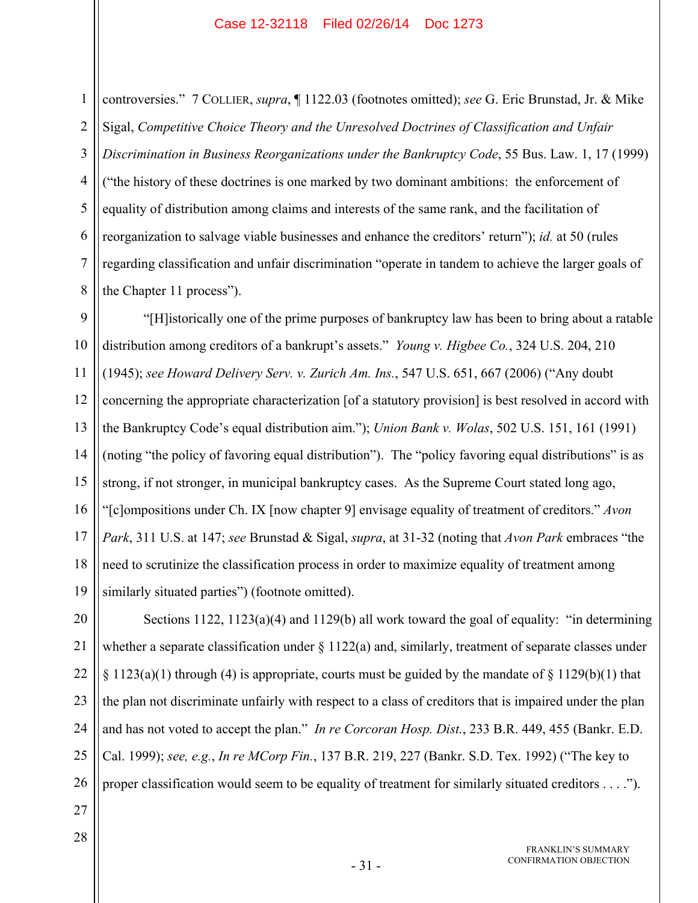controversies." 7 COLLIER, *supra*, ¶ 1122.03 (footnotes omitted); *see* G. Eric Brunstad, Jr. & Mike Sigal, *Competitive Choice Theory and the Unresolved Doctrines of Classification and Unfair Discrimination in Business Reorganizations under the Bankruptcy Code*, 55 Bus. Law. 1, 17 (1999) ("the history of these doctrines is one marked by two dominant ambitions: the enforcement of equality of distribution among claims and interests of the same rank, and the facilitation of reorganization to salvage viable businesses and enhance the creditors' return"); *id.* at 50 (rules regarding classification and unfair discrimination "operate in tandem to achieve the larger goals of the Chapter 11 process").

"[H]istorically one of the prime purposes of bankruptcy law has been to bring about a ratable distribution among creditors of a bankrupt's assets." *Young v. Higbee Co.*, 324 U.S. 204, 210 (1945); *see Howard Delivery Serv. v. Zurich Am. Ins.*, 547 U.S. 651, 667 (2006) ("Any doubt concerning the appropriate characterization [of a statutory provision] is best resolved in accord with the Bankruptcy Code's equal distribution aim."); *Union Bank v. Wolas*, 502 U.S. 151, 161 (1991) (noting "the policy of favoring equal distribution"). The "policy favoring equal distributions" is as strong, if not stronger, in municipal bankruptcy cases. As the Supreme Court stated long ago, "[c]ompositions under Ch. IX [now chapter 9] envisage equality of treatment of creditors." *Avon Park*, 311 U.S. at 147; *see* Brunstad & Sigal, *supra*, at 31-32 (noting that *Avon Park* embraces "the need to scrutinize the classification process in order to maximize equality of treatment among similarly situated parties") (footnote omitted).

Sections 1122, 1123(a)(4) and 1129(b) all work toward the goal of equality: "in determining whether a separate classification under § 1122(a) and, similarly, treatment of separate classes under § 1123(a)(1) through (4) is appropriate, courts must be guided by the mandate of § 1129(b)(1) that the plan not discriminate unfairly with respect to a class of creditors that is impaired under the plan and has not voted to accept the plan." *In re Corcoran Hosp. Dist.*, 233 B.R. 449, 455 (Bankr. E.D. Cal. 1999); *see, e.g.*, *In re MCorp Fin.*, 137 B.R. 219, 227 (Bankr. S.D. Tex. 1992) ("The key to proper classification would seem to be equality of treatment for similarly situated creditors . . . .").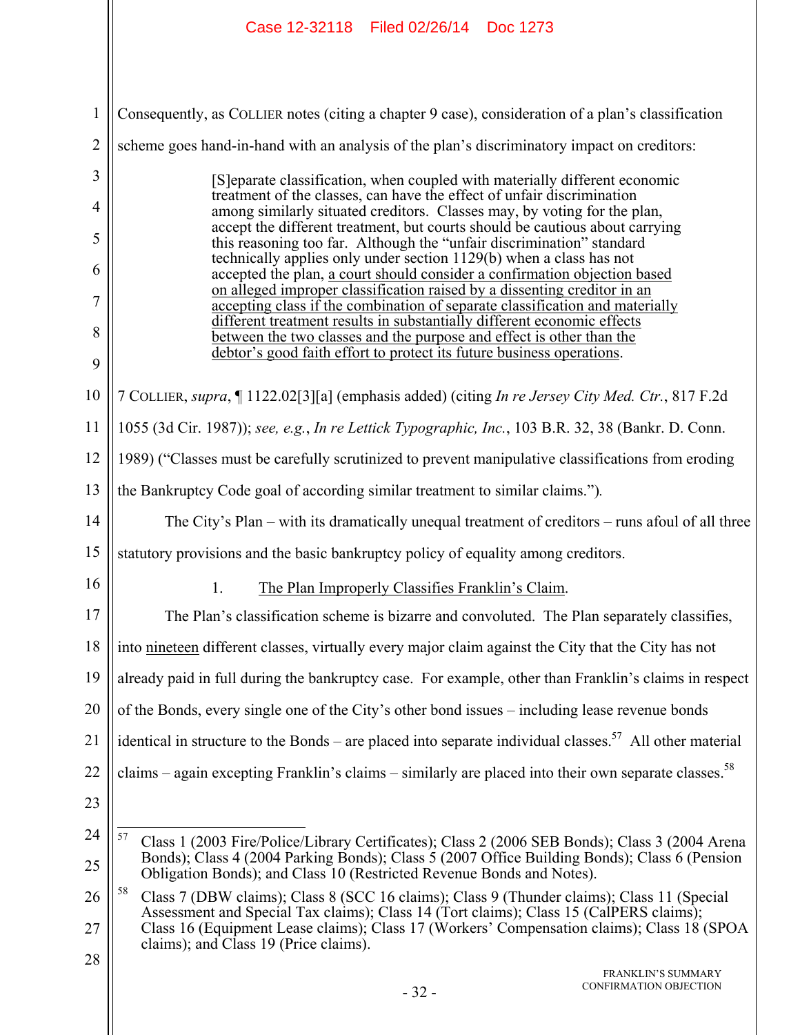Consequently, as COLLIER notes (citing a chapter 9 case), consideration of a plan's classification scheme goes hand-in-hand with an analysis of the plan's discriminatory impact on creditors:

> [S]eparate classification, when coupled with materially different economic treatment of the classes, can have the effect of unfair discrimination among similarly situated creditors. Classes may, by voting for the plan, accept the different treatment, but courts should be cautious about carrying this reasoning too far. Although the "unfair discrimination" standard technically applies only under section 1129(b) when a class has not accepted the plan, a court should consider a confirmation objection based on alleged improper classification raised by a dissenting creditor in an accepting class if the combination of separate classification and materially different treatment results in substantially different economic effects between the two classes and the purpose and effect is other than the debtor's good faith effort to protect its future business operations.

7 COLLIER, *supra*, ¶ 1122.02[3][a] (emphasis added) (citing *In re Jersey City Med. Ctr.*, 817 F.2d 1055 (3d Cir. 1987)); *see, e.g.*, *In re Lettick Typographic, Inc.*, 103 B.R. 32, 38 (Bankr. D. Conn. 1989) ("Classes must be carefully scrutinized to prevent manipulative classifications from eroding the Bankruptcy Code goal of according similar treatment to similar claims.").

The City's Plan – with its dramatically unequal treatment of creditors – runs afoul of all three statutory provisions and the basic bankruptcy policy of equality among creditors.

1. The Plan Improperly Classifies Franklin's Claim.

The Plan's classification scheme is bizarre and convoluted. The Plan separately classifies, into nineteen different classes, virtually every major claim against the City that the City has not already paid in full during the bankruptcy case. For example, other than Franklin's claims in respect of the Bonds, every single one of the City's other bond issues – including lease revenue bonds identical in structure to the Bonds – are placed into separate individual classes.[57] All other material claims – again excepting Franklin's claims – similarly are placed into their own separate classes.[58]

---

[57] Class 1 (2003 Fire/Police/Library Certificates); Class 2 (2006 SEB Bonds); Class 3 (2004 Arena Bonds); Class 4 (2004 Parking Bonds); Class 5 (2007 Office Building Bonds); Class 6 (Pension Obligation Bonds); and Class 10 (Restricted Revenue Bonds and Notes).

[58] Class 7 (DBW claims); Class 8 (SCC 16 claims); Class 9 (Thunder claims); Class 11 (Special Assessment and Special Tax claims); Class 14 (Tort claims); Class 15 (CalPERS claims); Class 16 (Equipment Lease claims); Class 17 (Workers' Compensation claims); Class 18 (SPOA claims); and Class 19 (Price claims).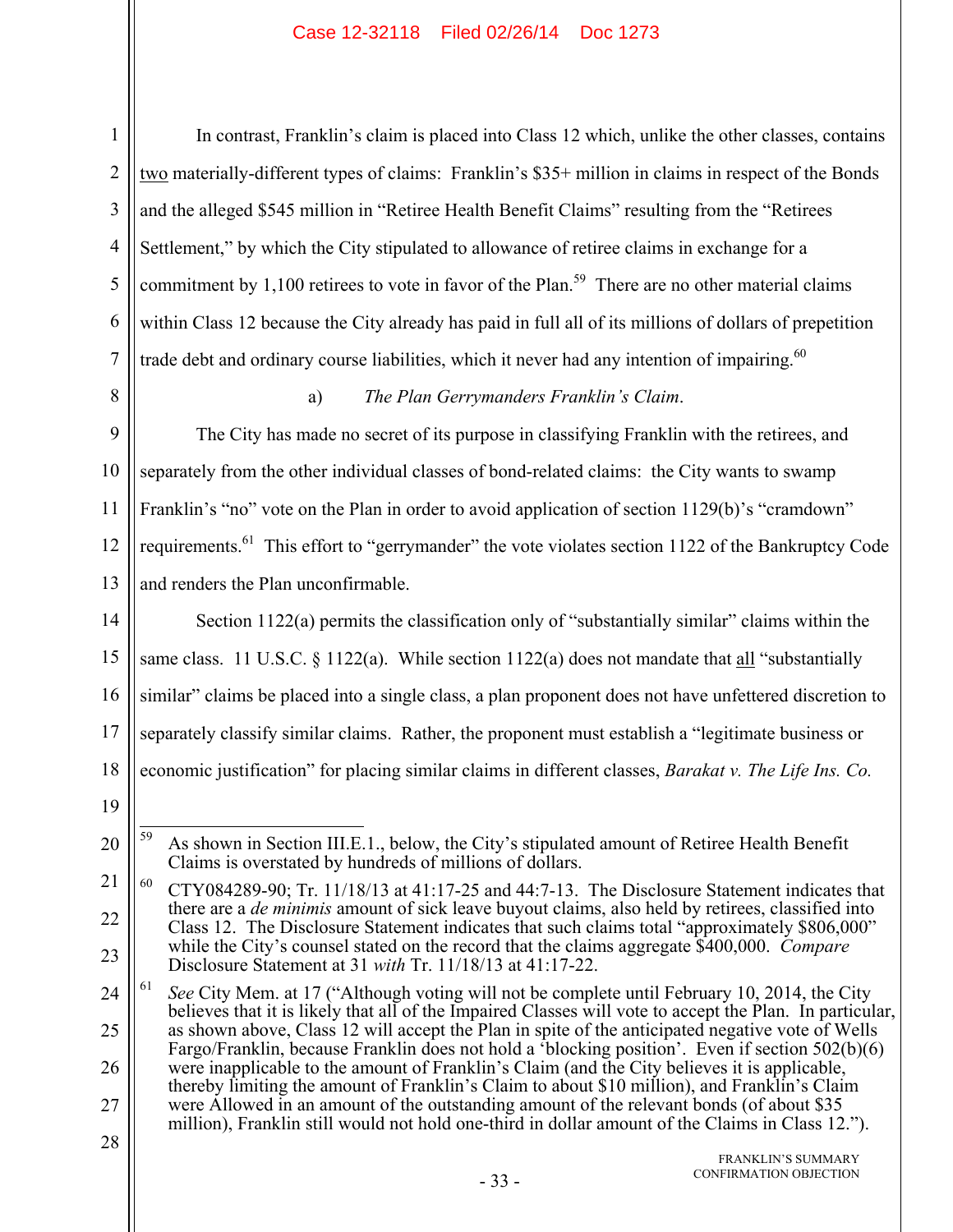In contrast, Franklin's claim is placed into Class 12 which, unlike the other classes, contains two materially-different types of claims: Franklin's $35+ million in claims in respect of the Bonds and the alleged $545 million in "Retiree Health Benefit Claims" resulting from the "Retirees Settlement," by which the City stipulated to allowance of retiree claims in exchange for a commitment by 1,100 retirees to vote in favor of the Plan.[59] There are no other material claims within Class 12 because the City already has paid in full all of its millions of dollars of prepetition trade debt and ordinary course liabilities, which it never had any intention of impairing.[60]

a) *The Plan Gerrymanders Franklin's Claim*.

The City has made no secret of its purpose in classifying Franklin with the retirees, and separately from the other individual classes of bond-related claims: the City wants to swamp Franklin's "no" vote on the Plan in order to avoid application of section 1129(b)'s "cramdown" requirements.[61] This effort to "gerrymander" the vote violates section 1122 of the Bankruptcy Code and renders the Plan unconfirmable.

Section 1122(a) permits the classification only of "substantially similar" claims within the same class. 11 U.S.C. § 1122(a). While section 1122(a) does not mandate that all "substantially similar" claims be placed into a single class, a plan proponent does not have unfettered discretion to separately classify similar claims. Rather, the proponent must establish a "legitimate business or economic justification" for placing similar claims in different classes, *Barakat v. The Life Ins. Co.*

---

[59] As shown in Section III.E.1., below, the City's stipulated amount of Retiree Health Benefit Claims is overstated by hundreds of millions of dollars.

[60] CTY084289-90; Tr. 11/18/13 at 41:17-25 and 44:7-13. The Disclosure Statement indicates that there are a *de minimis* amount of sick leave buyout claims, also held by retirees, classified into Class 12. The Disclosure Statement indicates that such claims total "approximately $806,000" while the City's counsel stated on the record that the claims aggregate $400,000. *Compare* Disclosure Statement at 31 *with* Tr. 11/18/13 at 41:17-22.

[61] *See* City Mem. at 17 ("Although voting will not be complete until February 10, 2014, the City believes that it is likely that all of the Impaired Classes will vote to accept the Plan. In particular, as shown above, Class 12 will accept the Plan in spite of the anticipated negative vote of Wells Fargo/Franklin, because Franklin does not hold a 'blocking position'. Even if section 502(b)(6) were inapplicable to the amount of Franklin's Claim (and the City believes it is applicable, thereby limiting the amount of Franklin's Claim to about $10 million), and Franklin's Claim were Allowed in an amount of the outstanding amount of the relevant bonds (of about $35 million), Franklin still would not hold one-third in dollar amount of the Claims in Class 12.").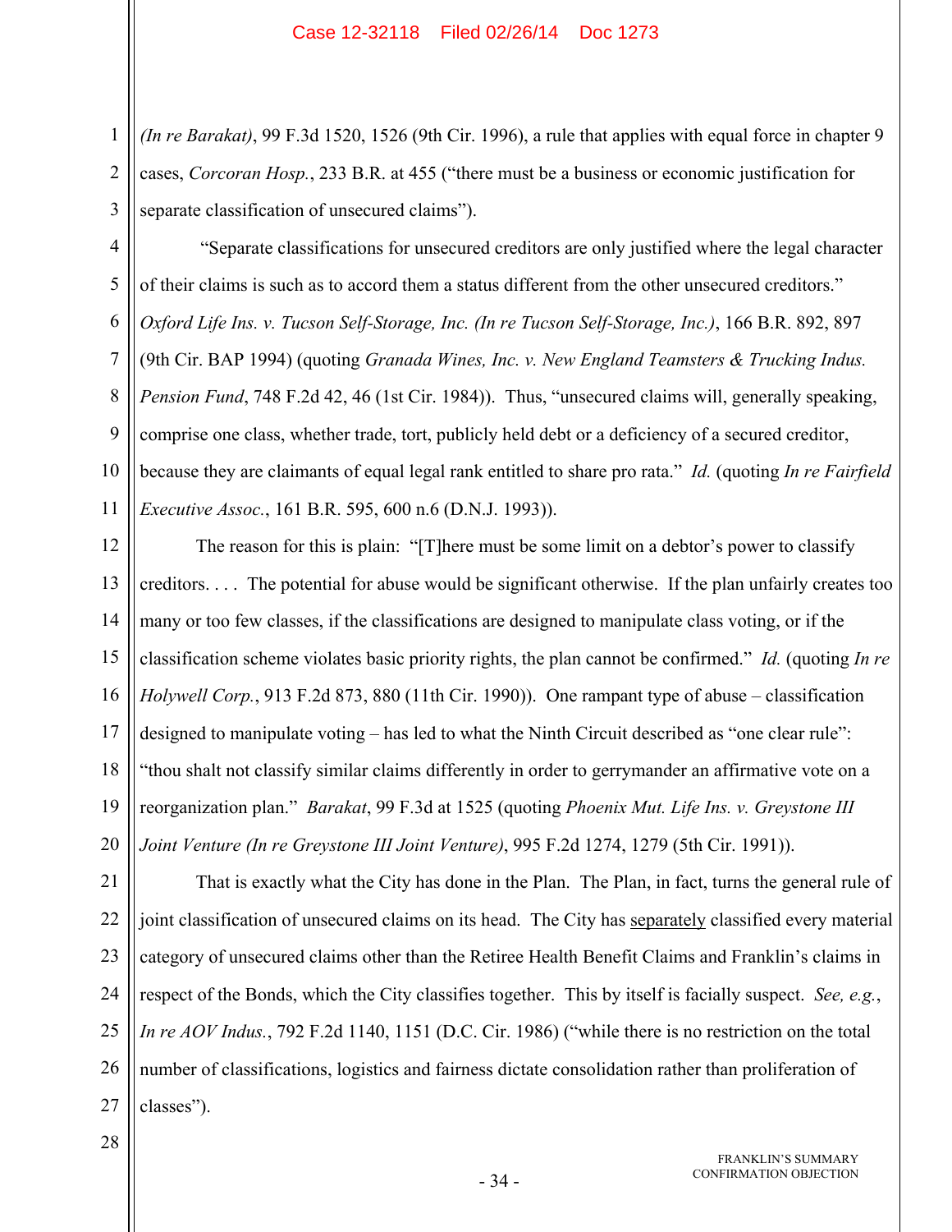*(In re Barakat)*, 99 F.3d 1520, 1526 (9th Cir. 1996), a rule that applies with equal force in chapter 9 cases, *Corcoran Hosp.*, 233 B.R. at 455 ("there must be a business or economic justification for separate classification of unsecured claims").

"Separate classifications for unsecured creditors are only justified where the legal character of their claims is such as to accord them a status different from the other unsecured creditors." *Oxford Life Ins. v. Tucson Self-Storage, Inc. (In re Tucson Self-Storage, Inc.)*, 166 B.R. 892, 897 (9th Cir. BAP 1994) (quoting *Granada Wines, Inc. v. New England Teamsters & Trucking Indus. Pension Fund*, 748 F.2d 42, 46 (1st Cir. 1984)). Thus, "unsecured claims will, generally speaking, comprise one class, whether trade, tort, publicly held debt or a deficiency of a secured creditor, because they are claimants of equal legal rank entitled to share pro rata." *Id.* (quoting *In re Fairfield Executive Assoc.*, 161 B.R. 595, 600 n.6 (D.N.J. 1993)).

The reason for this is plain: "[T]here must be some limit on a debtor's power to classify creditors. . . . The potential for abuse would be significant otherwise. If the plan unfairly creates too many or too few classes, if the classifications are designed to manipulate class voting, or if the classification scheme violates basic priority rights, the plan cannot be confirmed." *Id.* (quoting *In re Holywell Corp.*, 913 F.2d 873, 880 (11th Cir. 1990)). One rampant type of abuse – classification designed to manipulate voting – has led to what the Ninth Circuit described as "one clear rule": "thou shalt not classify similar claims differently in order to gerrymander an affirmative vote on a reorganization plan." *Barakat*, 99 F.3d at 1525 (quoting *Phoenix Mut. Life Ins. v. Greystone III Joint Venture (In re Greystone III Joint Venture)*, 995 F.2d 1274, 1279 (5th Cir. 1991)).

That is exactly what the City has done in the Plan. The Plan, in fact, turns the general rule of joint classification of unsecured claims on its head. The City has separately classified every material category of unsecured claims other than the Retiree Health Benefit Claims and Franklin's claims in respect of the Bonds, which the City classifies together. This by itself is facially suspect. *See, e.g.*, *In re AOV Indus.*, 792 F.2d 1140, 1151 (D.C. Cir. 1986) ("while there is no restriction on the total number of classifications, logistics and fairness dictate consolidation rather than proliferation of classes").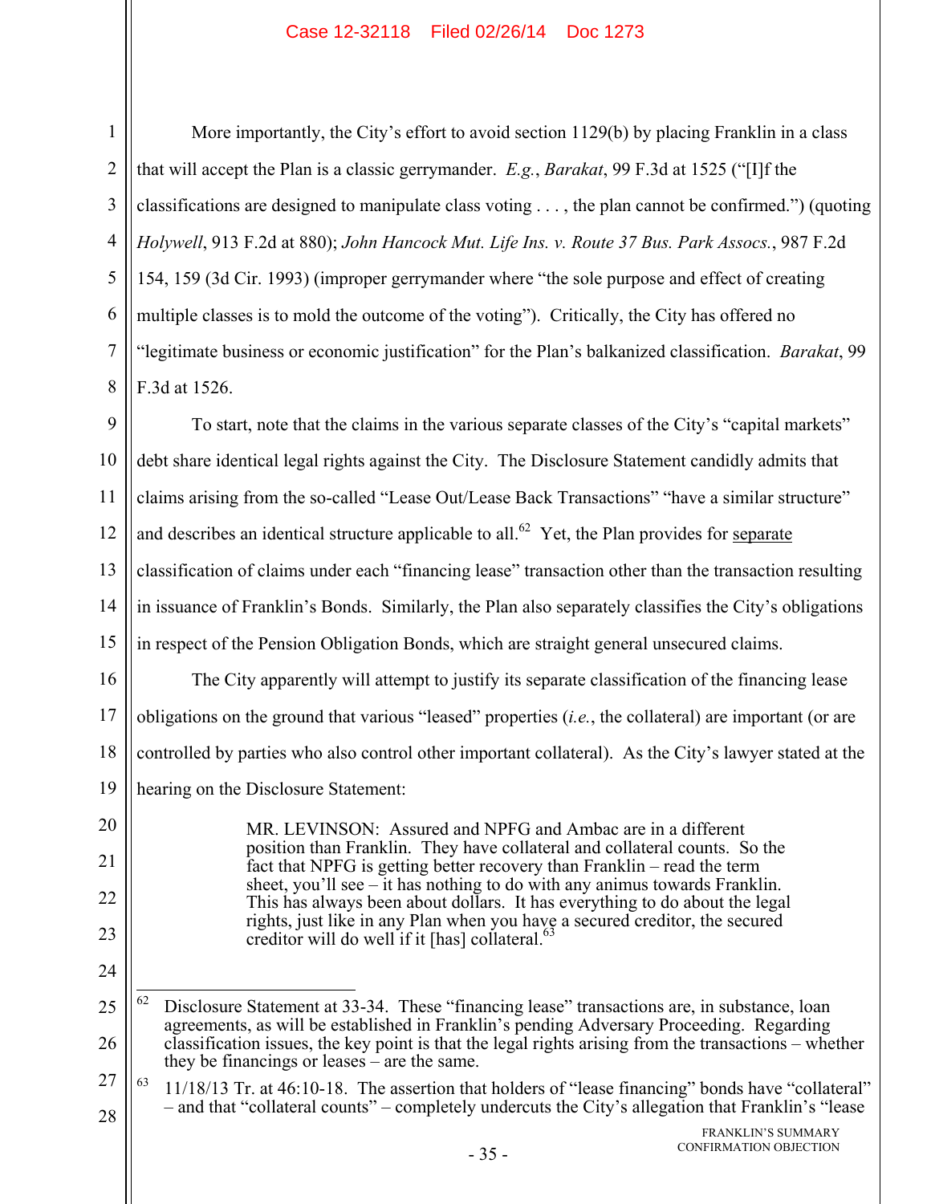More importantly, the City's effort to avoid section 1129(b) by placing Franklin in a class that will accept the Plan is a classic gerrymander. *E.g.*, *Barakat*, 99 F.3d at 1525 ("[I]f the classifications are designed to manipulate class voting . . . , the plan cannot be confirmed.") (quoting *Holywell*, 913 F.2d at 880); *John Hancock Mut. Life Ins. v. Route 37 Bus. Park Assocs.*, 987 F.2d 154, 159 (3d Cir. 1993) (improper gerrymander where "the sole purpose and effect of creating multiple classes is to mold the outcome of the voting"). Critically, the City has offered no "legitimate business or economic justification" for the Plan's balkanized classification. *Barakat*, 99 F.3d at 1526.

To start, note that the claims in the various separate classes of the City's "capital markets" debt share identical legal rights against the City. The Disclosure Statement candidly admits that claims arising from the so-called "Lease Out/Lease Back Transactions" "have a similar structure" and describes an identical structure applicable to all.[62] Yet, the Plan provides for <u>separate</u> classification of claims under each "financing lease" transaction other than the transaction resulting in issuance of Franklin's Bonds. Similarly, the Plan also separately classifies the City's obligations in respect of the Pension Obligation Bonds, which are straight general unsecured claims.

The City apparently will attempt to justify its separate classification of the financing lease obligations on the ground that various "leased" properties (*i.e.*, the collateral) are important (or are controlled by parties who also control other important collateral). As the City's lawyer stated at the hearing on the Disclosure Statement:

> MR. LEVINSON: Assured and NPFG and Ambac are in a different position than Franklin. They have collateral and collateral counts. So the fact that NPFG is getting better recovery than Franklin – read the term sheet, you'll see – it has nothing to do with any animus towards Franklin. This has always been about dollars. It has everything to do about the legal rights, just like in any Plan when you have a secured creditor, the secured creditor will do well if it [has] collateral.[63]

---

[62] Disclosure Statement at 33-34. These "financing lease" transactions are, in substance, loan agreements, as will be established in Franklin's pending Adversary Proceeding. Regarding classification issues, the key point is that the legal rights arising from the transactions – whether they be financings or leases – are the same.

[63] 11/18/13 Tr. at 46:10-18. The assertion that holders of "lease financing" bonds have "collateral" – and that "collateral counts" – completely undercuts the City's allegation that Franklin's "lease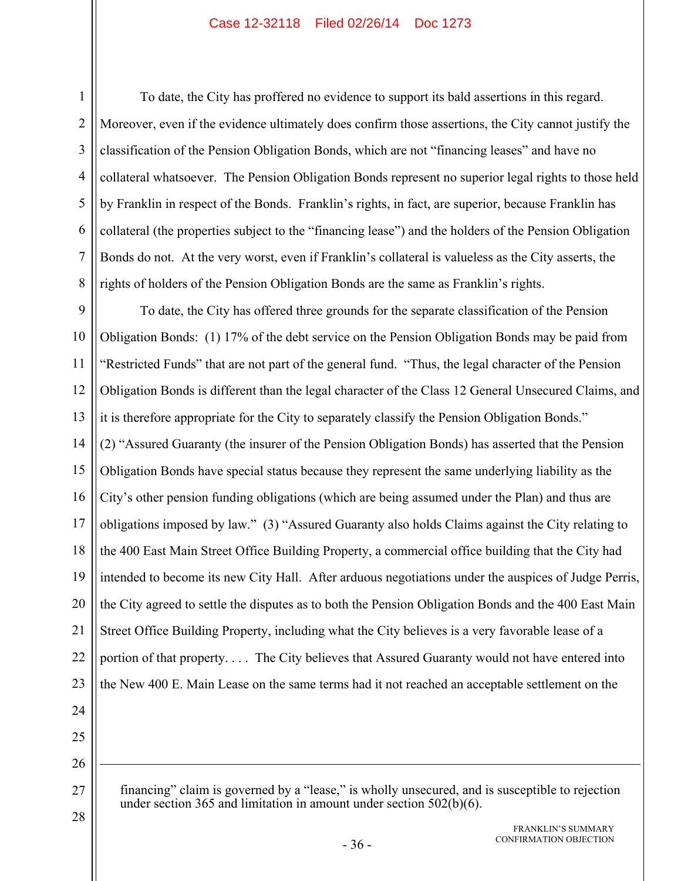To date, the City has proffered no evidence to support its bald assertions in this regard. Moreover, even if the evidence ultimately does confirm those assertions, the City cannot justify the classification of the Pension Obligation Bonds, which are not "financing leases" and have no collateral whatsoever. The Pension Obligation Bonds represent no superior legal rights to those held by Franklin in respect of the Bonds. Franklin's rights, in fact, are superior, because Franklin has collateral (the properties subject to the "financing lease") and the holders of the Pension Obligation Bonds do not. At the very worst, even if Franklin's collateral is valueless as the City asserts, the rights of holders of the Pension Obligation Bonds are the same as Franklin's rights.

To date, the City has offered three grounds for the separate classification of the Pension Obligation Bonds: (1) 17% of the debt service on the Pension Obligation Bonds may be paid from "Restricted Funds" that are not part of the general fund. "Thus, the legal character of the Pension Obligation Bonds is different than the legal character of the Class 12 General Unsecured Claims, and it is therefore appropriate for the City to separately classify the Pension Obligation Bonds." (2) "Assured Guaranty (the insurer of the Pension Obligation Bonds) has asserted that the Pension Obligation Bonds have special status because they represent the same underlying liability as the City's other pension funding obligations (which are being assumed under the Plan) and thus are obligations imposed by law." (3) "Assured Guaranty also holds Claims against the City relating to the 400 East Main Street Office Building Property, a commercial office building that the City had intended to become its new City Hall. After arduous negotiations under the auspices of Judge Perris, the City agreed to settle the disputes as to both the Pension Obligation Bonds and the 400 East Main Street Office Building Property, including what the City believes is a very favorable lease of a portion of that property. . . . The City believes that Assured Guaranty would not have entered into the New 400 E. Main Lease on the same terms had it not reached an acceptable settlement on the

---

financing" claim is governed by a "lease," is wholly unsecured, and is susceptible to rejection under section 365 and limitation in amount under section 502(b)(6).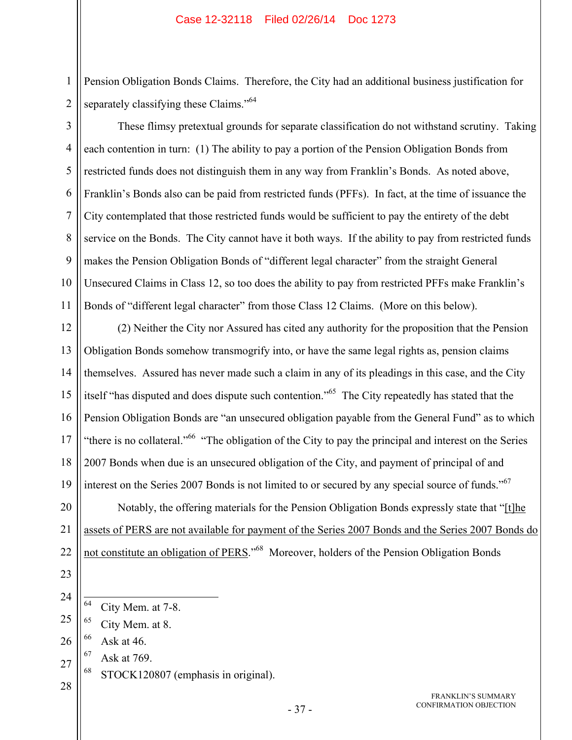Pension Obligation Bonds Claims. Therefore, the City had an additional business justification for separately classifying these Claims."[64]

These flimsy pretextual grounds for separate classification do not withstand scrutiny. Taking each contention in turn: (1) The ability to pay a portion of the Pension Obligation Bonds from restricted funds does not distinguish them in any way from Franklin's Bonds. As noted above, Franklin's Bonds also can be paid from restricted funds (PFFs). In fact, at the time of issuance the City contemplated that those restricted funds would be sufficient to pay the entirety of the debt service on the Bonds. The City cannot have it both ways. If the ability to pay from restricted funds makes the Pension Obligation Bonds of "different legal character" from the straight General Unsecured Claims in Class 12, so too does the ability to pay from restricted PFFs make Franklin's Bonds of "different legal character" from those Class 12 Claims. (More on this below).

(2) Neither the City nor Assured has cited any authority for the proposition that the Pension Obligation Bonds somehow transmogrify into, or have the same legal rights as, pension claims themselves. Assured has never made such a claim in any of its pleadings in this case, and the City itself "has disputed and does dispute such contention."[65] The City repeatedly has stated that the Pension Obligation Bonds are "an unsecured obligation payable from the General Fund" as to which "there is no collateral."[66] "The obligation of the City to pay the principal and interest on the Series 2007 Bonds when due is an unsecured obligation of the City, and payment of principal of and interest on the Series 2007 Bonds is not limited to or secured by any special source of funds."[67]

Notably, the offering materials for the Pension Obligation Bonds expressly state that "<u>[t]he assets of PERS are not available for payment of the Series 2007 Bonds and the Series 2007 Bonds do not constitute an obligation of PERS</u>."[68] Moreover, holders of the Pension Obligation Bonds

---

[64] City Mem. at 7-8.

[65] City Mem. at 8.

[66] Ask at 46.

[67] Ask at 769.

[68] STOCK120807 (emphasis in original).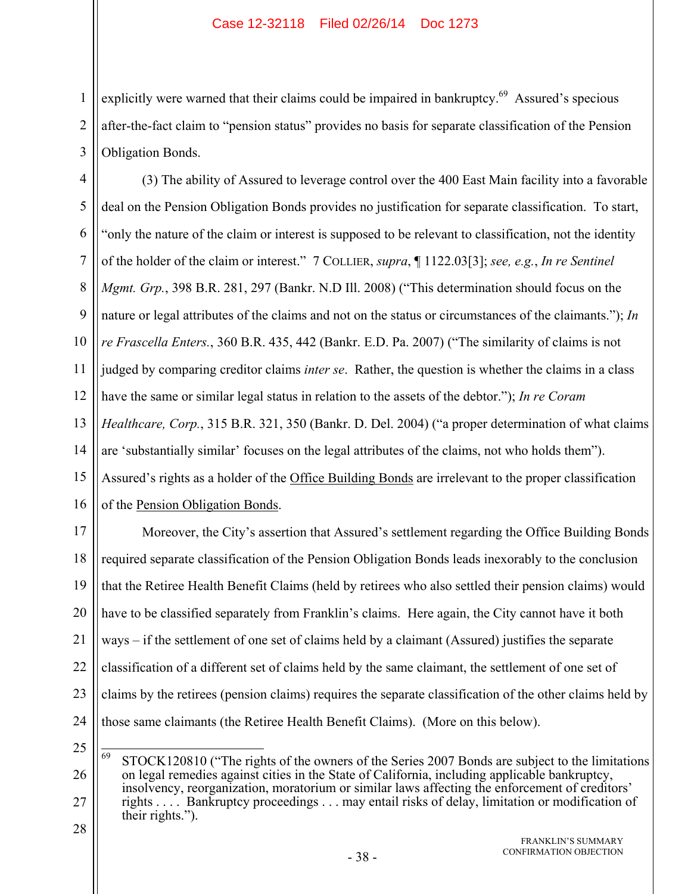explicitly were warned that their claims could be impaired in bankruptcy.[69] Assured's specious after-the-fact claim to "pension status" provides no basis for separate classification of the Pension Obligation Bonds.

(3) The ability of Assured to leverage control over the 400 East Main facility into a favorable deal on the Pension Obligation Bonds provides no justification for separate classification. To start, "only the nature of the claim or interest is supposed to be relevant to classification, not the identity of the holder of the claim or interest." 7 COLLIER, *supra*, ¶ 1122.03[3]; *see, e.g.*, *In re Sentinel Mgmt. Grp.*, 398 B.R. 281, 297 (Bankr. N.D Ill. 2008) ("This determination should focus on the nature or legal attributes of the claims and not on the status or circumstances of the claimants."); *In re Frascella Enters.*, 360 B.R. 435, 442 (Bankr. E.D. Pa. 2007) ("The similarity of claims is not judged by comparing creditor claims *inter se*. Rather, the question is whether the claims in a class have the same or similar legal status in relation to the assets of the debtor."); *In re Coram Healthcare, Corp.*, 315 B.R. 321, 350 (Bankr. D. Del. 2004) ("a proper determination of what claims are 'substantially similar' focuses on the legal attributes of the claims, not who holds them"). Assured's rights as a holder of the Office Building Bonds are irrelevant to the proper classification of the Pension Obligation Bonds.

Moreover, the City's assertion that Assured's settlement regarding the Office Building Bonds required separate classification of the Pension Obligation Bonds leads inexorably to the conclusion that the Retiree Health Benefit Claims (held by retirees who also settled their pension claims) would have to be classified separately from Franklin's claims. Here again, the City cannot have it both ways – if the settlement of one set of claims held by a claimant (Assured) justifies the separate classification of a different set of claims held by the same claimant, the settlement of one set of claims by the retirees (pension claims) requires the separate classification of the other claims held by those same claimants (the Retiree Health Benefit Claims). (More on this below).

[69] STOCK120810 ("The rights of the owners of the Series 2007 Bonds are subject to the limitations on legal remedies against cities in the State of California, including applicable bankruptcy, insolvency, reorganization, moratorium or similar laws affecting the enforcement of creditors' rights . . . . Bankruptcy proceedings . . . may entail risks of delay, limitation or modification of their rights.").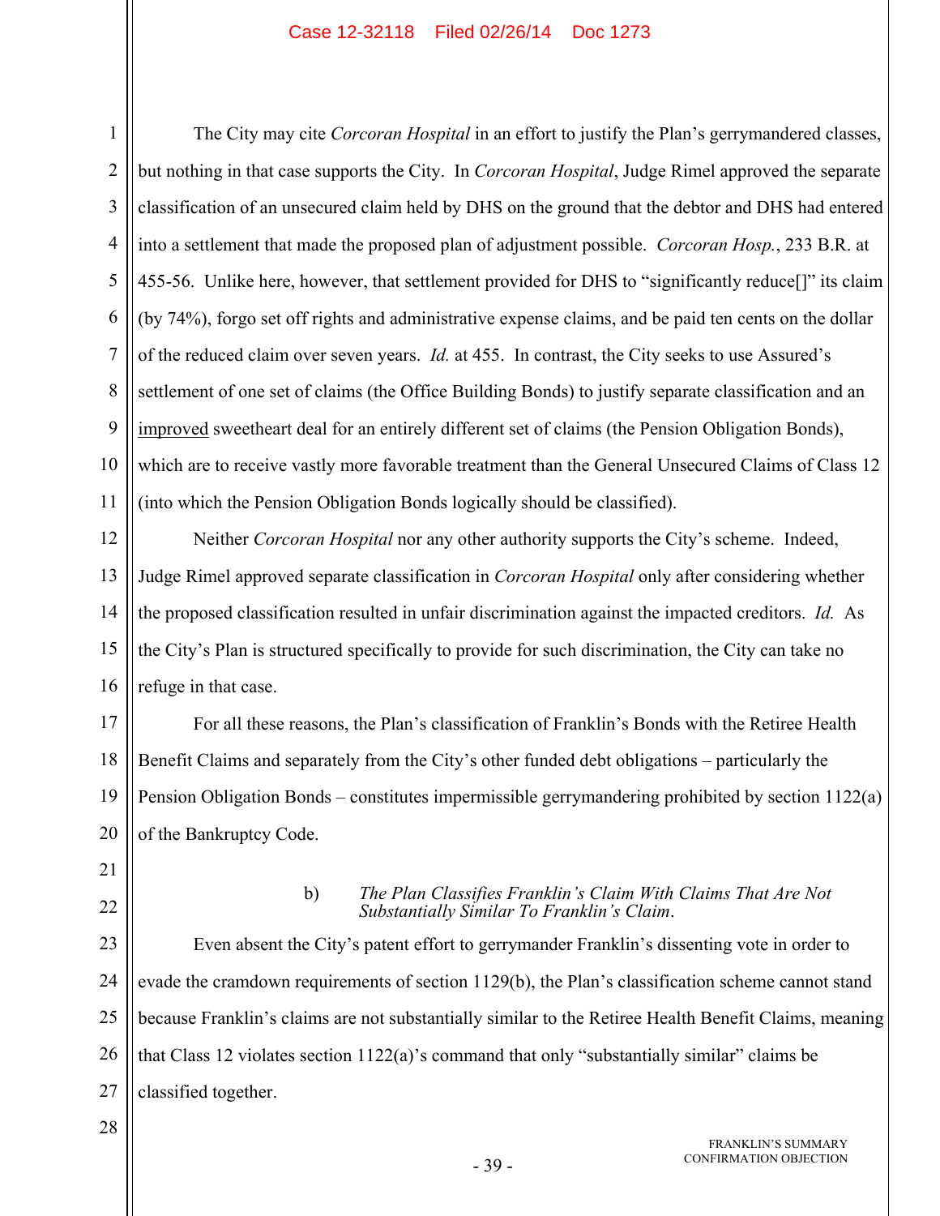The City may cite *Corcoran Hospital* in an effort to justify the Plan's gerrymandered classes, but nothing in that case supports the City. In *Corcoran Hospital*, Judge Rimel approved the separate classification of an unsecured claim held by DHS on the ground that the debtor and DHS had entered into a settlement that made the proposed plan of adjustment possible. *Corcoran Hosp.*, 233 B.R. at 455-56. Unlike here, however, that settlement provided for DHS to "significantly reduce[]" its claim (by 74%), forgo set off rights and administrative expense claims, and be paid ten cents on the dollar of the reduced claim over seven years. *Id.* at 455. In contrast, the City seeks to use Assured's settlement of one set of claims (the Office Building Bonds) to justify separate classification and an improved sweetheart deal for an entirely different set of claims (the Pension Obligation Bonds), which are to receive vastly more favorable treatment than the General Unsecured Claims of Class 12 (into which the Pension Obligation Bonds logically should be classified).

Neither *Corcoran Hospital* nor any other authority supports the City's scheme. Indeed, Judge Rimel approved separate classification in *Corcoran Hospital* only after considering whether the proposed classification resulted in unfair discrimination against the impacted creditors. *Id.* As the City's Plan is structured specifically to provide for such discrimination, the City can take no refuge in that case.

For all these reasons, the Plan's classification of Franklin's Bonds with the Retiree Health Benefit Claims and separately from the City's other funded debt obligations – particularly the Pension Obligation Bonds – constitutes impermissible gerrymandering prohibited by section 1122(a) of the Bankruptcy Code.

#### b) *The Plan Classifies Franklin's Claim With Claims That Are Not Substantially Similar To Franklin's Claim.*

Even absent the City's patent effort to gerrymander Franklin's dissenting vote in order to evade the cramdown requirements of section 1129(b), the Plan's classification scheme cannot stand because Franklin's claims are not substantially similar to the Retiree Health Benefit Claims, meaning that Class 12 violates section 1122(a)'s command that only "substantially similar" claims be classified together.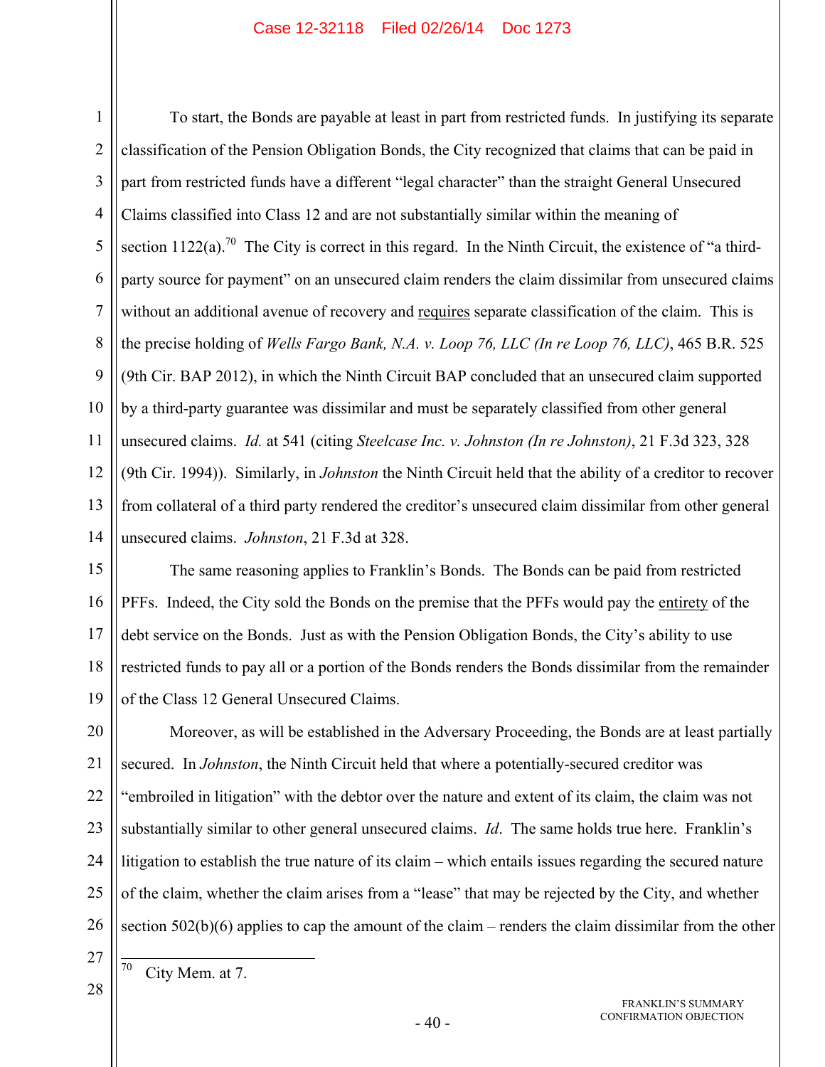To start, the Bonds are payable at least in part from restricted funds. In justifying its separate classification of the Pension Obligation Bonds, the City recognized that claims that can be paid in part from restricted funds have a different "legal character" than the straight General Unsecured Claims classified into Class 12 and are not substantially similar within the meaning of section 1122(a).[70] The City is correct in this regard. In the Ninth Circuit, the existence of "a third-party source for payment" on an unsecured claim renders the claim dissimilar from unsecured claims without an additional avenue of recovery and requires separate classification of the claim. This is the precise holding of *Wells Fargo Bank, N.A. v. Loop 76, LLC (In re Loop 76, LLC)*, 465 B.R. 525 (9th Cir. BAP 2012), in which the Ninth Circuit BAP concluded that an unsecured claim supported by a third-party guarantee was dissimilar and must be separately classified from other general unsecured claims. *Id.* at 541 (citing *Steelcase Inc. v. Johnston (In re Johnston)*, 21 F.3d 323, 328 (9th Cir. 1994)). Similarly, in *Johnston* the Ninth Circuit held that the ability of a creditor to recover from collateral of a third party rendered the creditor's unsecured claim dissimilar from other general unsecured claims. *Johnston*, 21 F.3d at 328.

The same reasoning applies to Franklin's Bonds. The Bonds can be paid from restricted PFFs. Indeed, the City sold the Bonds on the premise that the PFFs would pay the entirety of the debt service on the Bonds. Just as with the Pension Obligation Bonds, the City's ability to use restricted funds to pay all or a portion of the Bonds renders the Bonds dissimilar from the remainder of the Class 12 General Unsecured Claims.

Moreover, as will be established in the Adversary Proceeding, the Bonds are at least partially secured. In *Johnston*, the Ninth Circuit held that where a potentially-secured creditor was "embroiled in litigation" with the debtor over the nature and extent of its claim, the claim was not substantially similar to other general unsecured claims. *Id*. The same holds true here. Franklin's litigation to establish the true nature of its claim – which entails issues regarding the secured nature of the claim, whether the claim arises from a "lease" that may be rejected by the City, and whether section 502(b)(6) applies to cap the amount of the claim – renders the claim dissimilar from the other

---

[70] City Mem. at 7.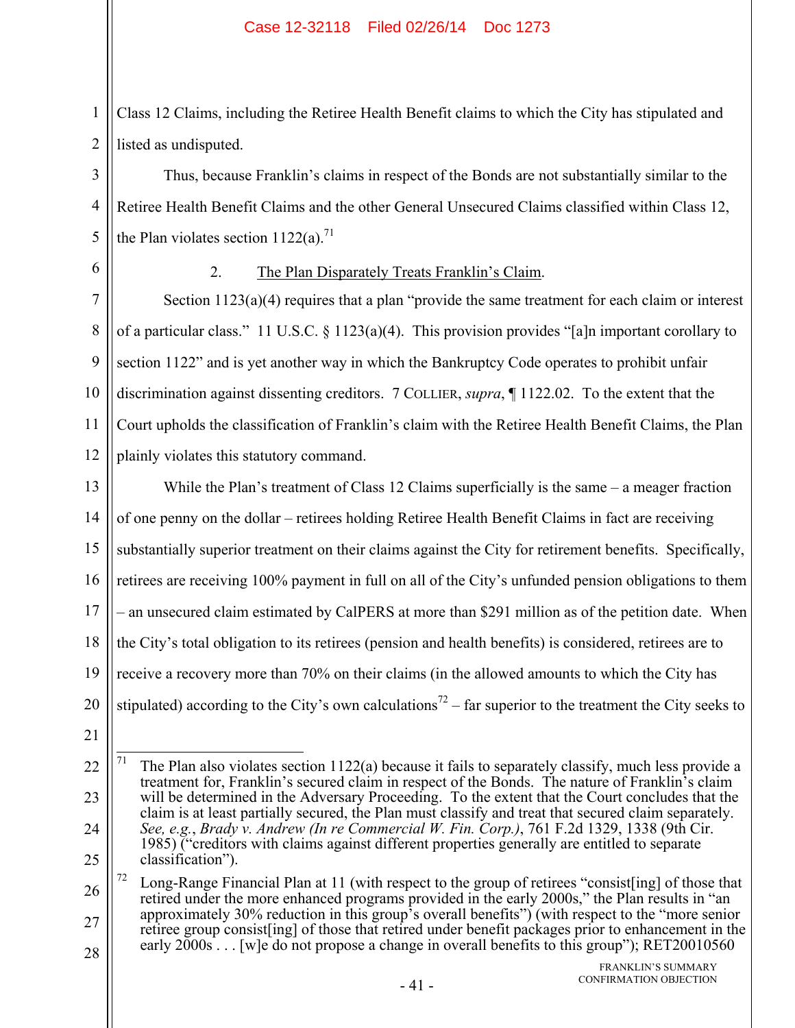Class 12 Claims, including the Retiree Health Benefit claims to which the City has stipulated and listed as undisputed.

Thus, because Franklin's claims in respect of the Bonds are not substantially similar to the Retiree Health Benefit Claims and the other General Unsecured Claims classified within Class 12, the Plan violates section 1122(a).[71]

2. The Plan Disparately Treats Franklin's Claim.

Section 1123(a)(4) requires that a plan "provide the same treatment for each claim or interest of a particular class." 11 U.S.C. § 1123(a)(4). This provision provides "[a]n important corollary to section 1122" and is yet another way in which the Bankruptcy Code operates to prohibit unfair discrimination against dissenting creditors. 7 COLLIER, *supra*, ¶ 1122.02. To the extent that the Court upholds the classification of Franklin's claim with the Retiree Health Benefit Claims, the Plan plainly violates this statutory command.

While the Plan's treatment of Class 12 Claims superficially is the same – a meager fraction of one penny on the dollar – retirees holding Retiree Health Benefit Claims in fact are receiving substantially superior treatment on their claims against the City for retirement benefits. Specifically, retirees are receiving 100% payment in full on all of the City's unfunded pension obligations to them – an unsecured claim estimated by CalPERS at more than $291 million as of the petition date. When the City's total obligation to its retirees (pension and health benefits) is considered, retirees are to receive a recovery more than 70% on their claims (in the allowed amounts to which the City has stipulated) according to the City's own calculations[72] – far superior to the treatment the City seeks to

---

[71] The Plan also violates section 1122(a) because it fails to separately classify, much less provide a treatment for, Franklin's secured claim in respect of the Bonds. The nature of Franklin's claim will be determined in the Adversary Proceeding. To the extent that the Court concludes that the claim is at least partially secured, the Plan must classify and treat that secured claim separately. *See, e.g.*, *Brady v. Andrew (In re Commercial W. Fin. Corp.)*, 761 F.2d 1329, 1338 (9th Cir. 1985) ("creditors with claims against different properties generally are entitled to separate classification").

[72] Long-Range Financial Plan at 11 (with respect to the group of retirees "consist[ing] of those that retired under the more enhanced programs provided in the early 2000s," the Plan results in "an approximately 30% reduction in this group's overall benefits") (with respect to the "more senior retiree group consist[ing] of those that retired under benefit packages prior to enhancement in the early 2000s . . . [w]e do not propose a change in overall benefits to this group"); RET20010560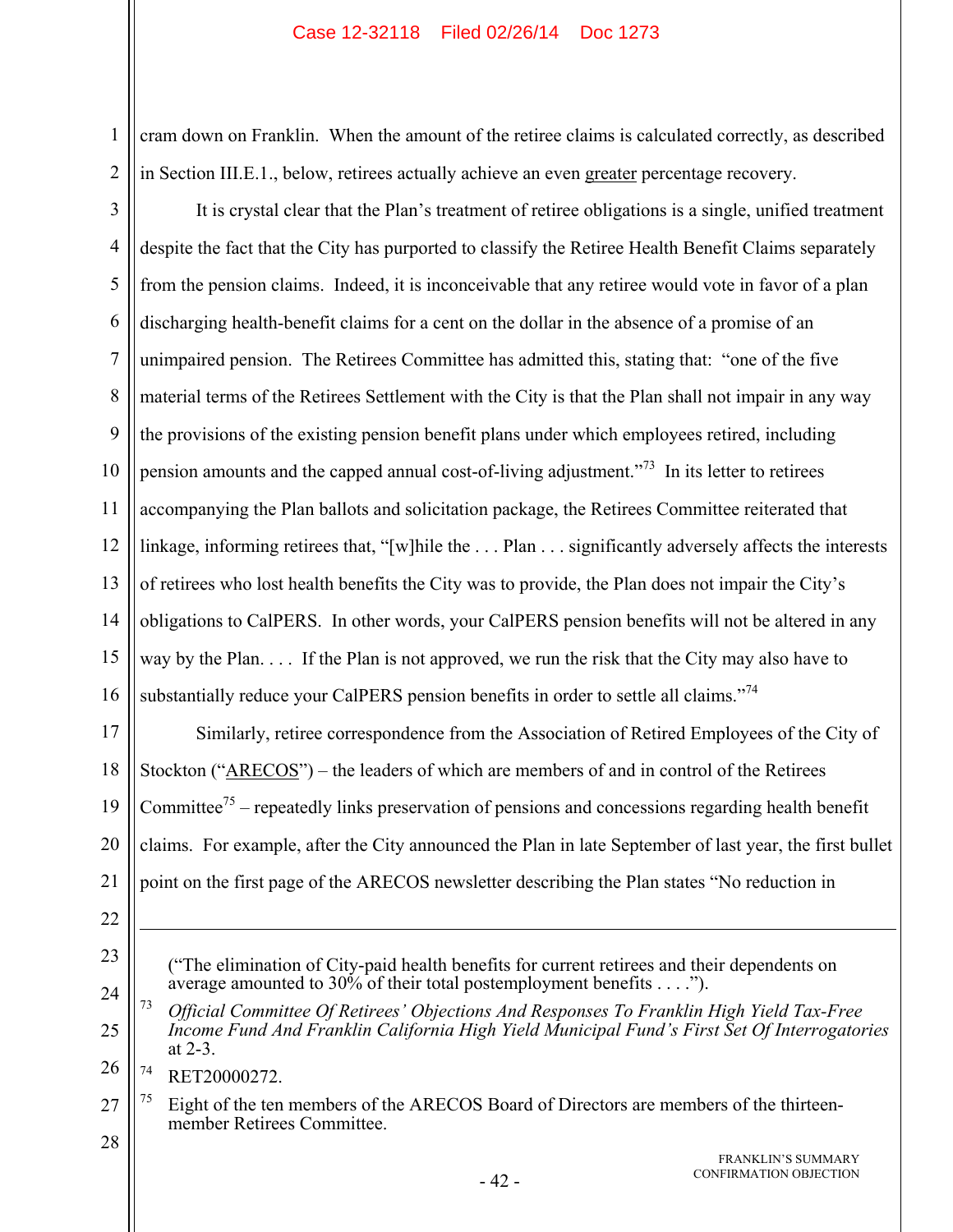cram down on Franklin. When the amount of the retiree claims is calculated correctly, as described in Section III.E.1., below, retirees actually achieve an even greater percentage recovery.

It is crystal clear that the Plan's treatment of retiree obligations is a single, unified treatment despite the fact that the City has purported to classify the Retiree Health Benefit Claims separately from the pension claims. Indeed, it is inconceivable that any retiree would vote in favor of a plan discharging health-benefit claims for a cent on the dollar in the absence of a promise of an unimpaired pension. The Retirees Committee has admitted this, stating that: "one of the five material terms of the Retirees Settlement with the City is that the Plan shall not impair in any way the provisions of the existing pension benefit plans under which employees retired, including pension amounts and the capped annual cost-of-living adjustment."[73] In its letter to retirees accompanying the Plan ballots and solicitation package, the Retirees Committee reiterated that linkage, informing retirees that, "[w]hile the . . . Plan . . . significantly adversely affects the interests of retirees who lost health benefits the City was to provide, the Plan does not impair the City's obligations to CalPERS. In other words, your CalPERS pension benefits will not be altered in any way by the Plan. . . . If the Plan is not approved, we run the risk that the City may also have to substantially reduce your CalPERS pension benefits in order to settle all claims."[74]

Similarly, retiree correspondence from the Association of Retired Employees of the City of Stockton ("ARECOS") – the leaders of which are members of and in control of the Retirees Committee[75] – repeatedly links preservation of pensions and concessions regarding health benefit claims. For example, after the City announced the Plan in late September of last year, the first bullet point on the first page of the ARECOS newsletter describing the Plan states "No reduction in

---

("The elimination of City-paid health benefits for current retirees and their dependents on average amounted to 30% of their total postemployment benefits . . . .").

[73] *Official Committee Of Retirees' Objections And Responses To Franklin High Yield Tax-Free Income Fund And Franklin California High Yield Municipal Fund's First Set Of Interrogatories* at 2-3.

[74] RET20000272.

[75] Eight of the ten members of the ARECOS Board of Directors are members of the thirteen-member Retirees Committee.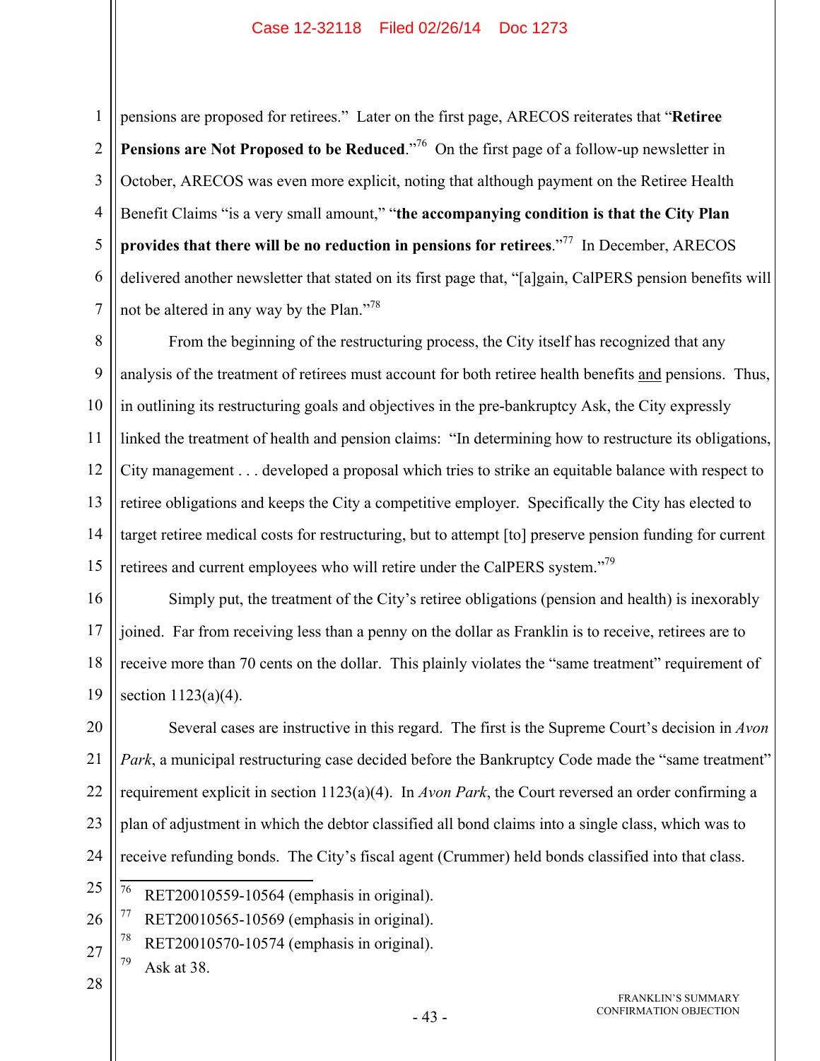pensions are proposed for retirees." Later on the first page, ARECOS reiterates that "**Retiree Pensions are Not Proposed to be Reduced**."[76] On the first page of a follow-up newsletter in October, ARECOS was even more explicit, noting that although payment on the Retiree Health Benefit Claims "is a very small amount," "**the accompanying condition is that the City Plan provides that there will be no reduction in pensions for retirees**."[77] In December, ARECOS delivered another newsletter that stated on its first page that, "[a]gain, CalPERS pension benefits will not be altered in any way by the Plan."[78]

From the beginning of the restructuring process, the City itself has recognized that any analysis of the treatment of retirees must account for both retiree health benefits and pensions. Thus, in outlining its restructuring goals and objectives in the pre-bankruptcy Ask, the City expressly linked the treatment of health and pension claims: "In determining how to restructure its obligations, City management . . . developed a proposal which tries to strike an equitable balance with respect to retiree obligations and keeps the City a competitive employer. Specifically the City has elected to target retiree medical costs for restructuring, but to attempt [to] preserve pension funding for current retirees and current employees who will retire under the CalPERS system."[79]

Simply put, the treatment of the City's retiree obligations (pension and health) is inexorably joined. Far from receiving less than a penny on the dollar as Franklin is to receive, retirees are to receive more than 70 cents on the dollar. This plainly violates the "same treatment" requirement of section 1123(a)(4).

Several cases are instructive in this regard. The first is the Supreme Court's decision in *Avon Park*, a municipal restructuring case decided before the Bankruptcy Code made the "same treatment" requirement explicit in section 1123(a)(4). In *Avon Park*, the Court reversed an order confirming a plan of adjustment in which the debtor classified all bond claims into a single class, which was to receive refunding bonds. The City's fiscal agent (Crummer) held bonds classified into that class.

---

[76] RET20010559-10564 (emphasis in original).

[77] RET20010565-10569 (emphasis in original).

[78] RET20010570-10574 (emphasis in original).

[79] Ask at 38.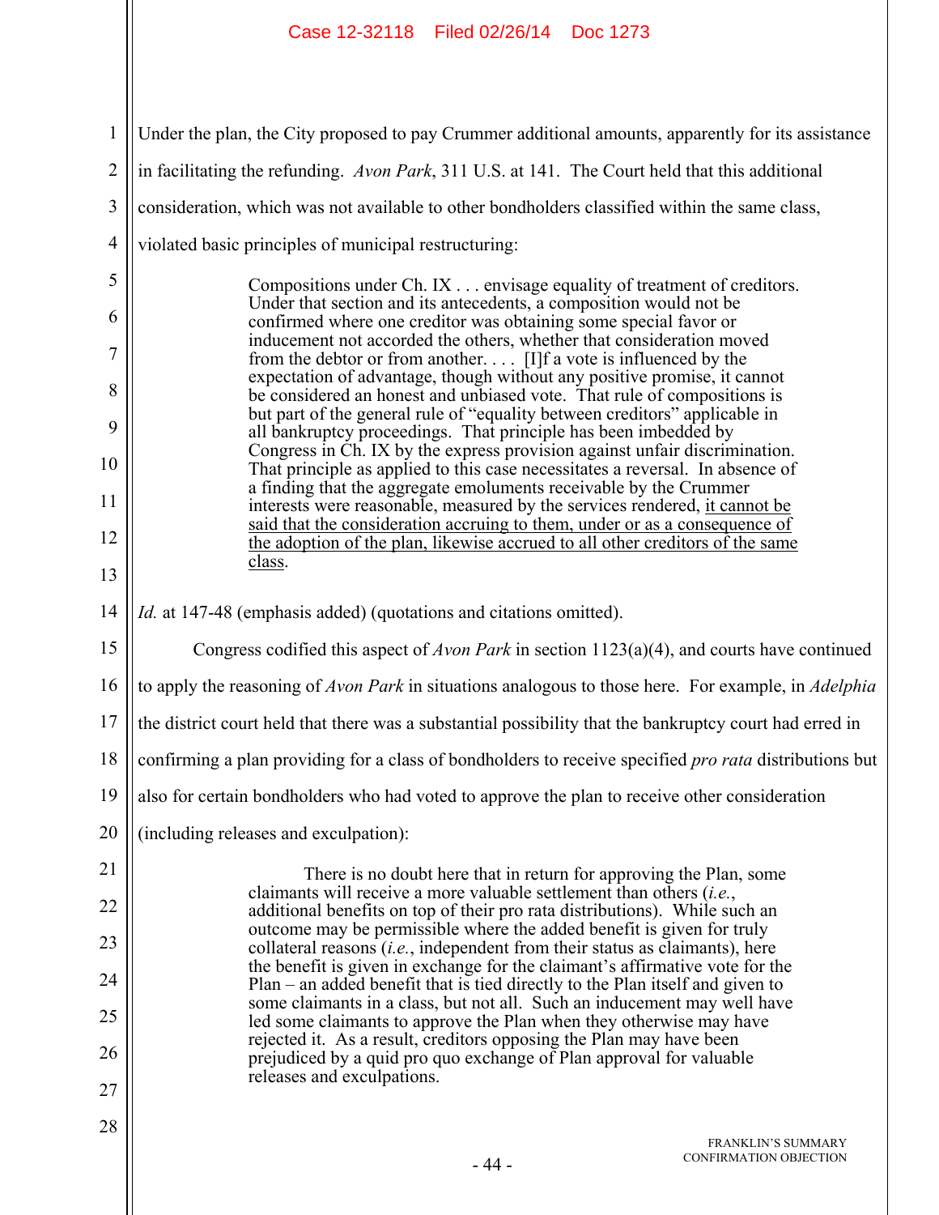Under the plan, the City proposed to pay Crummer additional amounts, apparently for its assistance in facilitating the refunding. *Avon Park*, 311 U.S. at 141. The Court held that this additional consideration, which was not available to other bondholders classified within the same class, violated basic principles of municipal restructuring:

> Compositions under Ch. IX . . . envisage equality of treatment of creditors. Under that section and its antecedents, a composition would not be confirmed where one creditor was obtaining some special favor or inducement not accorded the others, whether that consideration moved from the debtor or from another. . . . [I]f a vote is influenced by the expectation of advantage, though without any positive promise, it cannot be considered an honest and unbiased vote. That rule of compositions is but part of the general rule of "equality between creditors" applicable in all bankruptcy proceedings. That principle has been imbedded by Congress in Ch. IX by the express provision against unfair discrimination. That principle as applied to this case necessitates a reversal. In absence of a finding that the aggregate emoluments receivable by the Crummer interests were reasonable, measured by the services rendered, <u>it cannot be said that the consideration accruing to them, under or as a consequence of the adoption of the plan, likewise accrued to all other creditors of the same class</u>.

*Id.* at 147-48 (emphasis added) (quotations and citations omitted).

Congress codified this aspect of *Avon Park* in section 1123(a)(4), and courts have continued to apply the reasoning of *Avon Park* in situations analogous to those here. For example, in *Adelphia* the district court held that there was a substantial possibility that the bankruptcy court had erred in confirming a plan providing for a class of bondholders to receive specified *pro rata* distributions but also for certain bondholders who had voted to approve the plan to receive other consideration (including releases and exculpation):

> There is no doubt here that in return for approving the Plan, some claimants will receive a more valuable settlement than others (*i.e.*, additional benefits on top of their pro rata distributions). While such an outcome may be permissible where the added benefit is given for truly collateral reasons (*i.e.*, independent from their status as claimants), here the benefit is given in exchange for the claimant's affirmative vote for the Plan – an added benefit that is tied directly to the Plan itself and given to some claimants in a class, but not all. Such an inducement may well have led some claimants to approve the Plan when they otherwise may have rejected it. As a result, creditors opposing the Plan may have been prejudiced by a quid pro quo exchange of Plan approval for valuable releases and exculpations.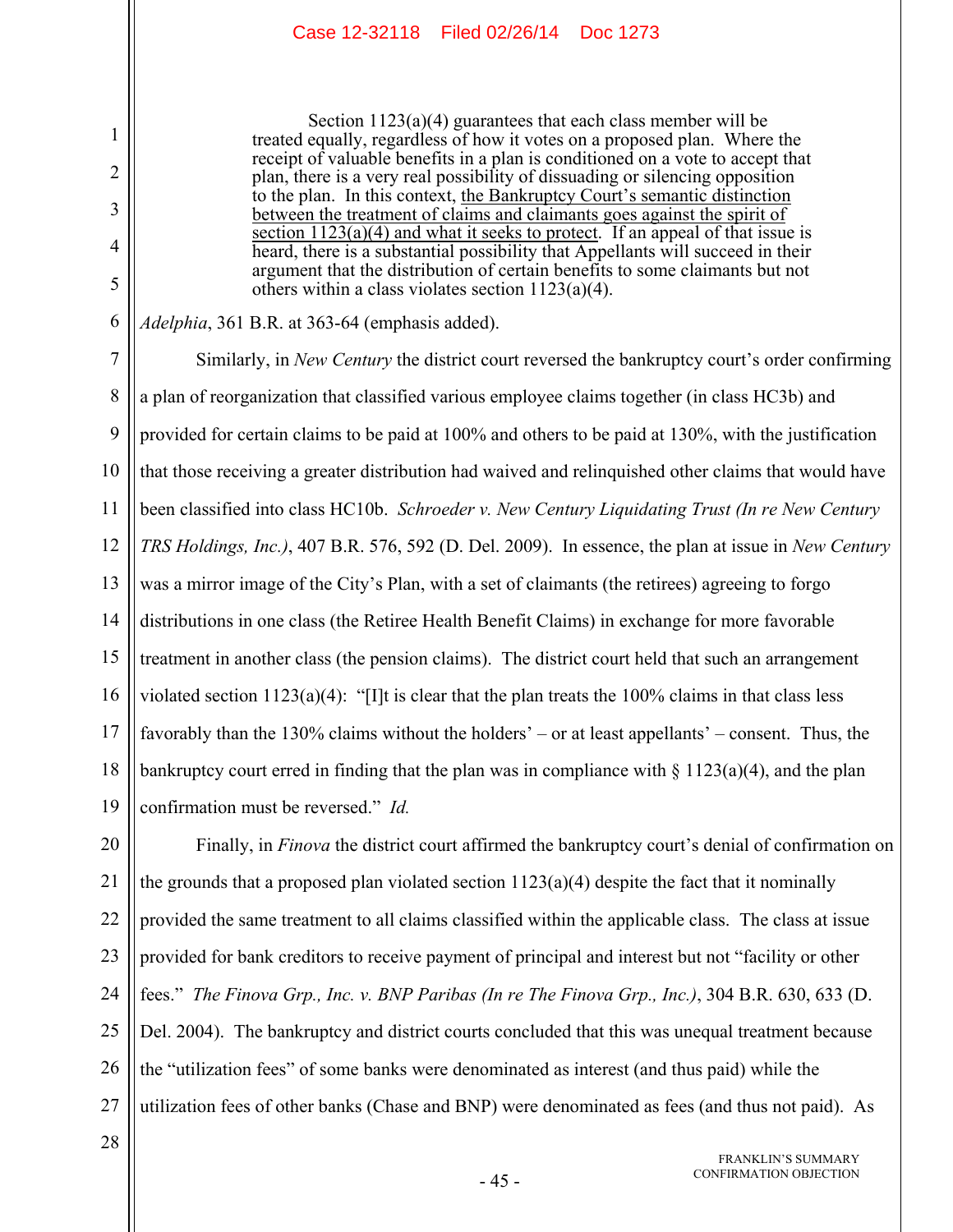> Section 1123(a)(4) guarantees that each class member will be treated equally, regardless of how it votes on a proposed plan. Where the receipt of valuable benefits in a plan is conditioned on a vote to accept that plan, there is a very real possibility of dissuading or silencing opposition to the plan. In this context, <u>the Bankruptcy Court's semantic distinction between the treatment of claims and claimants goes against the spirit of section 1123(a)(4) and what it seeks to protect</u>. If an appeal of that issue is heard, there is a substantial possibility that Appellants will succeed in their argument that the distribution of certain benefits to some claimants but not others within a class violates section 1123(a)(4).

*Adelphia*, 361 B.R. at 363-64 (emphasis added).

Similarly, in *New Century* the district court reversed the bankruptcy court's order confirming a plan of reorganization that classified various employee claims together (in class HC3b) and provided for certain claims to be paid at 100% and others to be paid at 130%, with the justification that those receiving a greater distribution had waived and relinquished other claims that would have been classified into class HC10b. *Schroeder v. New Century Liquidating Trust (In re New Century TRS Holdings, Inc.)*, 407 B.R. 576, 592 (D. Del. 2009). In essence, the plan at issue in *New Century* was a mirror image of the City's Plan, with a set of claimants (the retirees) agreeing to forgo distributions in one class (the Retiree Health Benefit Claims) in exchange for more favorable treatment in another class (the pension claims). The district court held that such an arrangement violated section 1123(a)(4): "[I]t is clear that the plan treats the 100% claims in that class less favorably than the 130% claims without the holders' – or at least appellants' – consent. Thus, the bankruptcy court erred in finding that the plan was in compliance with § 1123(a)(4), and the plan confirmation must be reversed." *Id.*

Finally, in *Finova* the district court affirmed the bankruptcy court's denial of confirmation on the grounds that a proposed plan violated section 1123(a)(4) despite the fact that it nominally provided the same treatment to all claims classified within the applicable class. The class at issue provided for bank creditors to receive payment of principal and interest but not "facility or other fees." *The Finova Grp., Inc. v. BNP Paribas (In re The Finova Grp., Inc.)*, 304 B.R. 630, 633 (D. Del. 2004). The bankruptcy and district courts concluded that this was unequal treatment because the "utilization fees" of some banks were denominated as interest (and thus paid) while the utilization fees of other banks (Chase and BNP) were denominated as fees (and thus not paid). As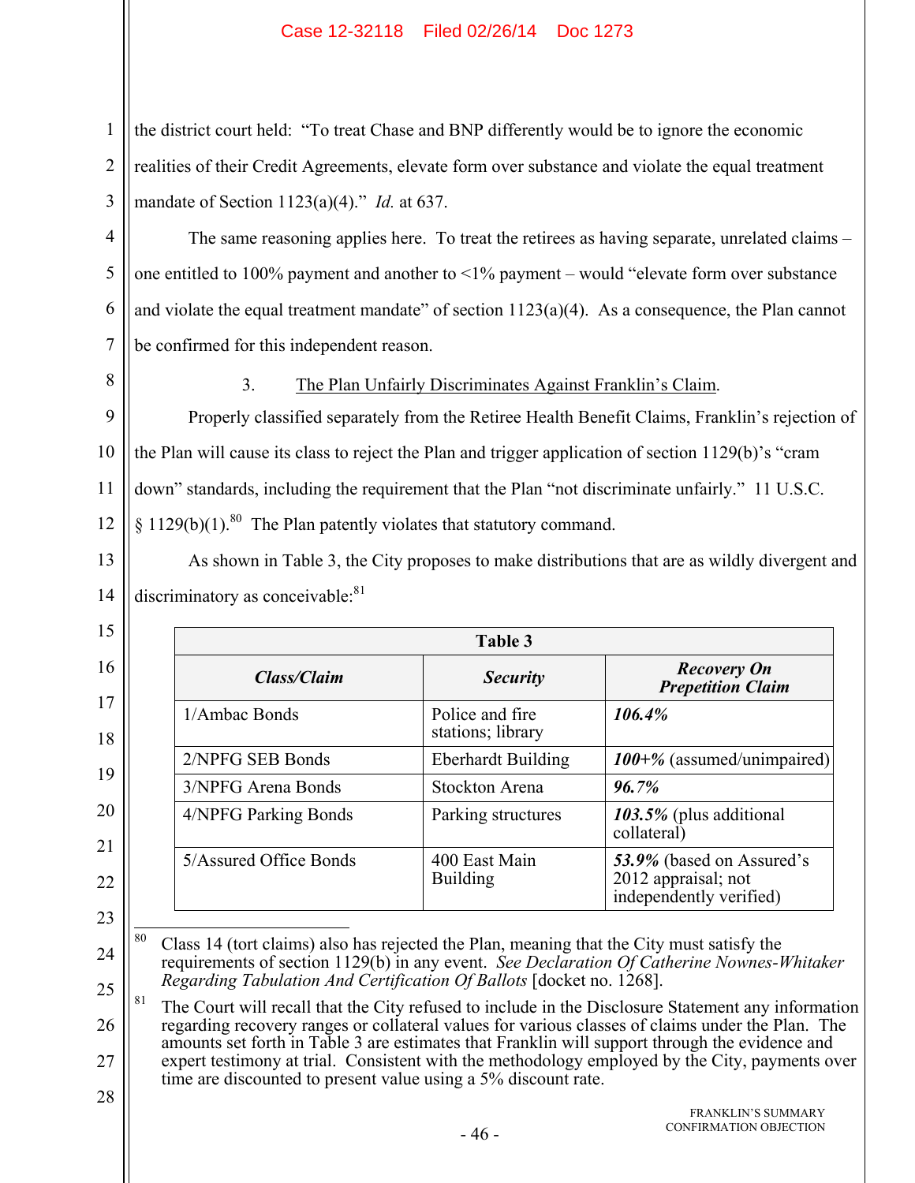the district court held: "To treat Chase and BNP differently would be to ignore the economic realities of their Credit Agreements, elevate form over substance and violate the equal treatment mandate of Section 1123(a)(4)." *Id.* at 637.

The same reasoning applies here. To treat the retirees as having separate, unrelated claims – one entitled to 100% payment and another to <1% payment – would "elevate form over substance and violate the equal treatment mandate" of section 1123(a)(4). As a consequence, the Plan cannot be confirmed for this independent reason.

3. <u>The Plan Unfairly Discriminates Against Franklin's Claim</u>.

Properly classified separately from the Retiree Health Benefit Claims, Franklin's rejection of the Plan will cause its class to reject the Plan and trigger application of section 1129(b)'s "cram down" standards, including the requirement that the Plan "not discriminate unfairly." 11 U.S.C. § 1129(b)(1).[80] The Plan patently violates that statutory command.

As shown in Table 3, the City proposes to make distributions that are as wildly divergent and discriminatory as conceivable:[81]

| Table 3 | | |
|---|---|---|
| ***Class/Claim*** | ***Security*** | ***Recovery On Prepetition Claim*** |
| 1/Ambac Bonds | Police and fire stations; library | ***106.4%*** |
| 2/NPFG SEB Bonds | Eberhardt Building | ***100+%*** (assumed/unimpaired) |
| 3/NPFG Arena Bonds | Stockton Arena | ***96.7%*** |
| 4/NPFG Parking Bonds | Parking structures | ***103.5%*** (plus additional collateral) |
| 5/Assured Office Bonds | 400 East Main Building | ***53.9%*** (based on Assured's 2012 appraisal; not independently verified) |

[80] Class 14 (tort claims) also has rejected the Plan, meaning that the City must satisfy the requirements of section 1129(b) in any event. *See Declaration Of Catherine Nownes-Whitaker Regarding Tabulation And Certification Of Ballots* [docket no. 1268].

[81] The Court will recall that the City refused to include in the Disclosure Statement any information regarding recovery ranges or collateral values for various classes of claims under the Plan. The amounts set forth in Table 3 are estimates that Franklin will support through the evidence and expert testimony at trial. Consistent with the methodology employed by the City, payments over time are discounted to present value using a 5% discount rate.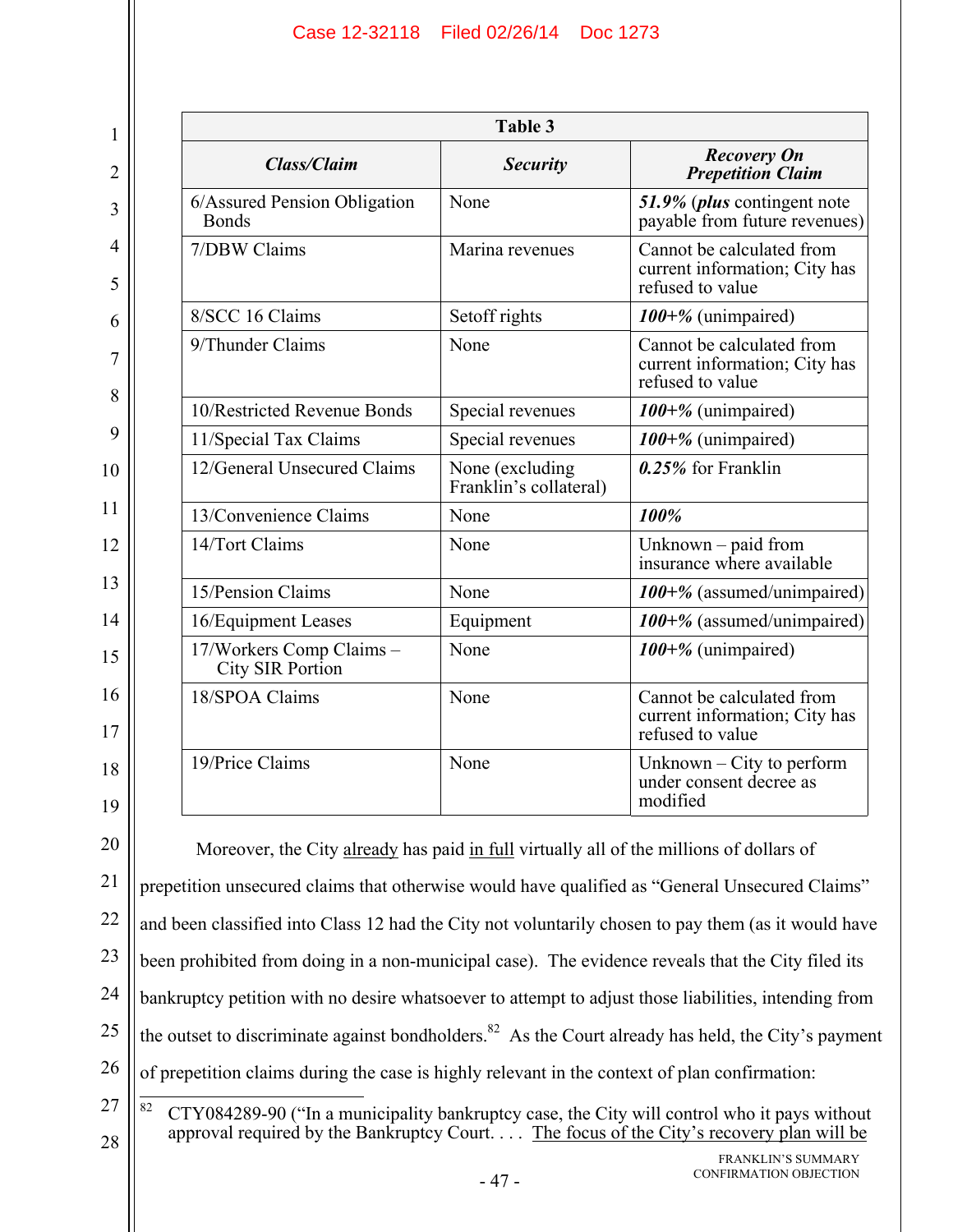| Table 3 | | |
|---|---|---|
| ***Class/Claim*** | ***Security*** | ***Recovery On Prepetition Claim*** |
| 6/Assured Pension Obligation Bonds | None | ***51.9%*** (***plus*** contingent note payable from future revenues) |
| 7/DBW Claims | Marina revenues | Cannot be calculated from current information; City has refused to value |
| 8/SCC 16 Claims | Setoff rights | ***100+%*** (unimpaired) |
| 9/Thunder Claims | None | Cannot be calculated from current information; City has refused to value |
| 10/Restricted Revenue Bonds | Special revenues | ***100+%*** (unimpaired) |
| 11/Special Tax Claims | Special revenues | ***100+%*** (unimpaired) |
| 12/General Unsecured Claims | None (excluding Franklin's collateral) | ***0.25%*** for Franklin |
| 13/Convenience Claims | None | ***100%*** |
| 14/Tort Claims | None | Unknown – paid from insurance where available |
| 15/Pension Claims | None | ***100+%*** (assumed/unimpaired) |
| 16/Equipment Leases | Equipment | ***100+%*** (assumed/unimpaired) |
| 17/Workers Comp Claims – City SIR Portion | None | ***100+%*** (unimpaired) |
| 18/SPOA Claims | None | Cannot be calculated from current information; City has refused to value |
| 19/Price Claims | None | Unknown – City to perform under consent decree as modified |

Moreover, the City already has paid in full virtually all of the millions of dollars of prepetition unsecured claims that otherwise would have qualified as "General Unsecured Claims" and been classified into Class 12 had the City not voluntarily chosen to pay them (as it would have been prohibited from doing in a non-municipal case). The evidence reveals that the City filed its bankruptcy petition with no desire whatsoever to attempt to adjust those liabilities, intending from the outset to discriminate against bondholders.[82] As the Court already has held, the City's payment of prepetition claims during the case is highly relevant in the context of plan confirmation:

[82] CTY084289-90 ("In a municipality bankruptcy case, the City will control who it pays without approval required by the Bankruptcy Court. . . . The focus of the City's recovery plan will be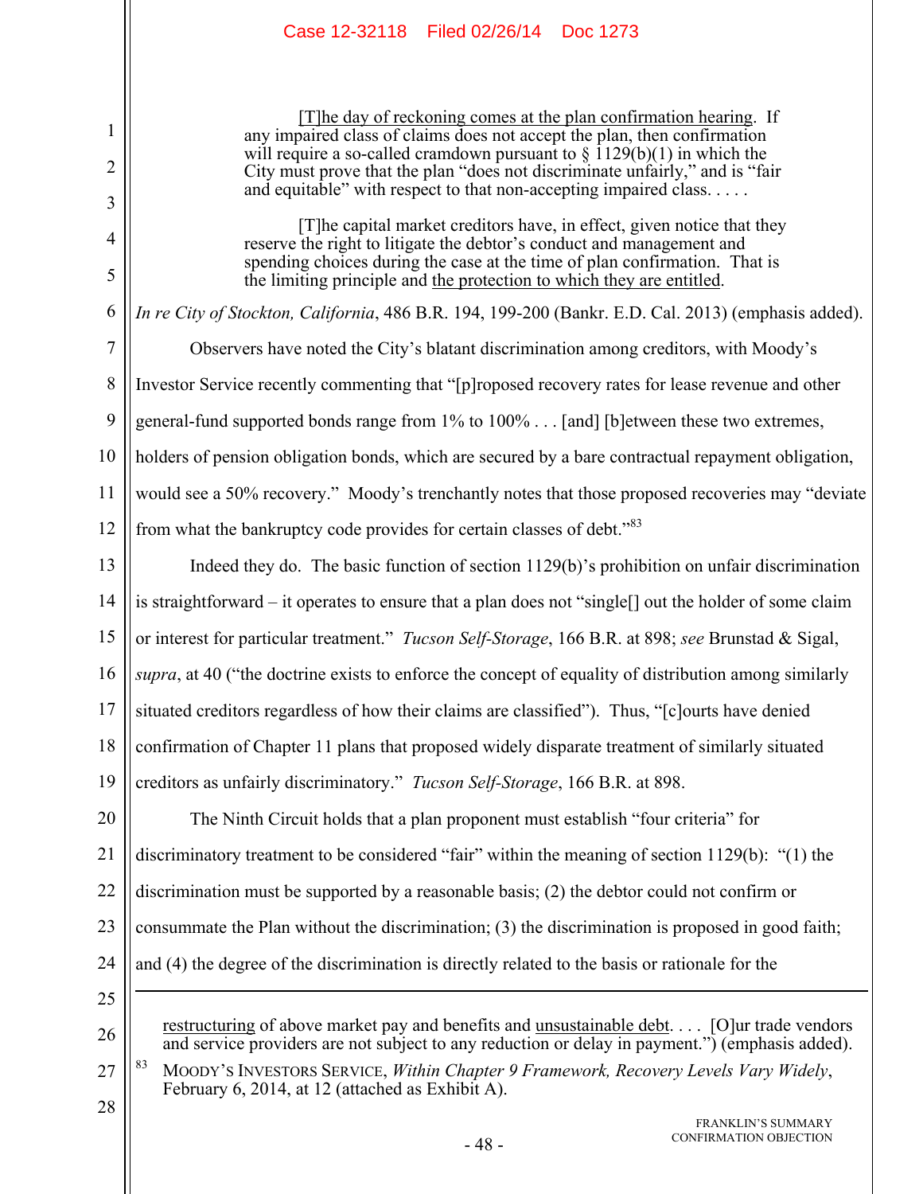> [T]he day of reckoning comes at the plan confirmation hearing. If any impaired class of claims does not accept the plan, then confirmation will require a so-called cramdown pursuant to § 1129(b)(1) in which the City must prove that the plan "does not discriminate unfairly," and is "fair and equitable" with respect to that non-accepting impaired class. . . . .
>
> [T]he capital market creditors have, in effect, given notice that they reserve the right to litigate the debtor's conduct and management and spending choices during the case at the time of plan confirmation. That is the limiting principle and the protection to which they are entitled.

*In re City of Stockton, California*, 486 B.R. 194, 199-200 (Bankr. E.D. Cal. 2013) (emphasis added).

Observers have noted the City's blatant discrimination among creditors, with Moody's Investor Service recently commenting that "[p]roposed recovery rates for lease revenue and other general-fund supported bonds range from 1% to 100% . . . [and] [b]etween these two extremes, holders of pension obligation bonds, which are secured by a bare contractual repayment obligation, would see a 50% recovery." Moody's trenchantly notes that those proposed recoveries may "deviate from what the bankruptcy code provides for certain classes of debt."[83]

Indeed they do. The basic function of section 1129(b)'s prohibition on unfair discrimination is straightforward – it operates to ensure that a plan does not "single[] out the holder of some claim or interest for particular treatment." *Tucson Self-Storage*, 166 B.R. at 898; *see* Brunstad & Sigal, *supra*, at 40 ("the doctrine exists to enforce the concept of equality of distribution among similarly situated creditors regardless of how their claims are classified"). Thus, "[c]ourts have denied confirmation of Chapter 11 plans that proposed widely disparate treatment of similarly situated creditors as unfairly discriminatory." *Tucson Self-Storage*, 166 B.R. at 898.

The Ninth Circuit holds that a plan proponent must establish "four criteria" for discriminatory treatment to be considered "fair" within the meaning of section 1129(b): "(1) the discrimination must be supported by a reasonable basis; (2) the debtor could not confirm or consummate the Plan without the discrimination; (3) the discrimination is proposed in good faith; and (4) the degree of the discrimination is directly related to the basis or rationale for the

---

restructuring of above market pay and benefits and unsustainable debt. . . . [O]ur trade vendors and service providers are not subject to any reduction or delay in payment.") (emphasis added).

[83] MOODY'S INVESTORS SERVICE, *Within Chapter 9 Framework, Recovery Levels Vary Widely*, February 6, 2014, at 12 (attached as Exhibit A).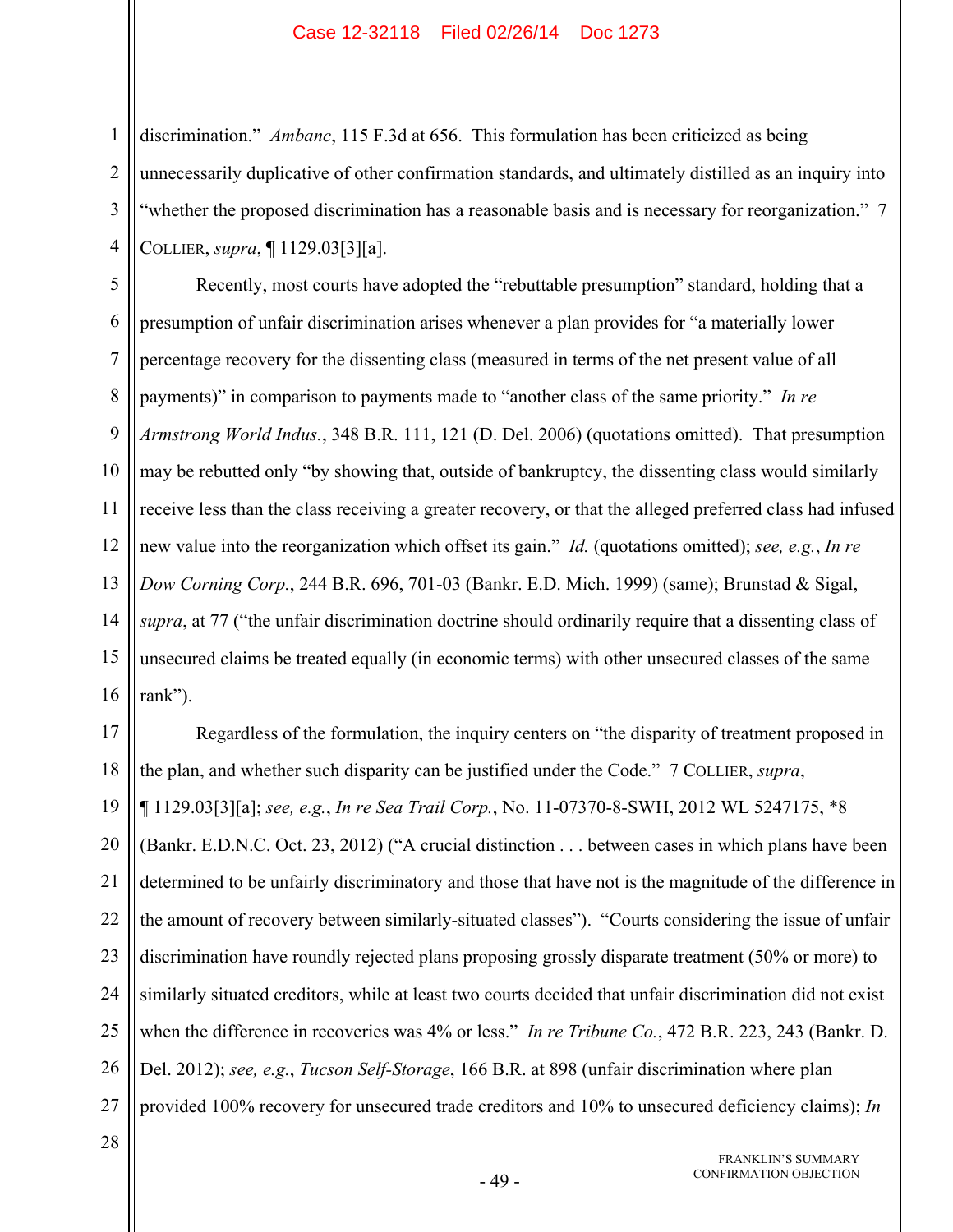discrimination." *Ambanc*, 115 F.3d at 656. This formulation has been criticized as being unnecessarily duplicative of other confirmation standards, and ultimately distilled as an inquiry into "whether the proposed discrimination has a reasonable basis and is necessary for reorganization." 7 COLLIER, *supra*, ¶ 1129.03[3][a].

Recently, most courts have adopted the "rebuttable presumption" standard, holding that a presumption of unfair discrimination arises whenever a plan provides for "a materially lower percentage recovery for the dissenting class (measured in terms of the net present value of all payments)" in comparison to payments made to "another class of the same priority." *In re Armstrong World Indus.*, 348 B.R. 111, 121 (D. Del. 2006) (quotations omitted). That presumption may be rebutted only "by showing that, outside of bankruptcy, the dissenting class would similarly receive less than the class receiving a greater recovery, or that the alleged preferred class had infused new value into the reorganization which offset its gain." *Id.* (quotations omitted); *see, e.g.*, *In re Dow Corning Corp.*, 244 B.R. 696, 701-03 (Bankr. E.D. Mich. 1999) (same); Brunstad & Sigal, *supra*, at 77 ("the unfair discrimination doctrine should ordinarily require that a dissenting class of unsecured claims be treated equally (in economic terms) with other unsecured classes of the same rank").

Regardless of the formulation, the inquiry centers on "the disparity of treatment proposed in the plan, and whether such disparity can be justified under the Code." 7 COLLIER, *supra*, ¶ 1129.03[3][a]; *see, e.g.*, *In re Sea Trail Corp.*, No. 11-07370-8-SWH, 2012 WL 5247175, *8 (Bankr. E.D.N.C. Oct. 23, 2012) ("A crucial distinction . . . between cases in which plans have been determined to be unfairly discriminatory and those that have not is the magnitude of the difference in the amount of recovery between similarly-situated classes"). "Courts considering the issue of unfair discrimination have roundly rejected plans proposing grossly disparate treatment (50% or more) to similarly situated creditors, while at least two courts decided that unfair discrimination did not exist when the difference in recoveries was 4% or less." *In re Tribune Co.*, 472 B.R. 223, 243 (Bankr. D. Del. 2012); *see, e.g.*, *Tucson Self-Storage*, 166 B.R. at 898 (unfair discrimination where plan provided 100% recovery for unsecured trade creditors and 10% to unsecured deficiency claims); *In*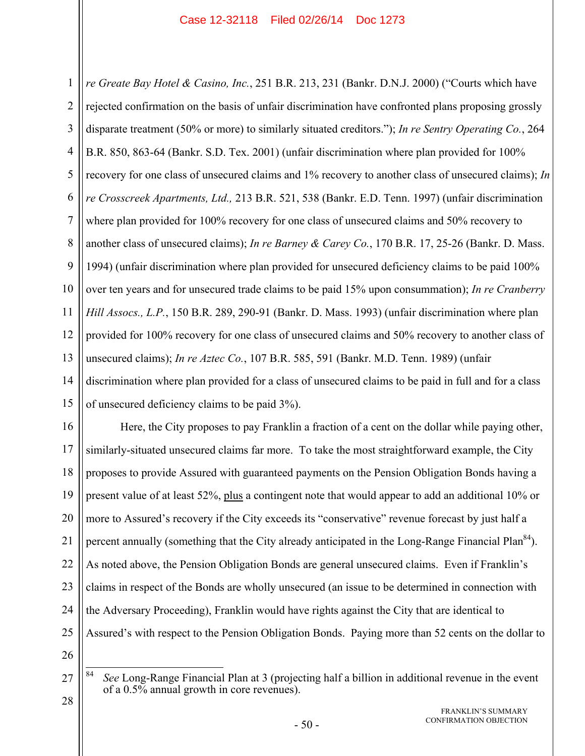*re Greate Bay Hotel & Casino, Inc.*, 251 B.R. 213, 231 (Bankr. D.N.J. 2000) ("Courts which have rejected confirmation on the basis of unfair discrimination have confronted plans proposing grossly disparate treatment (50% or more) to similarly situated creditors."); *In re Sentry Operating Co.*, 264 B.R. 850, 863-64 (Bankr. S.D. Tex. 2001) (unfair discrimination where plan provided for 100% recovery for one class of unsecured claims and 1% recovery to another class of unsecured claims); *In re Crosscreek Apartments, Ltd.,* 213 B.R. 521, 538 (Bankr. E.D. Tenn. 1997) (unfair discrimination where plan provided for 100% recovery for one class of unsecured claims and 50% recovery to another class of unsecured claims); *In re Barney & Carey Co.*, 170 B.R. 17, 25-26 (Bankr. D. Mass. 1994) (unfair discrimination where plan provided for unsecured deficiency claims to be paid 100% over ten years and for unsecured trade claims to be paid 15% upon consummation); *In re Cranberry Hill Assocs., L.P.*, 150 B.R. 289, 290-91 (Bankr. D. Mass. 1993) (unfair discrimination where plan provided for 100% recovery for one class of unsecured claims and 50% recovery to another class of unsecured claims); *In re Aztec Co.*, 107 B.R. 585, 591 (Bankr. M.D. Tenn. 1989) (unfair discrimination where plan provided for a class of unsecured claims to be paid in full and for a class of unsecured deficiency claims to be paid 3%).

Here, the City proposes to pay Franklin a fraction of a cent on the dollar while paying other, similarly-situated unsecured claims far more. To take the most straightforward example, the City proposes to provide Assured with guaranteed payments on the Pension Obligation Bonds having a present value of at least 52%, plus a contingent note that would appear to add an additional 10% or more to Assured's recovery if the City exceeds its "conservative" revenue forecast by just half a percent annually (something that the City already anticipated in the Long-Range Financial Plan[84]). As noted above, the Pension Obligation Bonds are general unsecured claims. Even if Franklin's claims in respect of the Bonds are wholly unsecured (an issue to be determined in connection with the Adversary Proceeding), Franklin would have rights against the City that are identical to Assured's with respect to the Pension Obligation Bonds. Paying more than 52 cents on the dollar to

[84] *See* Long-Range Financial Plan at 3 (projecting half a billion in additional revenue in the event of a 0.5% annual growth in core revenues).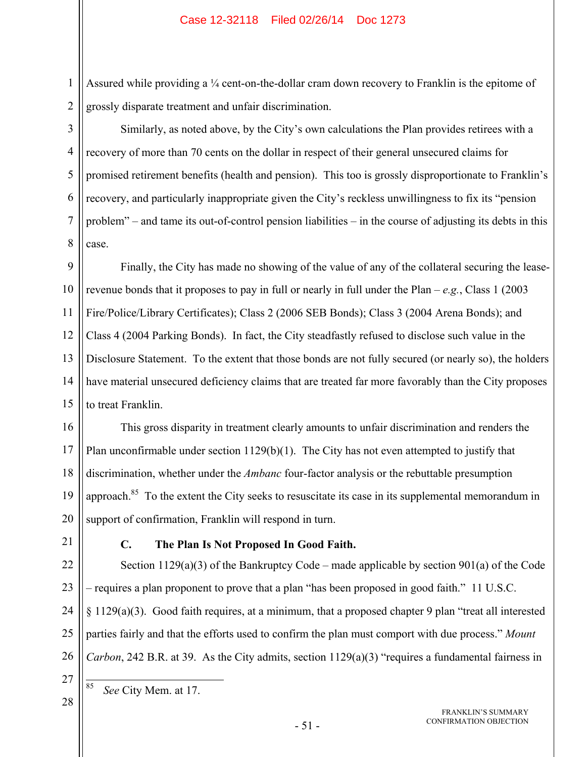Assured while providing a ¼ cent-on-the-dollar cram down recovery to Franklin is the epitome of grossly disparate treatment and unfair discrimination.

Similarly, as noted above, by the City's own calculations the Plan provides retirees with a recovery of more than 70 cents on the dollar in respect of their general unsecured claims for promised retirement benefits (health and pension). This too is grossly disproportionate to Franklin's recovery, and particularly inappropriate given the City's reckless unwillingness to fix its "pension problem" – and tame its out-of-control pension liabilities – in the course of adjusting its debts in this case.

Finally, the City has made no showing of the value of any of the collateral securing the lease-revenue bonds that it proposes to pay in full or nearly in full under the Plan – *e.g.*, Class 1 (2003 Fire/Police/Library Certificates); Class 2 (2006 SEB Bonds); Class 3 (2004 Arena Bonds); and Class 4 (2004 Parking Bonds). In fact, the City steadfastly refused to disclose such value in the Disclosure Statement. To the extent that those bonds are not fully secured (or nearly so), the holders have material unsecured deficiency claims that are treated far more favorably than the City proposes to treat Franklin.

This gross disparity in treatment clearly amounts to unfair discrimination and renders the Plan unconfirmable under section 1129(b)(1). The City has not even attempted to justify that discrimination, whether under the *Ambanc* four-factor analysis or the rebuttable presumption approach.[85] To the extent the City seeks to resuscitate its case in its supplemental memorandum in support of confirmation, Franklin will respond in turn.

### C. The Plan Is Not Proposed In Good Faith.

Section 1129(a)(3) of the Bankruptcy Code – made applicable by section 901(a) of the Code – requires a plan proponent to prove that a plan "has been proposed in good faith." 11 U.S.C. § 1129(a)(3). Good faith requires, at a minimum, that a proposed chapter 9 plan "treat all interested parties fairly and that the efforts used to confirm the plan must comport with due process." *Mount Carbon*, 242 B.R. at 39. As the City admits, section 1129(a)(3) "requires a fundamental fairness in

---

[85] *See* City Mem. at 17.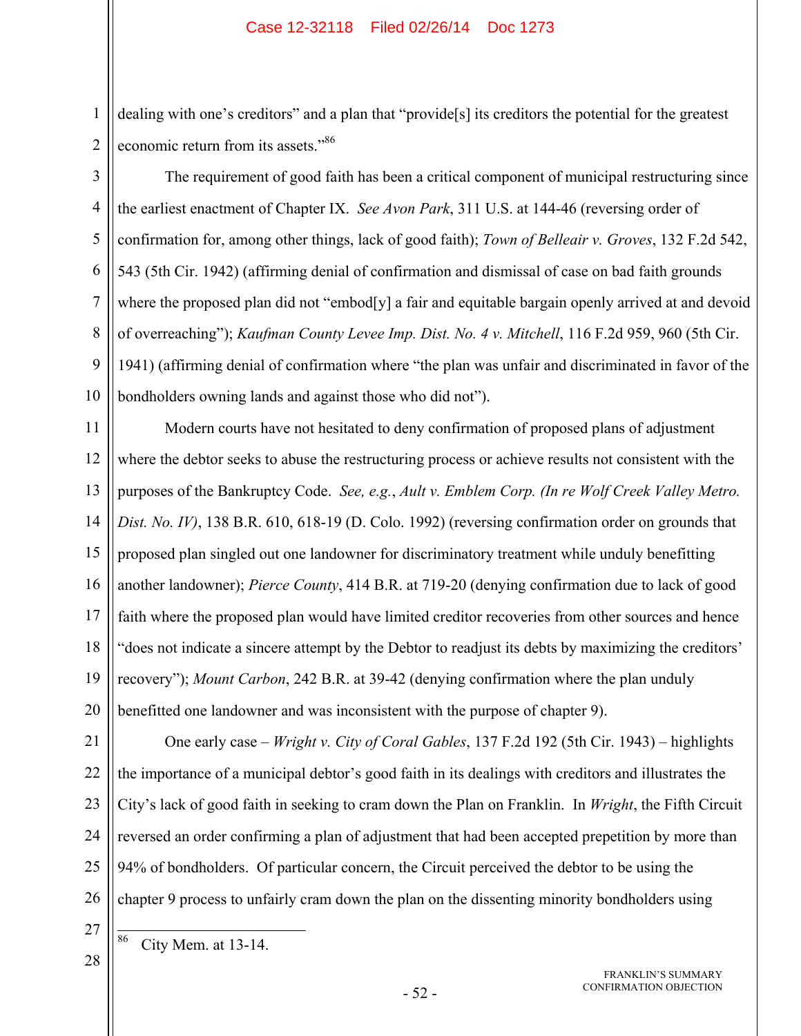dealing with one's creditors" and a plan that "provide[s] its creditors the potential for the greatest economic return from its assets."[86]

The requirement of good faith has been a critical component of municipal restructuring since the earliest enactment of Chapter IX. *See Avon Park*, 311 U.S. at 144-46 (reversing order of confirmation for, among other things, lack of good faith); *Town of Belleair v. Groves*, 132 F.2d 542, 543 (5th Cir. 1942) (affirming denial of confirmation and dismissal of case on bad faith grounds where the proposed plan did not "embod[y] a fair and equitable bargain openly arrived at and devoid of overreaching"); *Kaufman County Levee Imp. Dist. No. 4 v. Mitchell*, 116 F.2d 959, 960 (5th Cir. 1941) (affirming denial of confirmation where "the plan was unfair and discriminated in favor of the bondholders owning lands and against those who did not").

Modern courts have not hesitated to deny confirmation of proposed plans of adjustment where the debtor seeks to abuse the restructuring process or achieve results not consistent with the purposes of the Bankruptcy Code. *See, e.g.*, *Ault v. Emblem Corp. (In re Wolf Creek Valley Metro. Dist. No. IV)*, 138 B.R. 610, 618-19 (D. Colo. 1992) (reversing confirmation order on grounds that proposed plan singled out one landowner for discriminatory treatment while unduly benefitting another landowner); *Pierce County*, 414 B.R. at 719-20 (denying confirmation due to lack of good faith where the proposed plan would have limited creditor recoveries from other sources and hence "does not indicate a sincere attempt by the Debtor to readjust its debts by maximizing the creditors' recovery"); *Mount Carbon*, 242 B.R. at 39-42 (denying confirmation where the plan unduly benefitted one landowner and was inconsistent with the purpose of chapter 9).

One early case – *Wright v. City of Coral Gables*, 137 F.2d 192 (5th Cir. 1943) – highlights the importance of a municipal debtor's good faith in its dealings with creditors and illustrates the City's lack of good faith in seeking to cram down the Plan on Franklin. In *Wright*, the Fifth Circuit reversed an order confirming a plan of adjustment that had been accepted prepetition by more than 94% of bondholders. Of particular concern, the Circuit perceived the debtor to be using the chapter 9 process to unfairly cram down the plan on the dissenting minority bondholders using

---

[86] City Mem. at 13-14.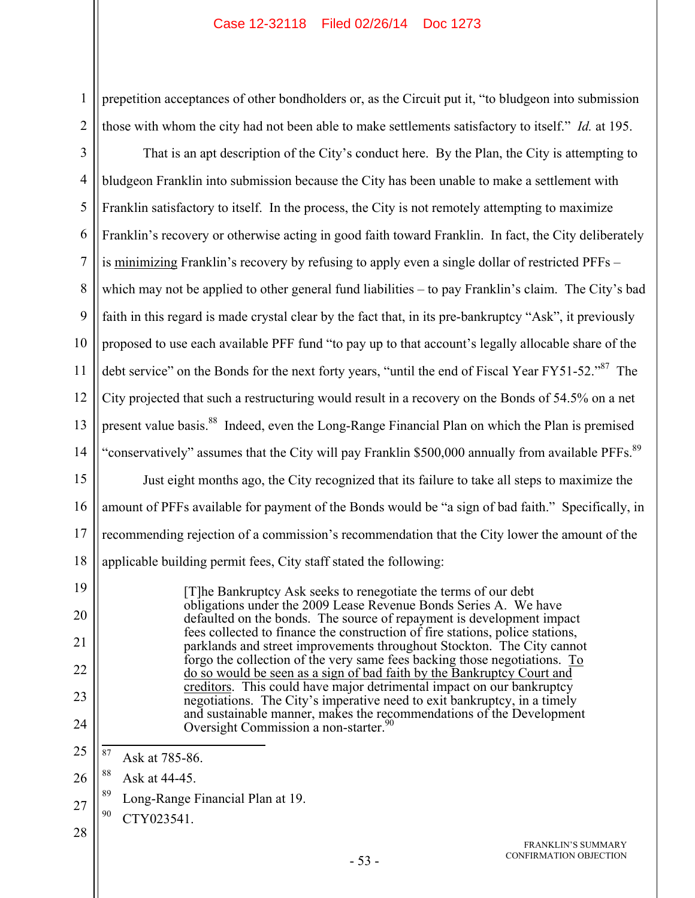prepetition acceptances of other bondholders or, as the Circuit put it, "to bludgeon into submission those with whom the city had not been able to make settlements satisfactory to itself." *Id.* at 195.

That is an apt description of the City's conduct here. By the Plan, the City is attempting to bludgeon Franklin into submission because the City has been unable to make a settlement with Franklin satisfactory to itself. In the process, the City is not remotely attempting to maximize Franklin's recovery or otherwise acting in good faith toward Franklin. In fact, the City deliberately is <u>minimizing</u> Franklin's recovery by refusing to apply even a single dollar of restricted PFFs – which may not be applied to other general fund liabilities – to pay Franklin's claim. The City's bad faith in this regard is made crystal clear by the fact that, in its pre-bankruptcy "Ask", it previously proposed to use each available PFF fund "to pay up to that account's legally allocable share of the debt service" on the Bonds for the next forty years, "until the end of Fiscal Year FY51-52."[87] The City projected that such a restructuring would result in a recovery on the Bonds of 54.5% on a net present value basis.[88] Indeed, even the Long-Range Financial Plan on which the Plan is premised "conservatively" assumes that the City will pay Franklin $500,000 annually from available PFFs.[89]

Just eight months ago, the City recognized that its failure to take all steps to maximize the amount of PFFs available for payment of the Bonds would be "a sign of bad faith." Specifically, in recommending rejection of a commission's recommendation that the City lower the amount of the applicable building permit fees, City staff stated the following:

> [T]he Bankruptcy Ask seeks to renegotiate the terms of our debt obligations under the 2009 Lease Revenue Bonds Series A. We have defaulted on the bonds. The source of repayment is development impact fees collected to finance the construction of fire stations, police stations, parklands and street improvements throughout Stockton. The City cannot forgo the collection of the very same fees backing those negotiations. <u>To do so would be seen as a sign of bad faith by the Bankruptcy Court and creditors</u>. This could have major detrimental impact on our bankruptcy negotiations. The City's imperative need to exit bankruptcy, in a timely and sustainable manner, makes the recommendations of the Development Oversight Commission a non-starter.[90]

---

[87] Ask at 785-86.

[88] Ask at 44-45.

[89] Long-Range Financial Plan at 19.

[90] CTY023541.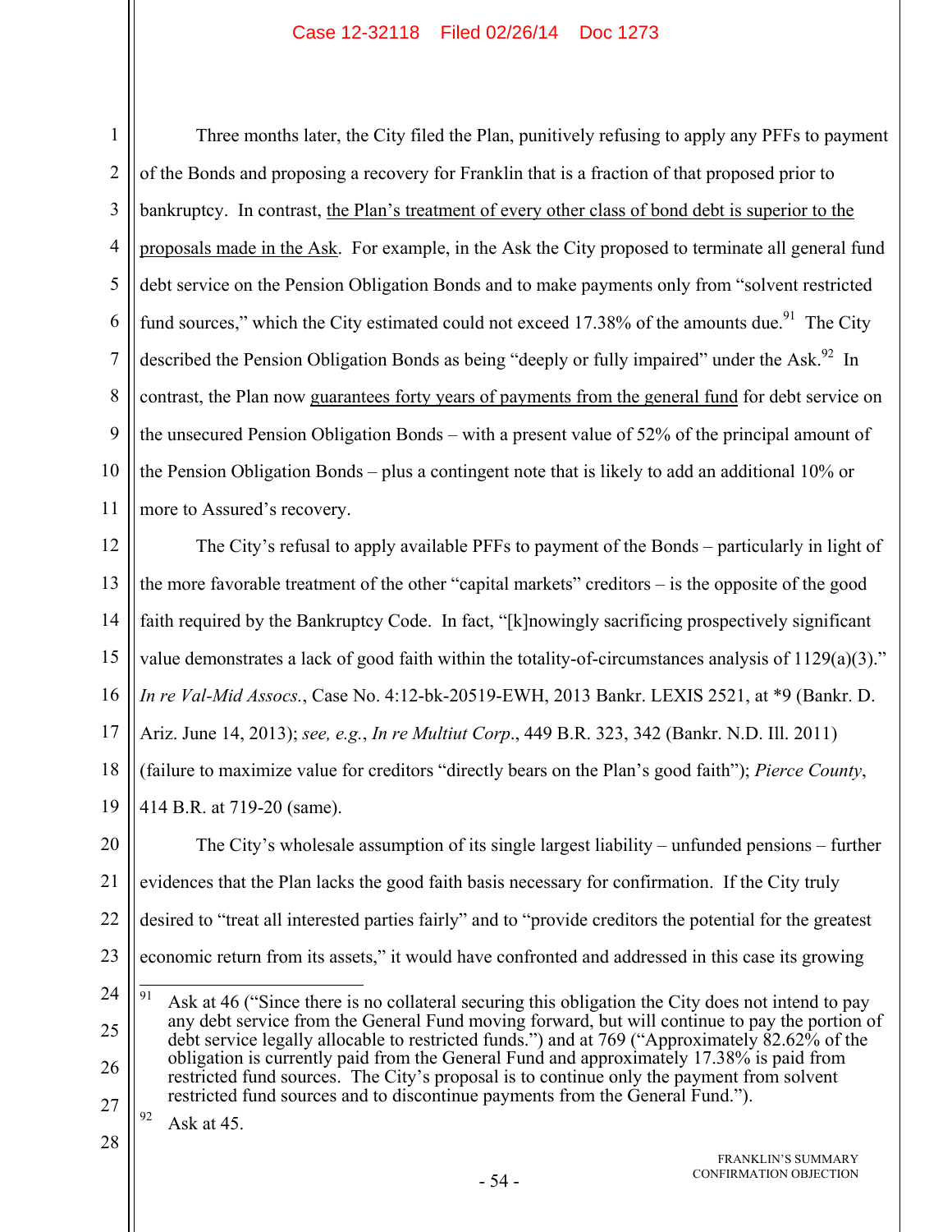Three months later, the City filed the Plan, punitively refusing to apply any PFFs to payment of the Bonds and proposing a recovery for Franklin that is a fraction of that proposed prior to bankruptcy. In contrast, <u>the Plan's treatment of every other class of bond debt is superior to the proposals made in the Ask</u>. For example, in the Ask the City proposed to terminate all general fund debt service on the Pension Obligation Bonds and to make payments only from "solvent restricted fund sources," which the City estimated could not exceed 17.38% of the amounts due.[91] The City described the Pension Obligation Bonds as being "deeply or fully impaired" under the Ask.[92] In contrast, the Plan now <u>guarantees forty years of payments from the general fund</u> for debt service on the unsecured Pension Obligation Bonds – with a present value of 52% of the principal amount of the Pension Obligation Bonds – plus a contingent note that is likely to add an additional 10% or more to Assured's recovery.

The City's refusal to apply available PFFs to payment of the Bonds – particularly in light of the more favorable treatment of the other "capital markets" creditors – is the opposite of the good faith required by the Bankruptcy Code. In fact, "[k]nowingly sacrificing prospectively significant value demonstrates a lack of good faith within the totality-of-circumstances analysis of 1129(a)(3)." *In re Val-Mid Assocs.*, Case No. 4:12-bk-20519-EWH, 2013 Bankr. LEXIS 2521, at *9 (Bankr. D. Ariz. June 14, 2013); *see, e.g.*, *In re Multiut Corp.*, 449 B.R. 323, 342 (Bankr. N.D. Ill. 2011) (failure to maximize value for creditors "directly bears on the Plan's good faith"); *Pierce County*, 414 B.R. at 719-20 (same).

The City's wholesale assumption of its single largest liability – unfunded pensions – further evidences that the Plan lacks the good faith basis necessary for confirmation. If the City truly desired to "treat all interested parties fairly" and to "provide creditors the potential for the greatest economic return from its assets," it would have confronted and addressed in this case its growing

---

[91] Ask at 46 ("Since there is no collateral securing this obligation the City does not intend to pay any debt service from the General Fund moving forward, but will continue to pay the portion of debt service legally allocable to restricted funds.") and at 769 ("Approximately 82.62% of the obligation is currently paid from the General Fund and approximately 17.38% is paid from restricted fund sources. The City's proposal is to continue only the payment from solvent restricted fund sources and to discontinue payments from the General Fund.").

[92] Ask at 45.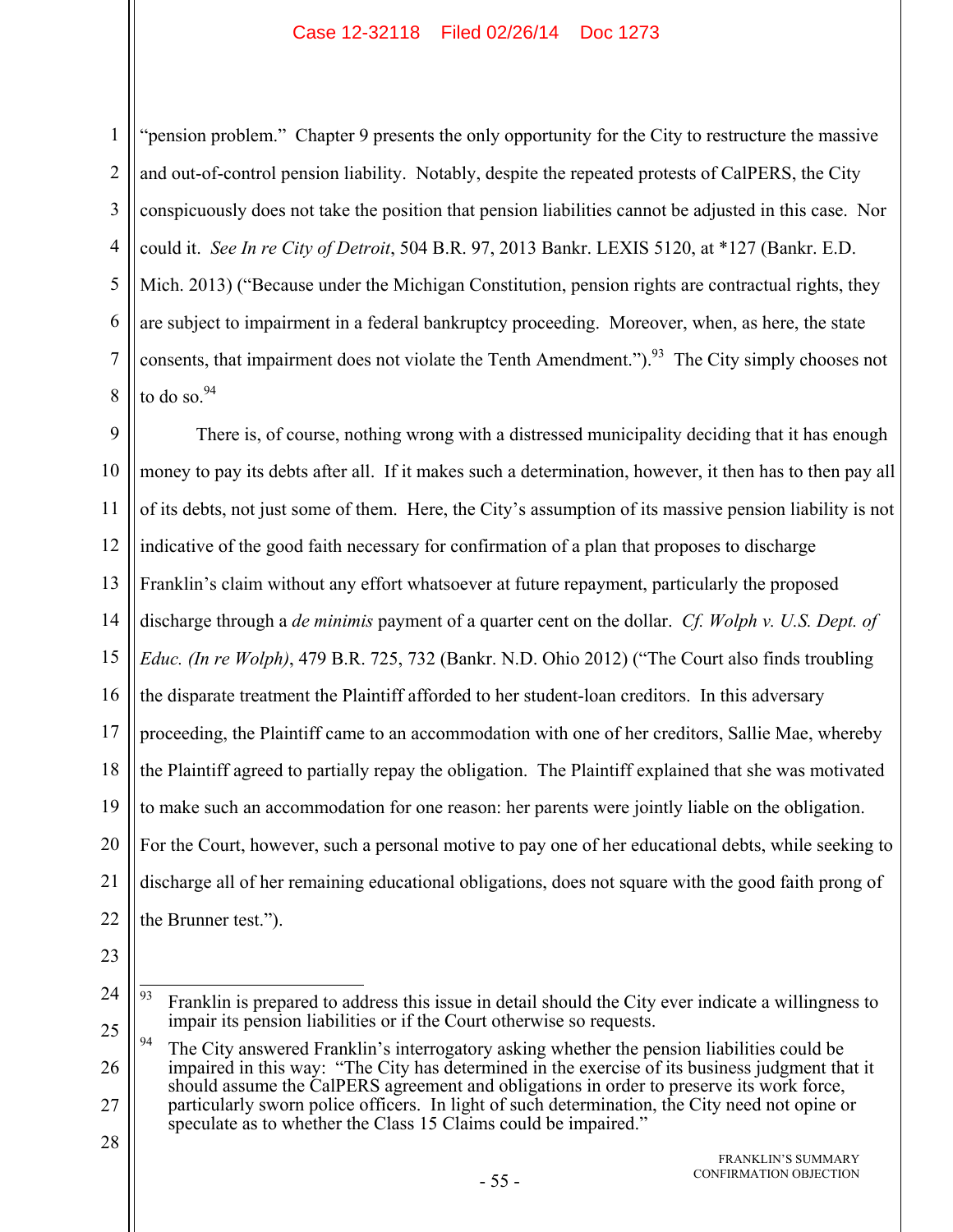"pension problem." Chapter 9 presents the only opportunity for the City to restructure the massive and out-of-control pension liability. Notably, despite the repeated protests of CalPERS, the City conspicuously does not take the position that pension liabilities cannot be adjusted in this case. Nor could it. *See In re City of Detroit*, 504 B.R. 97, 2013 Bankr. LEXIS 5120, at *127 (Bankr. E.D. Mich. 2013) ("Because under the Michigan Constitution, pension rights are contractual rights, they are subject to impairment in a federal bankruptcy proceeding. Moreover, when, as here, the state consents, that impairment does not violate the Tenth Amendment.").[93] The City simply chooses not to do so.[94]

There is, of course, nothing wrong with a distressed municipality deciding that it has enough money to pay its debts after all. If it makes such a determination, however, it then has to then pay all of its debts, not just some of them. Here, the City's assumption of its massive pension liability is not indicative of the good faith necessary for confirmation of a plan that proposes to discharge Franklin's claim without any effort whatsoever at future repayment, particularly the proposed discharge through a *de minimis* payment of a quarter cent on the dollar. *Cf. Wolph v. U.S. Dept. of Educ. (In re Wolph)*, 479 B.R. 725, 732 (Bankr. N.D. Ohio 2012) ("The Court also finds troubling the disparate treatment the Plaintiff afforded to her student-loan creditors. In this adversary proceeding, the Plaintiff came to an accommodation with one of her creditors, Sallie Mae, whereby the Plaintiff agreed to partially repay the obligation. The Plaintiff explained that she was motivated to make such an accommodation for one reason: her parents were jointly liable on the obligation. For the Court, however, such a personal motive to pay one of her educational debts, while seeking to discharge all of her remaining educational obligations, does not square with the good faith prong of the Brunner test.").

---

[93] Franklin is prepared to address this issue in detail should the City ever indicate a willingness to impair its pension liabilities or if the Court otherwise so requests.

[94] The City answered Franklin's interrogatory asking whether the pension liabilities could be impaired in this way: "The City has determined in the exercise of its business judgment that it should assume the CalPERS agreement and obligations in order to preserve its work force, particularly sworn police officers. In light of such determination, the City need not opine or speculate as to whether the Class 15 Claims could be impaired."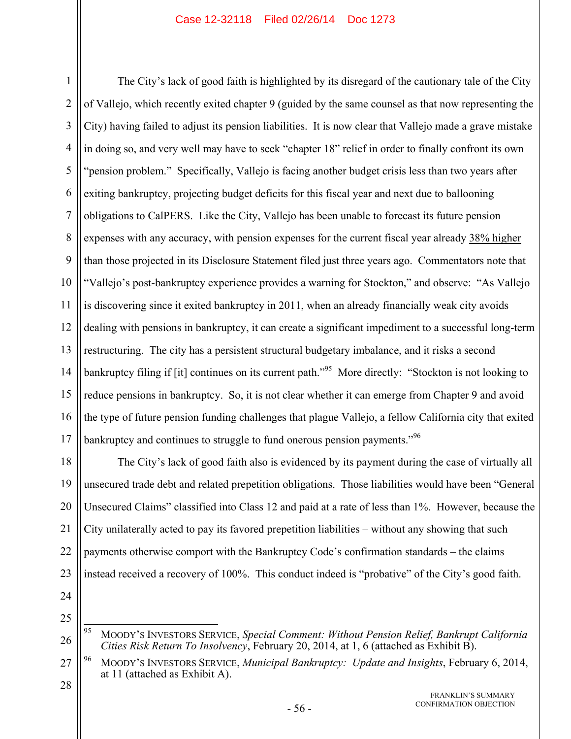The City's lack of good faith is highlighted by its disregard of the cautionary tale of the City of Vallejo, which recently exited chapter 9 (guided by the same counsel as that now representing the City) having failed to adjust its pension liabilities. It is now clear that Vallejo made a grave mistake in doing so, and very well may have to seek "chapter 18" relief in order to finally confront its own "pension problem." Specifically, Vallejo is facing another budget crisis less than two years after exiting bankruptcy, projecting budget deficits for this fiscal year and next due to ballooning obligations to CalPERS. Like the City, Vallejo has been unable to forecast its future pension expenses with any accuracy, with pension expenses for the current fiscal year already 38% higher than those projected in its Disclosure Statement filed just three years ago. Commentators note that "Vallejo's post-bankruptcy experience provides a warning for Stockton," and observe: "As Vallejo is discovering since it exited bankruptcy in 2011, when an already financially weak city avoids dealing with pensions in bankruptcy, it can create a significant impediment to a successful long-term restructuring. The city has a persistent structural budgetary imbalance, and it risks a second bankruptcy filing if [it] continues on its current path."[95] More directly: "Stockton is not looking to reduce pensions in bankruptcy. So, it is not clear whether it can emerge from Chapter 9 and avoid the type of future pension funding challenges that plague Vallejo, a fellow California city that exited bankruptcy and continues to struggle to fund onerous pension payments."[96]

The City's lack of good faith also is evidenced by its payment during the case of virtually all unsecured trade debt and related prepetition obligations. Those liabilities would have been "General Unsecured Claims" classified into Class 12 and paid at a rate of less than 1%. However, because the City unilaterally acted to pay its favored prepetition liabilities – without any showing that such payments otherwise comport with the Bankruptcy Code's confirmation standards – the claims instead received a recovery of 100%. This conduct indeed is "probative" of the City's good faith.

---

[95] MOODY'S INVESTORS SERVICE, *Special Comment: Without Pension Relief, Bankrupt California Cities Risk Return To Insolvency*, February 20, 2014, at 1, 6 (attached as Exhibit B).

[96] MOODY'S INVESTORS SERVICE, *Municipal Bankruptcy: Update and Insights*, February 6, 2014, at 11 (attached as Exhibit A).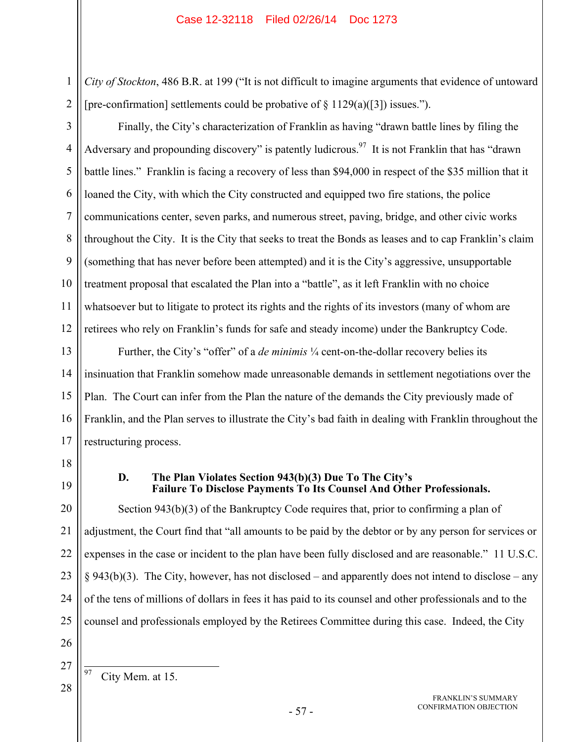*City of Stockton*, 486 B.R. at 199 ("It is not difficult to imagine arguments that evidence of untoward [pre-confirmation] settlements could be probative of § 1129(a)([3]) issues.").

Finally, the City's characterization of Franklin as having "drawn battle lines by filing the Adversary and propounding discovery" is patently ludicrous.[97] It is not Franklin that has "drawn battle lines." Franklin is facing a recovery of less than $94,000 in respect of the $35 million that it loaned the City, with which the City constructed and equipped two fire stations, the police communications center, seven parks, and numerous street, paving, bridge, and other civic works throughout the City. It is the City that seeks to treat the Bonds as leases and to cap Franklin's claim (something that has never before been attempted) and it is the City's aggressive, unsupportable treatment proposal that escalated the Plan into a "battle", as it left Franklin with no choice whatsoever but to litigate to protect its rights and the rights of its investors (many of whom are retirees who rely on Franklin's funds for safe and steady income) under the Bankruptcy Code.

Further, the City's "offer" of a *de minimis* ¼ cent-on-the-dollar recovery belies its insinuation that Franklin somehow made unreasonable demands in settlement negotiations over the Plan. The Court can infer from the Plan the nature of the demands the City previously made of Franklin, and the Plan serves to illustrate the City's bad faith in dealing with Franklin throughout the restructuring process.

### D. The Plan Violates Section 943(b)(3) Due To The City's Failure To Disclose Payments To Its Counsel And Other Professionals.

Section 943(b)(3) of the Bankruptcy Code requires that, prior to confirming a plan of adjustment, the Court find that "all amounts to be paid by the debtor or by any person for services or expenses in the case or incident to the plan have been fully disclosed and are reasonable." 11 U.S.C. § 943(b)(3). The City, however, has not disclosed – and apparently does not intend to disclose – any of the tens of millions of dollars in fees it has paid to its counsel and other professionals and to the counsel and professionals employed by the Retirees Committee during this case. Indeed, the City

---

[97] City Mem. at 15.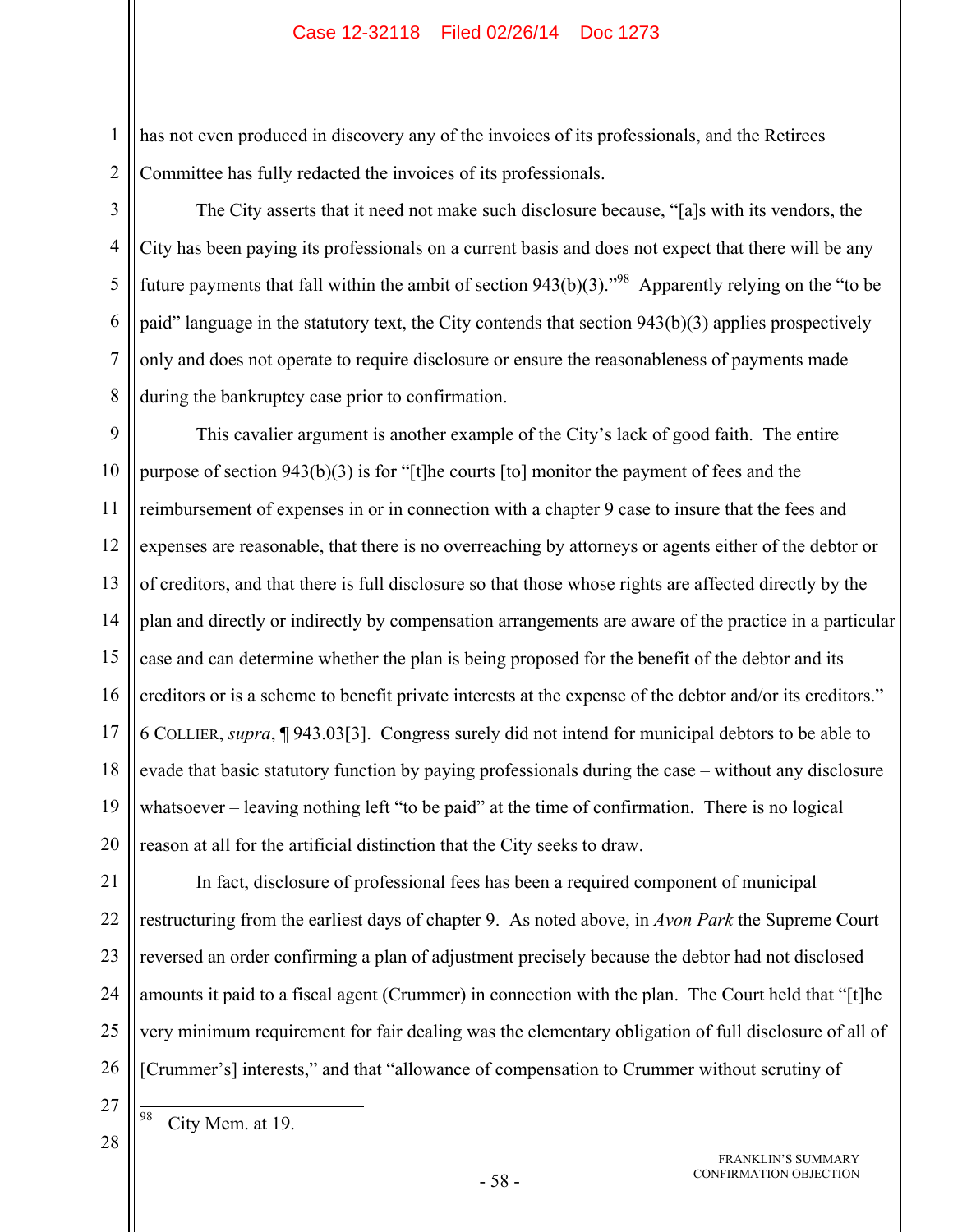has not even produced in discovery any of the invoices of its professionals, and the Retirees Committee has fully redacted the invoices of its professionals.

The City asserts that it need not make such disclosure because, "[a]s with its vendors, the City has been paying its professionals on a current basis and does not expect that there will be any future payments that fall within the ambit of section 943(b)(3)."[98] Apparently relying on the "to be paid" language in the statutory text, the City contends that section 943(b)(3) applies prospectively only and does not operate to require disclosure or ensure the reasonableness of payments made during the bankruptcy case prior to confirmation.

This cavalier argument is another example of the City's lack of good faith. The entire purpose of section 943(b)(3) is for "[t]he courts [to] monitor the payment of fees and the reimbursement of expenses in or in connection with a chapter 9 case to insure that the fees and expenses are reasonable, that there is no overreaching by attorneys or agents either of the debtor or of creditors, and that there is full disclosure so that those whose rights are affected directly by the plan and directly or indirectly by compensation arrangements are aware of the practice in a particular case and can determine whether the plan is being proposed for the benefit of the debtor and its creditors or is a scheme to benefit private interests at the expense of the debtor and/or its creditors." 6 COLLIER, *supra*, ¶ 943.03[3]. Congress surely did not intend for municipal debtors to be able to evade that basic statutory function by paying professionals during the case – without any disclosure whatsoever – leaving nothing left "to be paid" at the time of confirmation. There is no logical reason at all for the artificial distinction that the City seeks to draw.

In fact, disclosure of professional fees has been a required component of municipal restructuring from the earliest days of chapter 9. As noted above, in *Avon Park* the Supreme Court reversed an order confirming a plan of adjustment precisely because the debtor had not disclosed amounts it paid to a fiscal agent (Crummer) in connection with the plan. The Court held that "[t]he very minimum requirement for fair dealing was the elementary obligation of full disclosure of all of [Crummer's] interests," and that "allowance of compensation to Crummer without scrutiny of

---

[98] City Mem. at 19.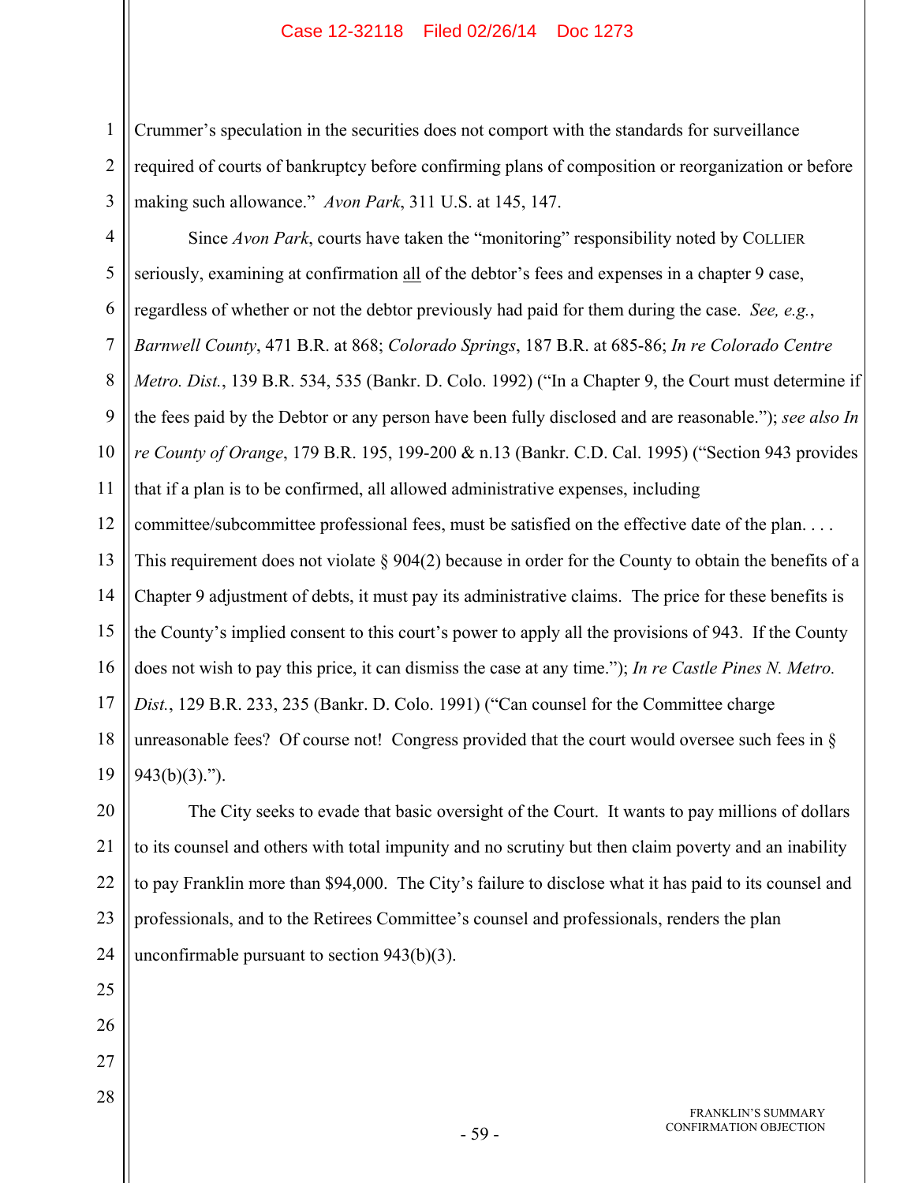Crummer's speculation in the securities does not comport with the standards for surveillance required of courts of bankruptcy before confirming plans of composition or reorganization or before making such allowance." *Avon Park*, 311 U.S. at 145, 147.

Since *Avon Park*, courts have taken the "monitoring" responsibility noted by COLLIER seriously, examining at confirmation all of the debtor's fees and expenses in a chapter 9 case, regardless of whether or not the debtor previously had paid for them during the case. *See, e.g.*, *Barnwell County*, 471 B.R. at 868; *Colorado Springs*, 187 B.R. at 685-86; *In re Colorado Centre Metro. Dist.*, 139 B.R. 534, 535 (Bankr. D. Colo. 1992) ("In a Chapter 9, the Court must determine if the fees paid by the Debtor or any person have been fully disclosed and are reasonable."); *see also In re County of Orange*, 179 B.R. 195, 199-200 & n.13 (Bankr. C.D. Cal. 1995) ("Section 943 provides that if a plan is to be confirmed, all allowed administrative expenses, including committee/subcommittee professional fees, must be satisfied on the effective date of the plan. . . . This requirement does not violate § 904(2) because in order for the County to obtain the benefits of a Chapter 9 adjustment of debts, it must pay its administrative claims. The price for these benefits is the County's implied consent to this court's power to apply all the provisions of 943. If the County does not wish to pay this price, it can dismiss the case at any time."); *In re Castle Pines N. Metro. Dist.*, 129 B.R. 233, 235 (Bankr. D. Colo. 1991) ("Can counsel for the Committee charge unreasonable fees? Of course not! Congress provided that the court would oversee such fees in § 943(b)(3).").

The City seeks to evade that basic oversight of the Court. It wants to pay millions of dollars to its counsel and others with total impunity and no scrutiny but then claim poverty and an inability to pay Franklin more than $94,000. The City's failure to disclose what it has paid to its counsel and professionals, and to the Retirees Committee's counsel and professionals, renders the plan unconfirmable pursuant to section 943(b)(3).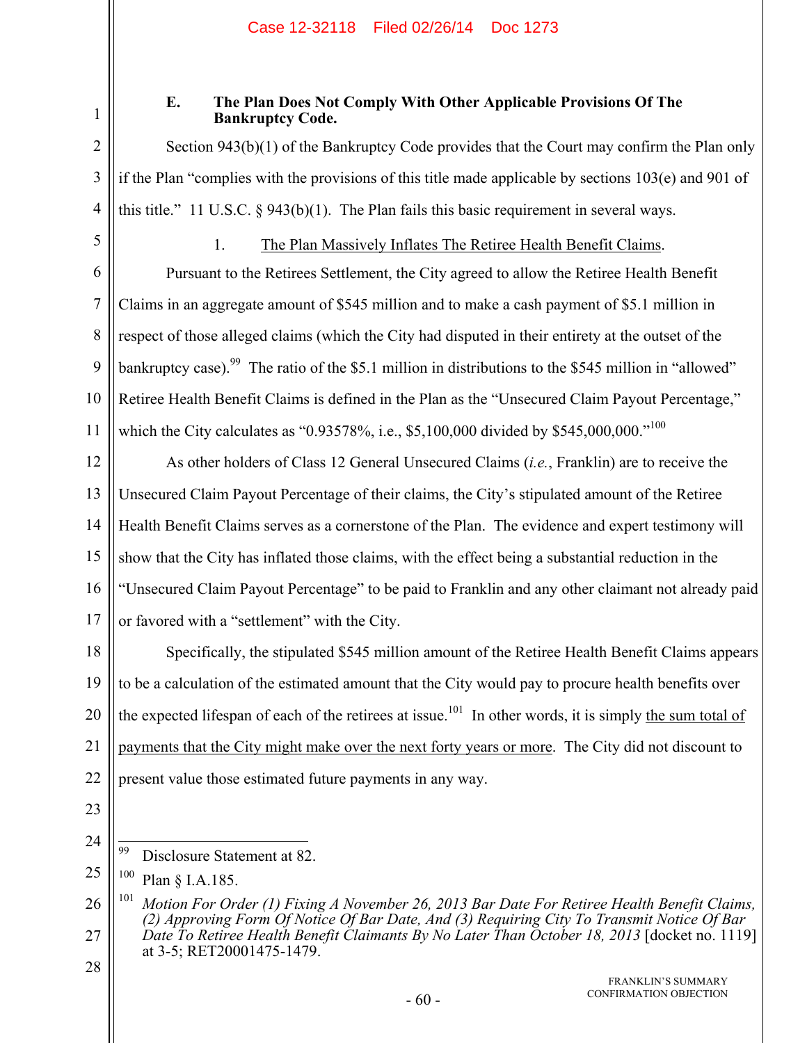### E. The Plan Does Not Comply With Other Applicable Provisions Of The Bankruptcy Code.

Section 943(b)(1) of the Bankruptcy Code provides that the Court may confirm the Plan only if the Plan "complies with the provisions of this title made applicable by sections 103(e) and 901 of this title." 11 U.S.C. § 943(b)(1). The Plan fails this basic requirement in several ways.

1. The Plan Massively Inflates The Retiree Health Benefit Claims.

Pursuant to the Retirees Settlement, the City agreed to allow the Retiree Health Benefit Claims in an aggregate amount of $545 million and to make a cash payment of $5.1 million in respect of those alleged claims (which the City had disputed in their entirety at the outset of the bankruptcy case).[99] The ratio of the $5.1 million in distributions to the $545 million in "allowed" Retiree Health Benefit Claims is defined in the Plan as the "Unsecured Claim Payout Percentage," which the City calculates as "0.93578%, i.e., $5,100,000 divided by $545,000,000."[100]

As other holders of Class 12 General Unsecured Claims (*i.e.*, Franklin) are to receive the Unsecured Claim Payout Percentage of their claims, the City's stipulated amount of the Retiree Health Benefit Claims serves as a cornerstone of the Plan. The evidence and expert testimony will show that the City has inflated those claims, with the effect being a substantial reduction in the "Unsecured Claim Payout Percentage" to be paid to Franklin and any other claimant not already paid or favored with a "settlement" with the City.

Specifically, the stipulated $545 million amount of the Retiree Health Benefit Claims appears to be a calculation of the estimated amount that the City would pay to procure health benefits over the expected lifespan of each of the retirees at issue.[101] In other words, it is simply the sum total of payments that the City might make over the next forty years or more. The City did not discount to present value those estimated future payments in any way.

---

[99] Disclosure Statement at 82.

[100] Plan § I.A.185.

[101] *Motion For Order (1) Fixing A November 26, 2013 Bar Date For Retiree Health Benefit Claims, (2) Approving Form Of Notice Of Bar Date, And (3) Requiring City To Transmit Notice Of Bar Date To Retiree Health Benefit Claimants By No Later Than October 18, 2013* [docket no. 1119] at 3-5; RET20001475-1479.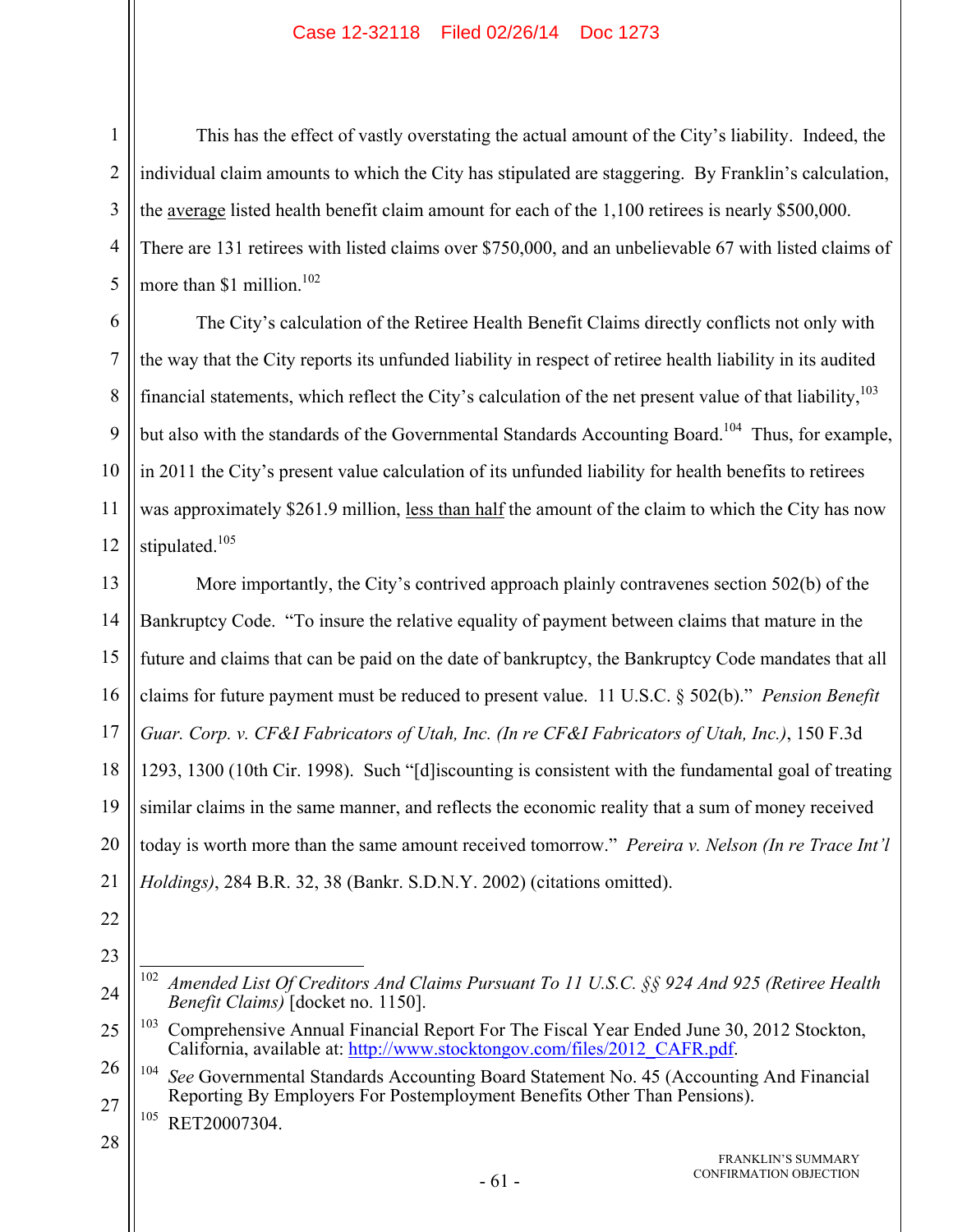This has the effect of vastly overstating the actual amount of the City's liability. Indeed, the individual claim amounts to which the City has stipulated are staggering. By Franklin's calculation, the average listed health benefit claim amount for each of the 1,100 retirees is nearly $500,000. There are 131 retirees with listed claims over $750,000, and an unbelievable 67 with listed claims of more than $1 million.[102]

The City's calculation of the Retiree Health Benefit Claims directly conflicts not only with the way that the City reports its unfunded liability in respect of retiree health liability in its audited financial statements, which reflect the City's calculation of the net present value of that liability,[103] but also with the standards of the Governmental Standards Accounting Board.[104] Thus, for example, in 2011 the City's present value calculation of its unfunded liability for health benefits to retirees was approximately $261.9 million, less than half the amount of the claim to which the City has now stipulated.[105]

More importantly, the City's contrived approach plainly contravenes section 502(b) of the Bankruptcy Code. "To insure the relative equality of payment between claims that mature in the future and claims that can be paid on the date of bankruptcy, the Bankruptcy Code mandates that all claims for future payment must be reduced to present value. 11 U.S.C. § 502(b)." *Pension Benefit Guar. Corp. v. CF&I Fabricators of Utah, Inc. (In re CF&I Fabricators of Utah, Inc.)*, 150 F.3d 1293, 1300 (10th Cir. 1998). Such "[d]iscounting is consistent with the fundamental goal of treating similar claims in the same manner, and reflects the economic reality that a sum of money received today is worth more than the same amount received tomorrow." *Pereira v. Nelson (In re Trace Int'l Holdings)*, 284 B.R. 32, 38 (Bankr. S.D.N.Y. 2002) (citations omitted).

---

[102] *Amended List Of Creditors And Claims Pursuant To 11 U.S.C. §§ 924 And 925 (Retiree Health Benefit Claims)* [docket no. 1150].

[103] Comprehensive Annual Financial Report For The Fiscal Year Ended June 30, 2012 Stockton, California, available at: http://www.stocktongov.com/files/2012_CAFR.pdf.

[104] *See* Governmental Standards Accounting Board Statement No. 45 (Accounting And Financial Reporting By Employers For Postemployment Benefits Other Than Pensions).

[105] RET20007304.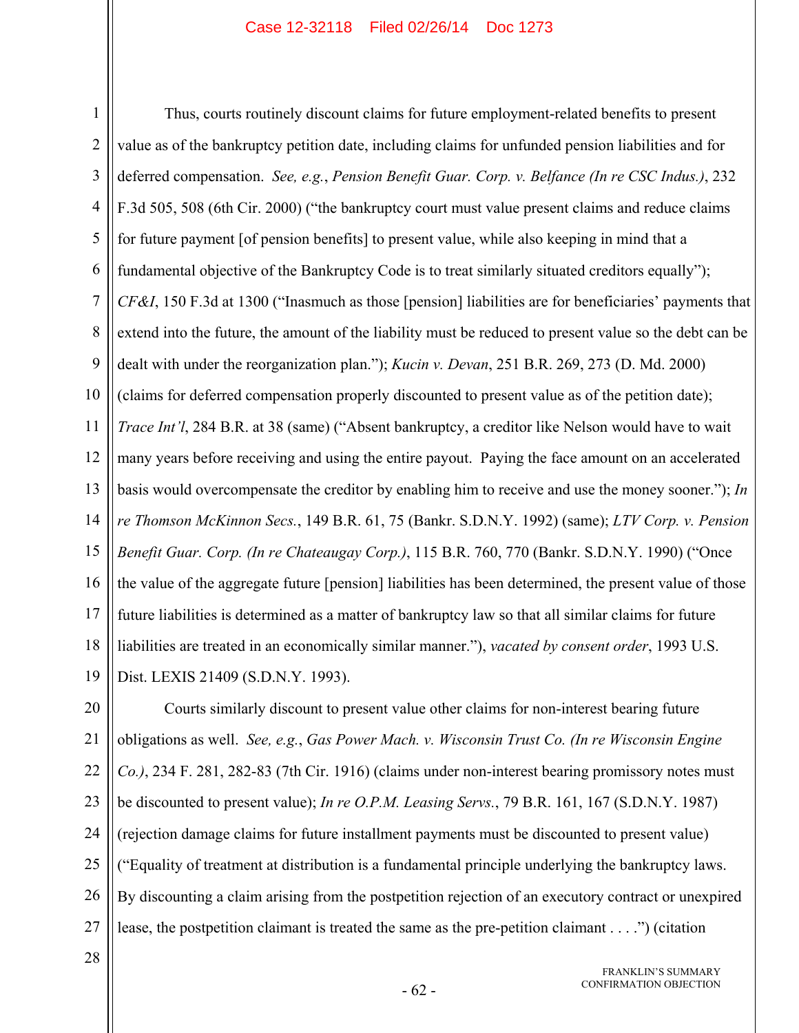Thus, courts routinely discount claims for future employment-related benefits to present value as of the bankruptcy petition date, including claims for unfunded pension liabilities and for deferred compensation. *See, e.g.*, *Pension Benefit Guar. Corp. v. Belfance (In re CSC Indus.)*, 232 F.3d 505, 508 (6th Cir. 2000) ("the bankruptcy court must value present claims and reduce claims for future payment [of pension benefits] to present value, while also keeping in mind that a fundamental objective of the Bankruptcy Code is to treat similarly situated creditors equally"); *CF&I*, 150 F.3d at 1300 ("Inasmuch as those [pension] liabilities are for beneficiaries' payments that extend into the future, the amount of the liability must be reduced to present value so the debt can be dealt with under the reorganization plan."); *Kucin v. Devan*, 251 B.R. 269, 273 (D. Md. 2000) (claims for deferred compensation properly discounted to present value as of the petition date); *Trace Int'l*, 284 B.R. at 38 (same) ("Absent bankruptcy, a creditor like Nelson would have to wait many years before receiving and using the entire payout. Paying the face amount on an accelerated basis would overcompensate the creditor by enabling him to receive and use the money sooner."); *In re Thomson McKinnon Secs.*, 149 B.R. 61, 75 (Bankr. S.D.N.Y. 1992) (same); *LTV Corp. v. Pension Benefit Guar. Corp. (In re Chateaugay Corp.)*, 115 B.R. 760, 770 (Bankr. S.D.N.Y. 1990) ("Once the value of the aggregate future [pension] liabilities has been determined, the present value of those future liabilities is determined as a matter of bankruptcy law so that all similar claims for future liabilities are treated in an economically similar manner."), *vacated by consent order*, 1993 U.S. Dist. LEXIS 21409 (S.D.N.Y. 1993).

Courts similarly discount to present value other claims for non-interest bearing future obligations as well. *See, e.g.*, *Gas Power Mach. v. Wisconsin Trust Co. (In re Wisconsin Engine Co.)*, 234 F. 281, 282-83 (7th Cir. 1916) (claims under non-interest bearing promissory notes must be discounted to present value); *In re O.P.M. Leasing Servs.*, 79 B.R. 161, 167 (S.D.N.Y. 1987) (rejection damage claims for future installment payments must be discounted to present value) ("Equality of treatment at distribution is a fundamental principle underlying the bankruptcy laws. By discounting a claim arising from the postpetition rejection of an executory contract or unexpired lease, the postpetition claimant is treated the same as the pre-petition claimant . . . .") (citation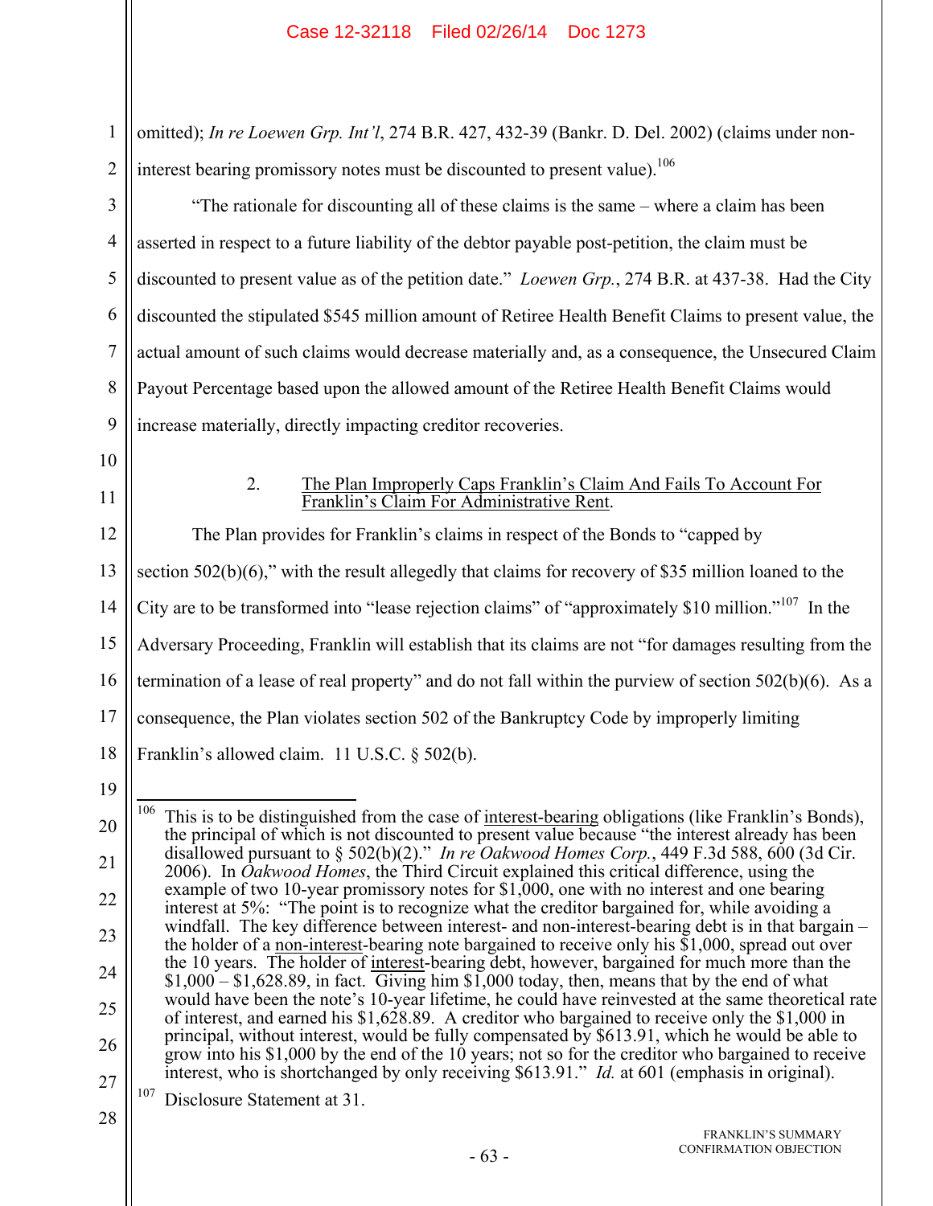omitted); *In re Loewen Grp. Int'l*, 274 B.R. 427, 432-39 (Bankr. D. Del. 2002) (claims under non-interest bearing promissory notes must be discounted to present value).[106]

"The rationale for discounting all of these claims is the same – where a claim has been asserted in respect to a future liability of the debtor payable post-petition, the claim must be discounted to present value as of the petition date." *Loewen Grp.*, 274 B.R. at 437-38. Had the City discounted the stipulated $545 million amount of Retiree Health Benefit Claims to present value, the actual amount of such claims would decrease materially and, as a consequence, the Unsecured Claim Payout Percentage based upon the allowed amount of the Retiree Health Benefit Claims would increase materially, directly impacting creditor recoveries.

### 2. The Plan Improperly Caps Franklin's Claim And Fails To Account For Franklin's Claim For Administrative Rent.

The Plan provides for Franklin's claims in respect of the Bonds to "capped by section 502(b)(6)," with the result allegedly that claims for recovery of $35 million loaned to the City are to be transformed into "lease rejection claims" of "approximately $10 million."[107] In the Adversary Proceeding, Franklin will establish that its claims are not "for damages resulting from the termination of a lease of real property" and do not fall within the purview of section 502(b)(6). As a consequence, the Plan violates section 502 of the Bankruptcy Code by improperly limiting Franklin's allowed claim. 11 U.S.C. § 502(b).

---

[106] This is to be distinguished from the case of interest-bearing obligations (like Franklin's Bonds), the principal of which is not discounted to present value because "the interest already has been disallowed pursuant to § 502(b)(2)." *In re Oakwood Homes Corp.*, 449 F.3d 588, 600 (3d Cir. 2006). In *Oakwood Homes*, the Third Circuit explained this critical difference, using the example of two 10-year promissory notes for $1,000, one with no interest and one bearing interest at 5%: "The point is to recognize what the creditor bargained for, while avoiding a windfall. The key difference between interest- and non-interest-bearing debt is in that bargain – the holder of a non-interest-bearing note bargained to receive only his $1,000, spread out over the 10 years. The holder of interest-bearing debt, however, bargained for much more than the $1,000 – $1,628.89, in fact. Giving him $1,000 today, then, means that by the end of what would have been the note's 10-year lifetime, he could have reinvested at the same theoretical rate of interest, and earned his $1,628.89. A creditor who bargained to receive only the $1,000 in principal, without interest, would be fully compensated by $613.91, which he would be able to grow into his $1,000 by the end of the 10 years; not so for the creditor who bargained to receive interest, who is shortchanged by only receiving $613.91." *Id.* at 601 (emphasis in original).

[107] Disclosure Statement at 31.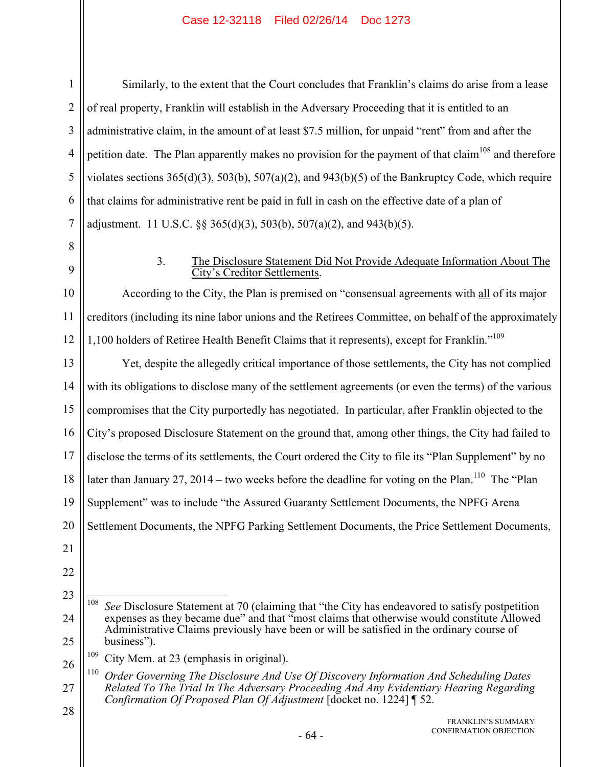Similarly, to the extent that the Court concludes that Franklin's claims do arise from a lease of real property, Franklin will establish in the Adversary Proceeding that it is entitled to an administrative claim, in the amount of at least $7.5 million, for unpaid "rent" from and after the petition date. The Plan apparently makes no provision for the payment of that claim[108] and therefore violates sections 365(d)(3), 503(b), 507(a)(2), and 943(b)(5) of the Bankruptcy Code, which require that claims for administrative rent be paid in full in cash on the effective date of a plan of adjustment. 11 U.S.C. §§ 365(d)(3), 503(b), 507(a)(2), and 943(b)(5).

### 3. The Disclosure Statement Did Not Provide Adequate Information About The City's Creditor Settlements.

According to the City, the Plan is premised on "consensual agreements with all of its major creditors (including its nine labor unions and the Retirees Committee, on behalf of the approximately 1,100 holders of Retiree Health Benefit Claims that it represents), except for Franklin."[109]

Yet, despite the allegedly critical importance of those settlements, the City has not complied with its obligations to disclose many of the settlement agreements (or even the terms) of the various compromises that the City purportedly has negotiated. In particular, after Franklin objected to the City's proposed Disclosure Statement on the ground that, among other things, the City had failed to disclose the terms of its settlements, the Court ordered the City to file its "Plan Supplement" by no later than January 27, 2014 – two weeks before the deadline for voting on the Plan.[110] The "Plan Supplement" was to include "the Assured Guaranty Settlement Documents, the NPFG Arena Settlement Documents, the NPFG Parking Settlement Documents, the Price Settlement Documents,

---

[108] *See* Disclosure Statement at 70 (claiming that "the City has endeavored to satisfy postpetition expenses as they became due" and that "most claims that otherwise would constitute Allowed Administrative Claims previously have been or will be satisfied in the ordinary course of business").

[109] City Mem. at 23 (emphasis in original).

[110] *Order Governing The Disclosure And Use Of Discovery Information And Scheduling Dates Related To The Trial In The Adversary Proceeding And An Evidentiary Hearing Regarding Confirmation Of Proposed Plan Of Adjustment* [docket no. 1224] ¶ 52.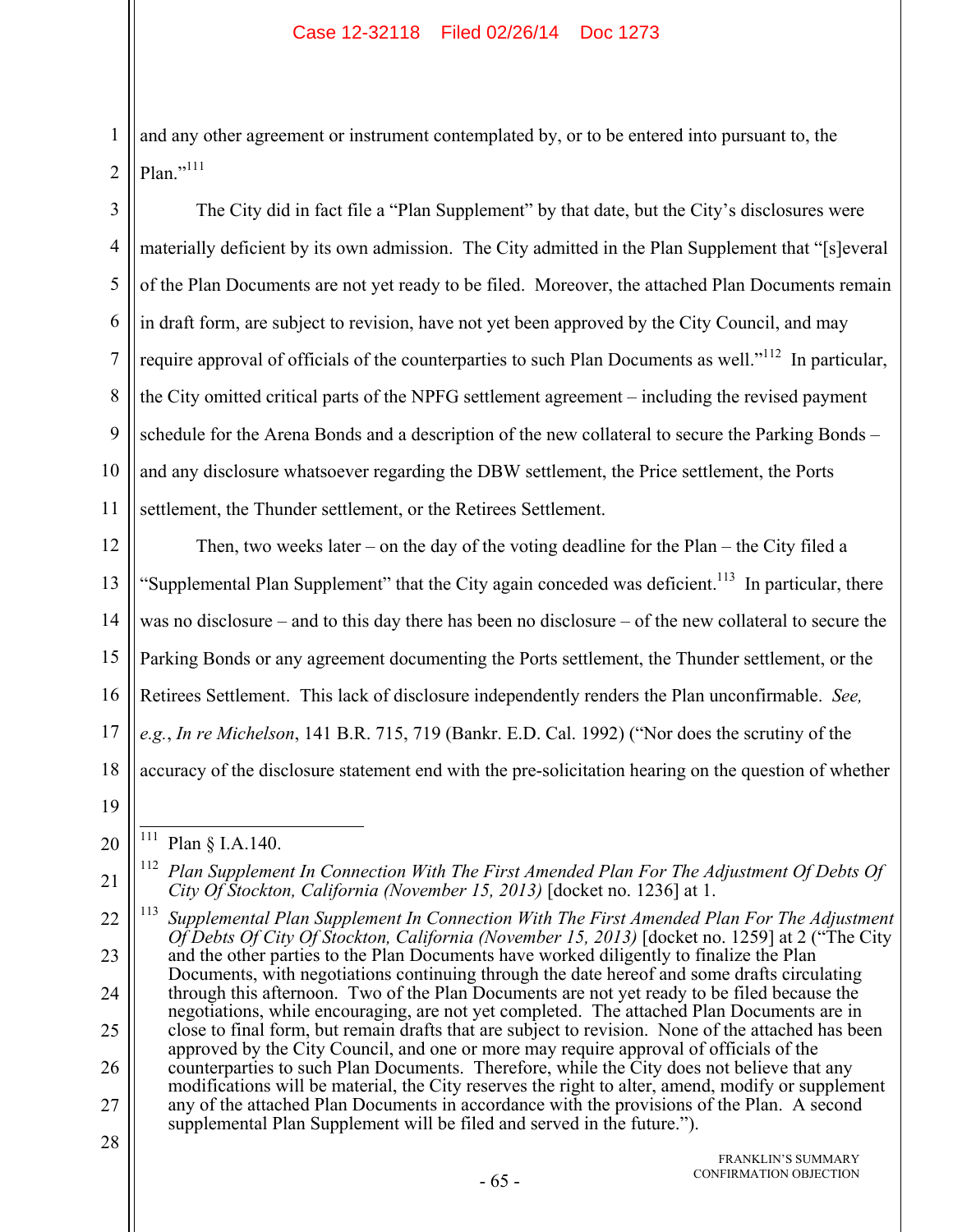and any other agreement or instrument contemplated by, or to be entered into pursuant to, the Plan."[111]

The City did in fact file a "Plan Supplement" by that date, but the City's disclosures were materially deficient by its own admission. The City admitted in the Plan Supplement that "[s]everal of the Plan Documents are not yet ready to be filed. Moreover, the attached Plan Documents remain in draft form, are subject to revision, have not yet been approved by the City Council, and may require approval of officials of the counterparties to such Plan Documents as well."[112] In particular, the City omitted critical parts of the NPFG settlement agreement – including the revised payment schedule for the Arena Bonds and a description of the new collateral to secure the Parking Bonds – and any disclosure whatsoever regarding the DBW settlement, the Price settlement, the Ports settlement, the Thunder settlement, or the Retirees Settlement.

Then, two weeks later – on the day of the voting deadline for the Plan – the City filed a "Supplemental Plan Supplement" that the City again conceded was deficient.[113] In particular, there was no disclosure – and to this day there has been no disclosure – of the new collateral to secure the Parking Bonds or any agreement documenting the Ports settlement, the Thunder settlement, or the Retirees Settlement. This lack of disclosure independently renders the Plan unconfirmable. *See, e.g.*, *In re Michelson*, 141 B.R. 715, 719 (Bankr. E.D. Cal. 1992) ("Nor does the scrutiny of the accuracy of the disclosure statement end with the pre-solicitation hearing on the question of whether

---

[111] Plan § I.A.140.

[112] *Plan Supplement In Connection With The First Amended Plan For The Adjustment Of Debts Of City Of Stockton, California (November 15, 2013)* [docket no. 1236] at 1.

[113] *Supplemental Plan Supplement In Connection With The First Amended Plan For The Adjustment Of Debts Of City Of Stockton, California (November 15, 2013)* [docket no. 1259] at 2 ("The City and the other parties to the Plan Documents have worked diligently to finalize the Plan Documents, with negotiations continuing through the date hereof and some drafts circulating through this afternoon. Two of the Plan Documents are not yet ready to be filed because the negotiations, while encouraging, are not yet completed. The attached Plan Documents are in close to final form, but remain drafts that are subject to revision. None of the attached has been approved by the City Council, and one or more may require approval of officials of the counterparties to such Plan Documents. Therefore, while the City does not believe that any modifications will be material, the City reserves the right to alter, amend, modify or supplement any of the attached Plan Documents in accordance with the provisions of the Plan. A second supplemental Plan Supplement will be filed and served in the future.").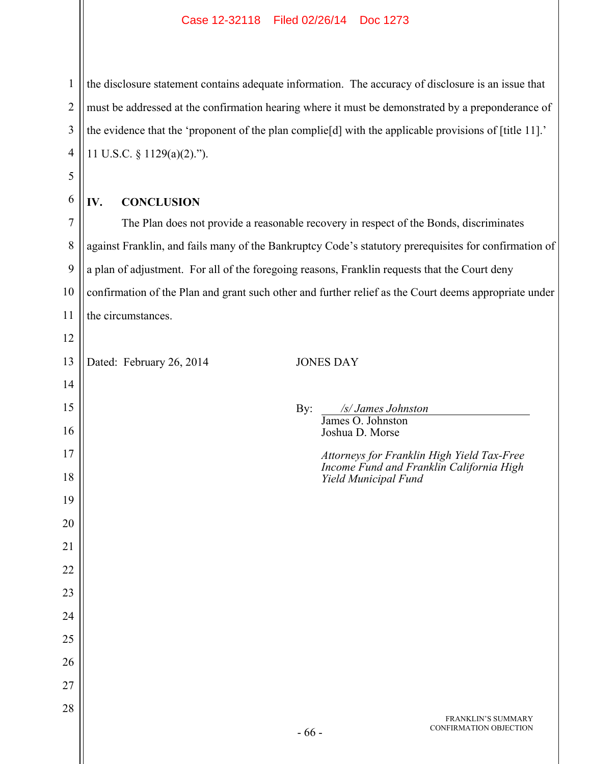the disclosure statement contains adequate information. The accuracy of disclosure is an issue that must be addressed at the confirmation hearing where it must be demonstrated by a preponderance of the evidence that the 'proponent of the plan complie[d] with the applicable provisions of [title 11].' 11 U.S.C. § 1129(a)(2).").

## IV. CONCLUSION

The Plan does not provide a reasonable recovery in respect of the Bonds, discriminates against Franklin, and fails many of the Bankruptcy Code's statutory prerequisites for confirmation of a plan of adjustment. For all of the foregoing reasons, Franklin requests that the Court deny confirmation of the Plan and grant such other and further relief as the Court deems appropriate under the circumstances.

Dated: February 26, 2014

JONES DAY

By: */s/ James Johnston*
James O. Johnston
Joshua D. Morse

*Attorneys for Franklin High Yield Tax-Free Income Fund and Franklin California High Yield Municipal Fund*